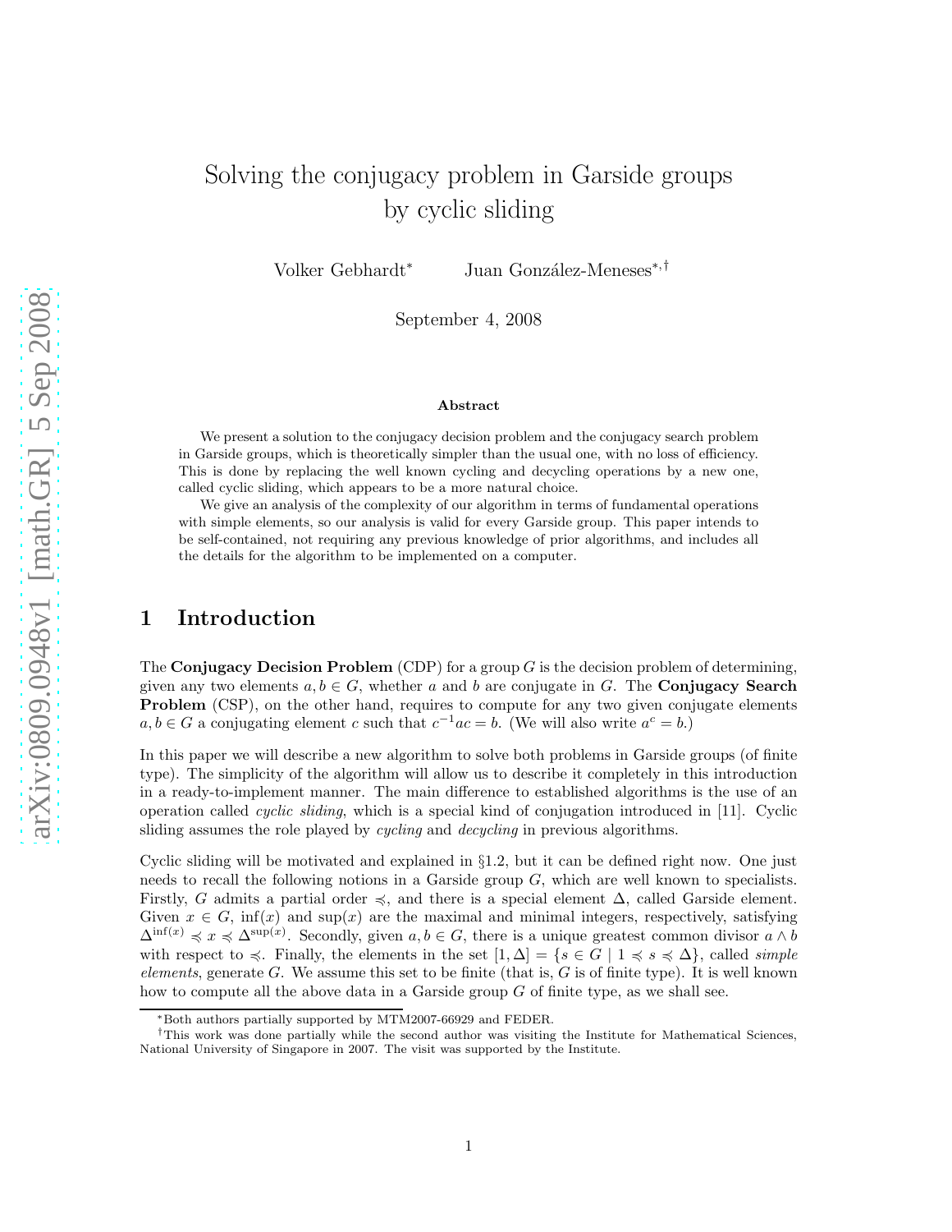# Solving the conjugacy problem in Garside groups by cyclic sliding

Volker Gebhardt[*] Juan González-Meneses[*,†]

September 4, 2008

**Abstract**

We present a solution to the conjugacy decision problem and the conjugacy search problem in Garside groups, which is theoretically simpler than the usual one, with no loss of efficiency. This is done by replacing the well known cycling and decycling operations by a new one, called cyclic sliding, which appears to be a more natural choice.

We give an analysis of the complexity of our algorithm in terms of fundamental operations with simple elements, so our analysis is valid for every Garside group. This paper intends to be self-contained, not requiring any previous knowledge of prior algorithms, and includes all the details for the algorithm to be implemented on a computer.

## 1 Introduction

The **Conjugacy Decision Problem** (CDP) for a group $G$ is the decision problem of determining, given any two elements $a, b \in G$, whether $a$ and $b$ are conjugate in $G$. The **Conjugacy Search Problem** (CSP), on the other hand, requires to compute for any two given conjugate elements $a, b \in G$ a conjugating element $c$ such that $c^{-1}ac = b$. (We will also write $a^c = b$.)

In this paper we will describe a new algorithm to solve both problems in Garside groups (of finite type). The simplicity of the algorithm will allow us to describe it completely in this introduction in a ready-to-implement manner. The main difference to established algorithms is the use of an operation called *cyclic sliding*, which is a special kind of conjugation introduced in [11]. Cyclic sliding assumes the role played by *cycling* and *decycling* in previous algorithms.

Cyclic sliding will be motivated and explained in §1.2, but it can be defined right now. One just needs to recall the following notions in a Garside group $G$, which are well known to specialists. Firstly, $G$ admits a partial order $\preccurlyeq$, and there is a special element $\Delta$, called Garside element. Given $x \in G$, $\inf(x)$ and $\sup(x)$ are the maximal and minimal integers, respectively, satisfying $\Delta^{\inf(x)} \preccurlyeq x \preccurlyeq \Delta^{\sup(x)}$. Secondly, given $a, b \in G$, there is a unique greatest common divisor $a \wedge b$ with respect to $\preccurlyeq$. Finally, the elements in the set $[1, \Delta] = \{s \in G \mid 1 \preccurlyeq s \preccurlyeq \Delta\}$, called *simple elements*, generate $G$. We assume this set to be finite (that is, $G$ is of finite type). It is well known how to compute all the above data in a Garside group $G$ of finite type, as we shall see.

[*]Both authors partially supported by MTM2007-66929 and FEDER.

[†]This work was done partially while the second author was visiting the Institute for Mathematical Sciences, National University of Singapore in 2007. The visit was supported by the Institute.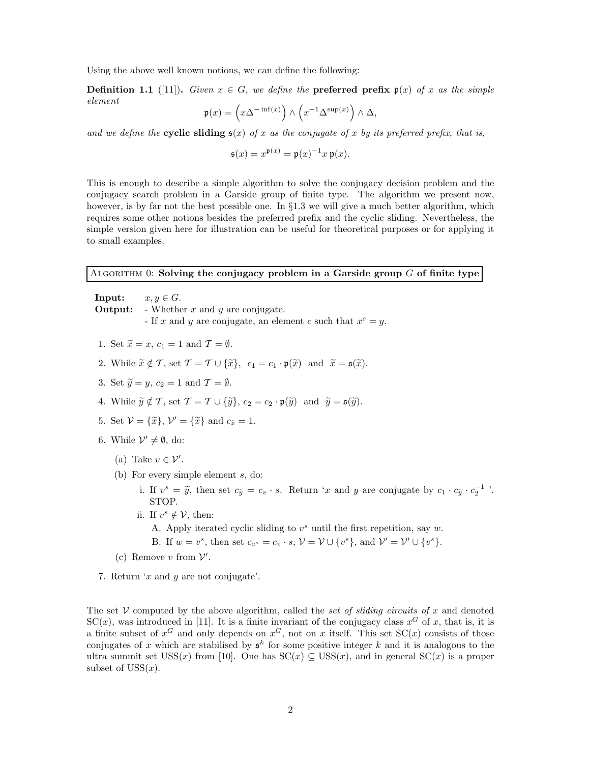Using the above well known notions, we can define the following:

**Definition 1.1** ([11])**.** *Given $x \in G$, we define the* **preferred prefix** $\mathfrak{p}(x)$ *of $x$ as the simple element*

$$\mathfrak{p}(x) = \left(x\Delta^{-\inf(x)}\right) \wedge \left(x^{-1}\Delta^{\sup(x)}\right) \wedge \Delta,$$

*and we define the* **cyclic sliding** $\mathfrak{s}(x)$ *of $x$ as the conjugate of $x$ by its preferred prefix, that is,*

$$\mathfrak{s}(x) = x^{\mathfrak{p}(x)} = \mathfrak{p}(x)^{-1} x \, \mathfrak{p}(x).$$

This is enough to describe a simple algorithm to solve the conjugacy decision problem and the conjugacy search problem in a Garside group of finite type. The algorithm we present now, however, is by far not the best possible one. In §1.3 we will give a much better algorithm, which requires some other notions besides the preferred prefix and the cyclic sliding. Nevertheless, the simple version given here for illustration can be useful for theoretical purposes or for applying it to small examples.

**Algorithm 0: Solving the conjugacy problem in a Garside group $G$ of finite type**

**Input:** $x, y \in G$.
**Output:** - Whether $x$ and $y$ are conjugate.
- If $x$ and $y$ are conjugate, an element $c$ such that $x^c = y$.

1. Set $\widetilde{x} = x$, $c_1 = 1$ and $\mathcal{T} = \emptyset$.
2. While $\widetilde{x} \notin \mathcal{T}$, set $\mathcal{T} = \mathcal{T} \cup \{\widetilde{x}\}$, $c_1 = c_1 \cdot \mathfrak{p}(\widetilde{x})$ and $\widetilde{x} = \mathfrak{s}(\widetilde{x})$.
3. Set $\widetilde{y} = y$, $c_2 = 1$ and $\mathcal{T} = \emptyset$.
4. While $\widetilde{y} \notin \mathcal{T}$, set $\mathcal{T} = \mathcal{T} \cup \{\widetilde{y}\}$, $c_2 = c_2 \cdot \mathfrak{p}(\widetilde{y})$ and $\widetilde{y} = \mathfrak{s}(\widetilde{y})$.
5. Set $\mathcal{V} = \{\widetilde{x}\}$, $\mathcal{V}' = \{\widetilde{x}\}$ and $c_{\widetilde{x}} = 1$.
6. While $\mathcal{V}' \neq \emptyset$, do:
   (a) Take $v \in \mathcal{V}'$.
   (b) For every simple element $s$, do:
      i. If $v^s = \widetilde{y}$, then set $c_{\widetilde{y}} = c_v \cdot s$. Return '$x$ and $y$ are conjugate by $c_1 \cdot c_{\widetilde{y}} \cdot c_2^{-1}$ '. STOP.
      ii. If $v^s \notin \mathcal{V}$, then:
         A. Apply iterated cyclic sliding to $v^s$ until the first repetition, say $w$.
         B. If $w = v^s$, then set $c_{v^s} = c_v \cdot s$, $\mathcal{V} = \mathcal{V} \cup \{v^s\}$, and $\mathcal{V}' = \mathcal{V}' \cup \{v^s\}$.
   (c) Remove $v$ from $\mathcal{V}'$.
7. Return '$x$ and $y$ are not conjugate'.

The set $\mathcal{V}$ computed by the above algorithm, called the *set of sliding circuits of* $x$ and denoted $\mathrm{SC}(x)$, was introduced in [11]. It is a finite invariant of the conjugacy class $x^G$ of $x$, that is, it is a finite subset of $x^G$ and only depends on $x^G$, not on $x$ itself. This set $\mathrm{SC}(x)$ consists of those conjugates of $x$ which are stabilised by $\mathfrak{s}^k$ for some positive integer $k$ and it is analogous to the ultra summit set $\mathrm{USS}(x)$ from [10]. One has $\mathrm{SC}(x) \subseteq \mathrm{USS}(x)$, and in general $\mathrm{SC}(x)$ is a proper subset of $\mathrm{USS}(x)$.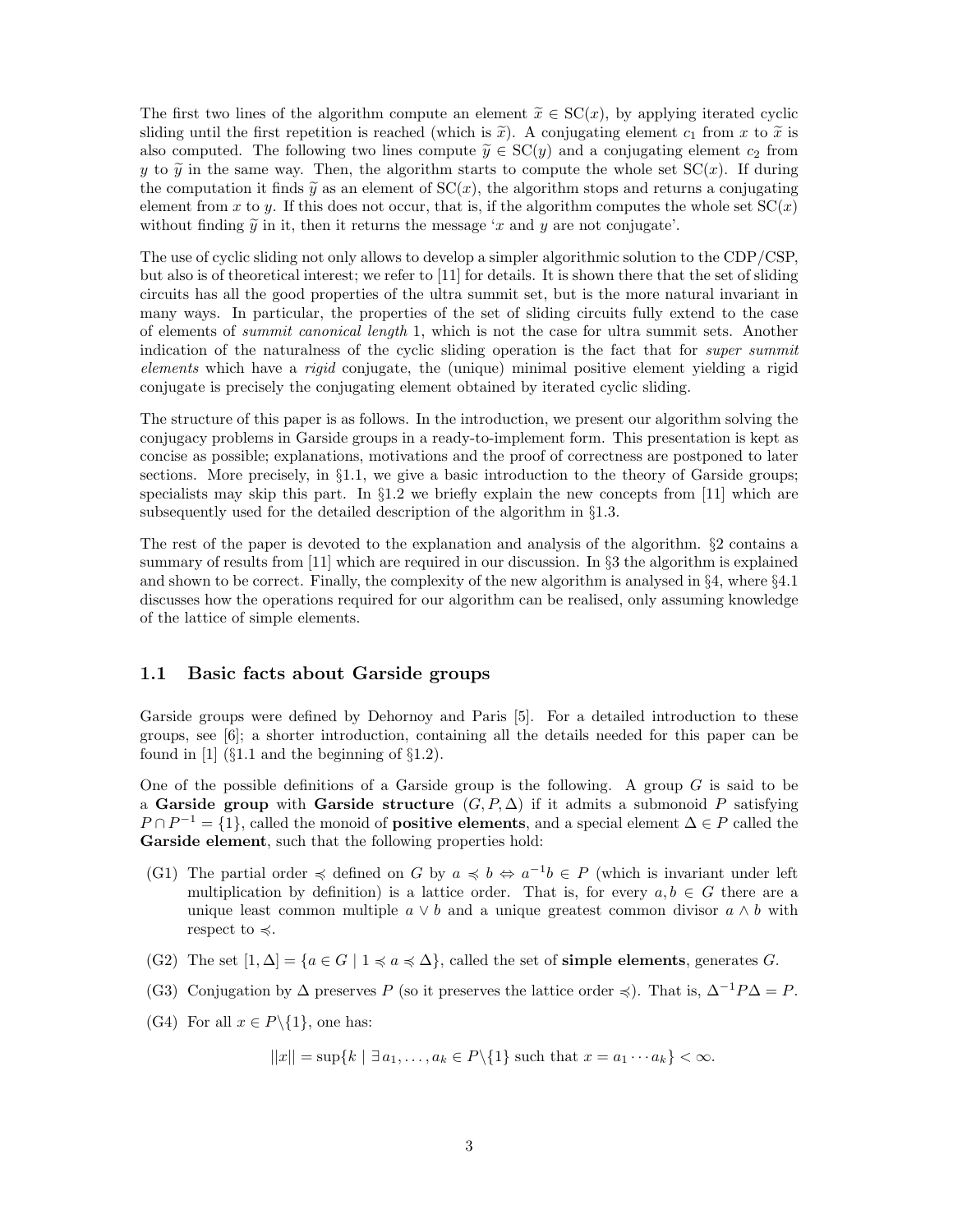The first two lines of the algorithm compute an element $\widetilde{x} \in \mathrm{SC}(x)$, by applying iterated cyclic sliding until the first repetition is reached (which is $\widetilde{x}$). A conjugating element $c_1$ from $x$ to $\widetilde{x}$ is also computed. The following two lines compute $\widetilde{y} \in \mathrm{SC}(y)$ and a conjugating element $c_2$ from $y$ to $\widetilde{y}$ in the same way. Then, the algorithm starts to compute the whole set $\mathrm{SC}(x)$. If during the computation it finds $\widetilde{y}$ as an element of $\mathrm{SC}(x)$, the algorithm stops and returns a conjugating element from $x$ to $y$. If this does not occur, that is, if the algorithm computes the whole set $\mathrm{SC}(x)$ without finding $\widetilde{y}$ in it, then it returns the message '$x$ and $y$ are not conjugate'.

The use of cyclic sliding not only allows to develop a simpler algorithmic solution to the CDP/CSP, but also is of theoretical interest; we refer to [11] for details. It is shown there that the set of sliding circuits has all the good properties of the ultra summit set, but is the more natural invariant in many ways. In particular, the properties of the set of sliding circuits fully extend to the case of elements of *summit canonical length* 1, which is not the case for ultra summit sets. Another indication of the naturalness of the cyclic sliding operation is the fact that for *super summit elements* which have a *rigid* conjugate, the (unique) minimal positive element yielding a rigid conjugate is precisely the conjugating element obtained by iterated cyclic sliding.

The structure of this paper is as follows. In the introduction, we present our algorithm solving the conjugacy problems in Garside groups in a ready-to-implement form. This presentation is kept as concise as possible; explanations, motivations and the proof of correctness are postponed to later sections. More precisely, in §1.1, we give a basic introduction to the theory of Garside groups; specialists may skip this part. In §1.2 we briefly explain the new concepts from [11] which are subsequently used for the detailed description of the algorithm in §1.3.

The rest of the paper is devoted to the explanation and analysis of the algorithm. §2 contains a summary of results from [11] which are required in our discussion. In §3 the algorithm is explained and shown to be correct. Finally, the complexity of the new algorithm is analysed in §4, where §4.1 discusses how the operations required for our algorithm can be realised, only assuming knowledge of the lattice of simple elements.

### 1.1 Basic facts about Garside groups

Garside groups were defined by Dehornoy and Paris [5]. For a detailed introduction to these groups, see [6]; a shorter introduction, containing all the details needed for this paper can be found in [1] (§1.1 and the beginning of §1.2).

One of the possible definitions of a Garside group is the following. A group $G$ is said to be a **Garside group** with **Garside structure** $(G, P, \Delta)$ if it admits a submonoid $P$ satisfying $P \cap P^{-1} = \{1\}$, called the monoid of **positive elements**, and a special element $\Delta \in P$ called the **Garside element**, such that the following properties hold:

- (G1) The partial order $\preccurlyeq$ defined on $G$ by $a \preccurlyeq b \Leftrightarrow a^{-1}b \in P$ (which is invariant under left multiplication by definition) is a lattice order. That is, for every $a, b \in G$ there are a unique least common multiple $a \vee b$ and a unique greatest common divisor $a \wedge b$ with respect to $\preccurlyeq$.
- (G2) The set $[1, \Delta] = \{a \in G \mid 1 \preccurlyeq a \preccurlyeq \Delta\}$, called the set of **simple elements**, generates $G$.
- (G3) Conjugation by $\Delta$ preserves $P$ (so it preserves the lattice order $\preccurlyeq$). That is, $\Delta^{-1}P\Delta = P$.
- (G4) For all $x \in P \backslash \{1\}$, one has:

$$||x|| = \sup\{k \mid \exists\, a_1, \dots, a_k \in P \backslash \{1\} \text{ such that } x = a_1 \cdots a_k\} < \infty.$$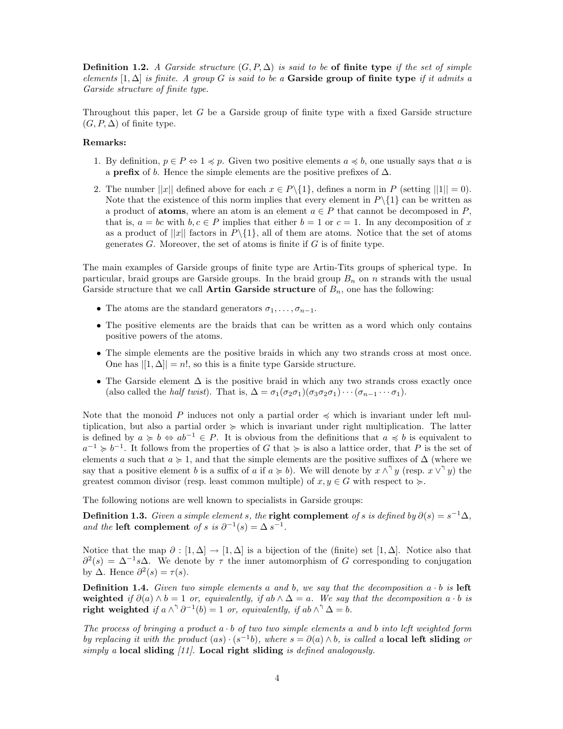**Definition 1.2.** *A Garside structure $(G, P, \Delta)$ is said to be* **of finite type** *if the set of simple elements $[1, \Delta]$ is finite. A group $G$ is said to be a* **Garside group of finite type** *if it admits a Garside structure of finite type.*

Throughout this paper, let $G$ be a Garside group of finite type with a fixed Garside structure $(G, P, \Delta)$ of finite type.

**Remarks:**

1. By definition, $p \in P \Leftrightarrow 1 \preccurlyeq p$. Given two positive elements $a \preccurlyeq b$, one usually says that $a$ is a **prefix** of $b$. Hence the simple elements are the positive prefixes of $\Delta$.
2. The number $||x||$ defined above for each $x \in P\backslash\{1\}$, defines a norm in $P$ (setting $||1|| = 0$). Note that the existence of this norm implies that every element in $P\backslash\{1\}$ can be written as a product of **atoms**, where an atom is an element $a \in P$ that cannot be decomposed in $P$, that is, $a = bc$ with $b, c \in P$ implies that either $b = 1$ or $c = 1$. In any decomposition of $x$ as a product of $||x||$ factors in $P\backslash\{1\}$, all of them are atoms. Notice that the set of atoms generates $G$. Moreover, the set of atoms is finite if $G$ is of finite type.

The main examples of Garside groups of finite type are Artin-Tits groups of spherical type. In particular, braid groups are Garside groups. In the braid group $B_n$ on $n$ strands with the usual Garside structure that we call **Artin Garside structure** of $B_n$, one has the following:

- The atoms are the standard generators $\sigma_1, \ldots, \sigma_{n-1}$.
- The positive elements are the braids that can be written as a word which only contains positive powers of the atoms.
- The simple elements are the positive braids in which any two strands cross at most once. One has $|[1, \Delta]| = n!$, so this is a finite type Garside structure.
- The Garside element $\Delta$ is the positive braid in which any two strands cross exactly once (also called the *half twist*). That is, $\Delta = \sigma_1(\sigma_2\sigma_1)(\sigma_3\sigma_2\sigma_1)\cdots(\sigma_{n-1}\cdots\sigma_1)$.

Note that the monoid $P$ induces not only a partial order $\preccurlyeq$ which is invariant under left multiplication, but also a partial order $\succcurlyeq$ which is invariant under right multiplication. The latter is defined by $a \succcurlyeq b \Leftrightarrow ab^{-1} \in P$. It is obvious from the definitions that $a \preccurlyeq b$ is equivalent to $a^{-1} \succcurlyeq b^{-1}$. It follows from the properties of $G$ that $\succcurlyeq$ is also a lattice order, that $P$ is the set of elements $a$ such that $a \succcurlyeq 1$, and that the simple elements are the positive suffixes of $\Delta$ (where we say that a positive element $b$ is a suffix of $a$ if $a \succcurlyeq b$). We will denote by $x \wedge^\urcorner y$ (resp. $x \vee^\urcorner y$) the greatest common divisor (resp. least common multiple) of $x, y \in G$ with respect to $\succcurlyeq$.

The following notions are well known to specialists in Garside groups:

**Definition 1.3.** *Given a simple element $s$, the* **right complement** *of $s$ is defined by $\partial(s) = s^{-1}\Delta$, and the* **left complement** *of $s$ is $\partial^{-1}(s) = \Delta\, s^{-1}$.*

Notice that the map $\partial : [1, \Delta] \to [1, \Delta]$ is a bijection of the (finite) set $[1, \Delta]$. Notice also that $\partial^2(s) = \Delta^{-1}s\Delta$. We denote by $\tau$ the inner automorphism of $G$ corresponding to conjugation by $\Delta$. Hence $\partial^2(s) = \tau(s)$.

**Definition 1.4.** *Given two simple elements $a$ and $b$, we say that the decomposition $a \cdot b$ is* **left weighted** *if $\partial(a) \wedge b = 1$ or, equivalently, if $ab \wedge \Delta = a$. We say that the decomposition $a \cdot b$ is* **right weighted** *if $a \wedge^\urcorner \partial^{-1}(b) = 1$ or, equivalently, if $ab \wedge^\urcorner \Delta = b$.*

*The process of bringing a product $a \cdot b$ of two two simple elements $a$ and $b$ into left weighted form by replacing it with the product $(as) \cdot (s^{-1}b)$, where $s = \partial(a) \wedge b$, is called a* **local left sliding** *or simply a* **local sliding** *[11].* **Local right sliding** *is defined analogously.*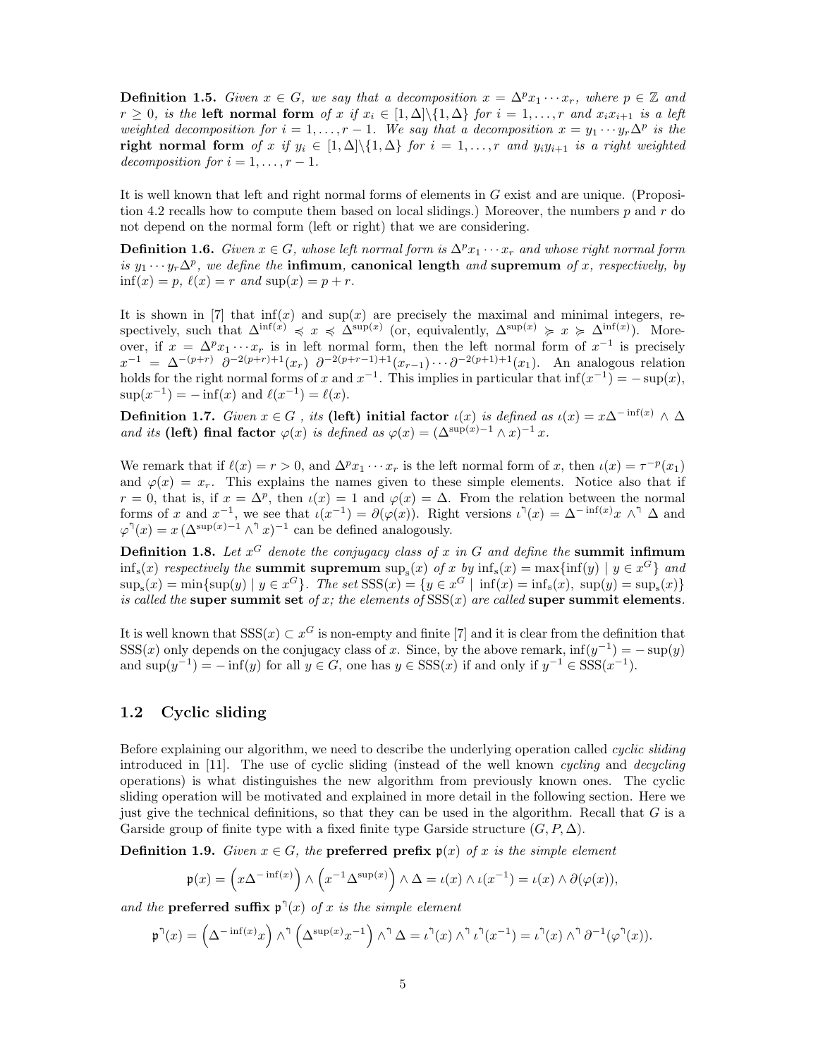**Definition 1.5.** *Given $x \in G$, we say that a decomposition $x = \Delta^p x_1 \cdots x_r$, where $p \in \mathbb{Z}$ and $r \geq 0$, is the* **left normal form** *of $x$ if $x_i \in [1, \Delta]\backslash\{1, \Delta\}$ for $i = 1, \ldots, r$ and $x_i x_{i+1}$ is a left weighted decomposition for $i = 1, \ldots, r-1$. We say that a decomposition $x = y_1 \cdots y_r \Delta^p$ is the* **right normal form** *of $x$ if $y_i \in [1, \Delta]\backslash\{1, \Delta\}$ for $i = 1, \ldots, r$ and $y_i y_{i+1}$ is a right weighted decomposition for $i = 1, \ldots, r-1$.*

It is well known that left and right normal forms of elements in $G$ exist and are unique. (Proposition 4.2 recalls how to compute them based on local slidings.) Moreover, the numbers $p$ and $r$ do not depend on the normal form (left or right) that we are considering.

**Definition 1.6.** *Given $x \in G$, whose left normal form is $\Delta^p x_1 \cdots x_r$ and whose right normal form is $y_1 \cdots y_r \Delta^p$, we define the* **infimum**, **canonical length** *and* **supremum** *of $x$, respectively, by $\inf(x) = p$, $\ell(x) = r$ and $\sup(x) = p + r$.*

It is shown in [7] that $\inf(x)$ and $\sup(x)$ are precisely the maximal and minimal integers, respectively, such that $\Delta^{\inf(x)} \preccurlyeq x \preccurlyeq \Delta^{\sup(x)}$ (or, equivalently, $\Delta^{\sup(x)} \succcurlyeq x \succcurlyeq \Delta^{\inf(x)}$). Moreover, if $x = \Delta^p x_1 \cdots x_r$ is in left normal form, then the left normal form of $x^{-1}$ is precisely $x^{-1} = \Delta^{-(p+r)}\ \partial^{-2(p+r)+1}(x_r)\ \partial^{-2(p+r-1)+1}(x_{r-1}) \cdots \partial^{-2(p+1)+1}(x_1)$. An analogous relation holds for the right normal forms of $x$ and $x^{-1}$. This implies in particular that $\inf(x^{-1}) = -\sup(x)$, $\sup(x^{-1}) = -\inf(x)$ and $\ell(x^{-1}) = \ell(x)$.

**Definition 1.7.** *Given $x \in G$ , its* **(left) initial factor** *$\iota(x)$ is defined as $\iota(x) = x\Delta^{-\inf(x)} \wedge \Delta$ and its* **(left) final factor** *$\varphi(x)$ is defined as $\varphi(x) = (\Delta^{\sup(x)-1} \wedge x)^{-1} x$.*

We remark that if $\ell(x) = r > 0$, and $\Delta^p x_1 \cdots x_r$ is the left normal form of $x$, then $\iota(x) = \tau^{-p}(x_1)$ and $\varphi(x) = x_r$. This explains the names given to these simple elements. Notice also that if $r = 0$, that is, if $x = \Delta^p$, then $\iota(x) = 1$ and $\varphi(x) = \Delta$. From the relation between the normal forms of $x$ and $x^{-1}$, we see that $\iota(x^{-1}) = \partial(\varphi(x))$. Right versions $\iota^\urcorner(x) = \Delta^{-\inf(x)}x \wedge^\urcorner \Delta$ and $\varphi^\urcorner(x) = x\,(\Delta^{\sup(x)-1} \wedge^\urcorner x)^{-1}$ can be defined analogously.

**Definition 1.8.** *Let $x^G$ denote the conjugacy class of $x$ in $G$ and define the* **summit infimum** *$\inf_s(x)$ respectively the* **summit supremum** *$\sup_s(x)$ of $x$ by $\inf_s(x) = \max\{\inf(y) \mid y \in x^G\}$ and $\sup_s(x) = \min\{\sup(y) \mid y \in x^G\}$. The set $\mathrm{SSS}(x) = \{y \in x^G \mid \inf(y) = \inf_s(x),\ \sup(y) = \sup_s(x)\}$ is called the* **super summit set** *of $x$; the elements of $\mathrm{SSS}(x)$ are called* **super summit elements**.

It is well known that $\mathrm{SSS}(x) \subset x^G$ is non-empty and finite [7] and it is clear from the definition that $\mathrm{SSS}(x)$ only depends on the conjugacy class of $x$. Since, by the above remark, $\inf(y^{-1}) = -\sup(y)$ and $\sup(y^{-1}) = -\inf(y)$ for all $y \in G$, one has $y \in \mathrm{SSS}(x)$ if and only if $y^{-1} \in \mathrm{SSS}(x^{-1})$.

## 1.2 Cyclic sliding

Before explaining our algorithm, we need to describe the underlying operation called *cyclic sliding* introduced in [11]. The use of cyclic sliding (instead of the well known *cycling* and *decycling* operations) is what distinguishes the new algorithm from previously known ones. The cyclic sliding operation will be motivated and explained in more detail in the following section. Here we just give the technical definitions, so that they can be used in the algorithm. Recall that $G$ is a Garside group of finite type with a fixed finite type Garside structure $(G, P, \Delta)$.

**Definition 1.9.** *Given $x \in G$, the* **preferred prefix** *$\mathfrak{p}(x)$ of $x$ is the simple element*

$$\mathfrak{p}(x) = \left(x\Delta^{-\inf(x)}\right) \wedge \left(x^{-1}\Delta^{\sup(x)}\right) \wedge \Delta = \iota(x) \wedge \iota(x^{-1}) = \iota(x) \wedge \partial(\varphi(x)),$$

*and the* **preferred suffix** *$\mathfrak{p}^\urcorner(x)$ of $x$ is the simple element*

$$\mathfrak{p}^\urcorner(x) = \left(\Delta^{-\inf(x)}x\right) \wedge^\urcorner \left(\Delta^{\sup(x)}x^{-1}\right) \wedge^\urcorner \Delta = \iota^\urcorner(x) \wedge^\urcorner \iota^\urcorner(x^{-1}) = \iota^\urcorner(x) \wedge^\urcorner \partial^{-1}(\varphi^\urcorner(x)).$$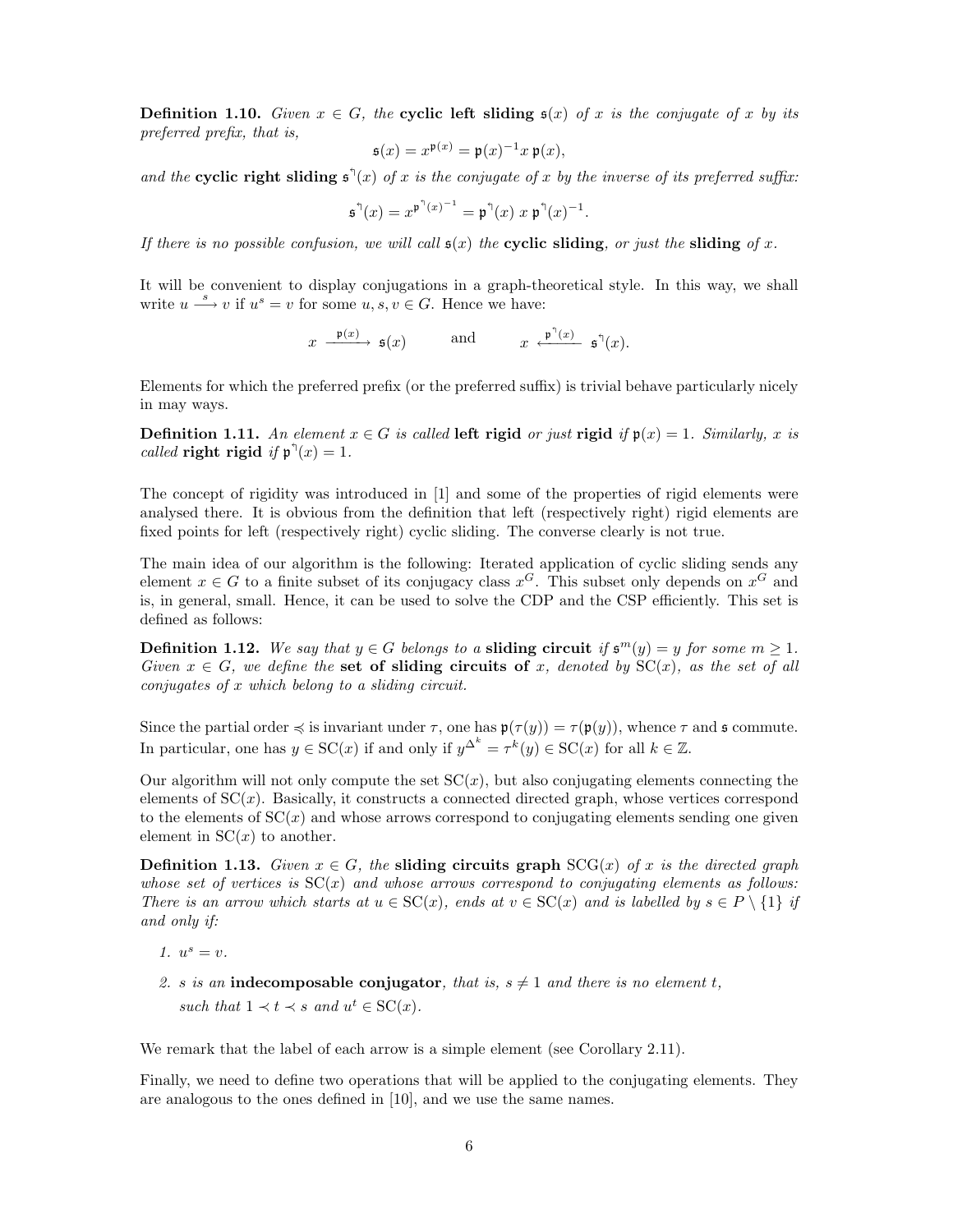**Definition 1.10.** *Given $x \in G$, the* **cyclic left sliding** $\mathfrak{s}(x)$ *of $x$ is the conjugate of $x$ by its preferred prefix, that is,*

$$\mathfrak{s}(x) = x^{\mathfrak{p}(x)} = \mathfrak{p}(x)^{-1} x\, \mathfrak{p}(x),$$

*and the* **cyclic right sliding** $\mathfrak{s}^{\urcorner}(x)$ *of $x$ is the conjugate of $x$ by the inverse of its preferred suffix:*

$$\mathfrak{s}^{\urcorner}(x) = x^{\mathfrak{p}^{\urcorner}(x)^{-1}} = \mathfrak{p}^{\urcorner}(x)\; x\; \mathfrak{p}^{\urcorner}(x)^{-1}.$$

*If there is no possible confusion, we will call $\mathfrak{s}(x)$ the* **cyclic sliding**, *or just the* **sliding** *of $x$.*

It will be convenient to display conjugations in a graph-theoretical style. In this way, we shall write $u \xrightarrow{\ s\ } v$ if $u^s = v$ for some $u, s, v \in G$. Hence we have:

$$x \xrightarrow{\ \mathfrak{p}(x)\ } \mathfrak{s}(x) \qquad \text{and} \qquad x \xleftarrow{\ \mathfrak{p}^{\urcorner}(x)\ } \mathfrak{s}^{\urcorner}(x).$$

Elements for which the preferred prefix (or the preferred suffix) is trivial behave particularly nicely in may ways.

**Definition 1.11.** *An element $x \in G$ is called* **left rigid** *or just* **rigid** *if $\mathfrak{p}(x) = 1$. Similarly, $x$ is called* **right rigid** *if $\mathfrak{p}^{\urcorner}(x) = 1$.*

The concept of rigidity was introduced in [1] and some of the properties of rigid elements were analysed there. It is obvious from the definition that left (respectively right) rigid elements are fixed points for left (respectively right) cyclic sliding. The converse clearly is not true.

The main idea of our algorithm is the following: Iterated application of cyclic sliding sends any element $x \in G$ to a finite subset of its conjugacy class $x^G$. This subset only depends on $x^G$ and is, in general, small. Hence, it can be used to solve the CDP and the CSP efficiently. This set is defined as follows:

**Definition 1.12.** *We say that $y \in G$ belongs to a* **sliding circuit** *if $\mathfrak{s}^m(y) = y$ for some $m \geq 1$. Given $x \in G$, we define the* **set of sliding circuits of** *$x$, denoted by $\mathrm{SC}(x)$, as the set of all conjugates of $x$ which belong to a sliding circuit.*

Since the partial order $\preccurlyeq$ is invariant under $\tau$, one has $\mathfrak{p}(\tau(y)) = \tau(\mathfrak{p}(y))$, whence $\tau$ and $\mathfrak{s}$ commute. In particular, one has $y \in \mathrm{SC}(x)$ if and only if $y^{\Delta^k} = \tau^k(y) \in \mathrm{SC}(x)$ for all $k \in \mathbb{Z}$.

Our algorithm will not only compute the set $\mathrm{SC}(x)$, but also conjugating elements connecting the elements of $\mathrm{SC}(x)$. Basically, it constructs a connected directed graph, whose vertices correspond to the elements of $\mathrm{SC}(x)$ and whose arrows correspond to conjugating elements sending one given element in $\mathrm{SC}(x)$ to another.

**Definition 1.13.** *Given $x \in G$, the* **sliding circuits graph** $\mathrm{SCG}(x)$ *of $x$ is the directed graph whose set of vertices is $\mathrm{SC}(x)$ and whose arrows correspond to conjugating elements as follows: There is an arrow which starts at $u \in \mathrm{SC}(x)$, ends at $v \in \mathrm{SC}(x)$ and is labelled by $s \in P \setminus \{1\}$ if and only if:*

1. *$u^s = v$.*
2. *$s$ is an* **indecomposable conjugator**, *that is, $s \neq 1$ and there is no element $t$, such that $1 \prec t \prec s$ and $u^t \in \mathrm{SC}(x)$.*

We remark that the label of each arrow is a simple element (see Corollary 2.11).

Finally, we need to define two operations that will be applied to the conjugating elements. They are analogous to the ones defined in [10], and we use the same names.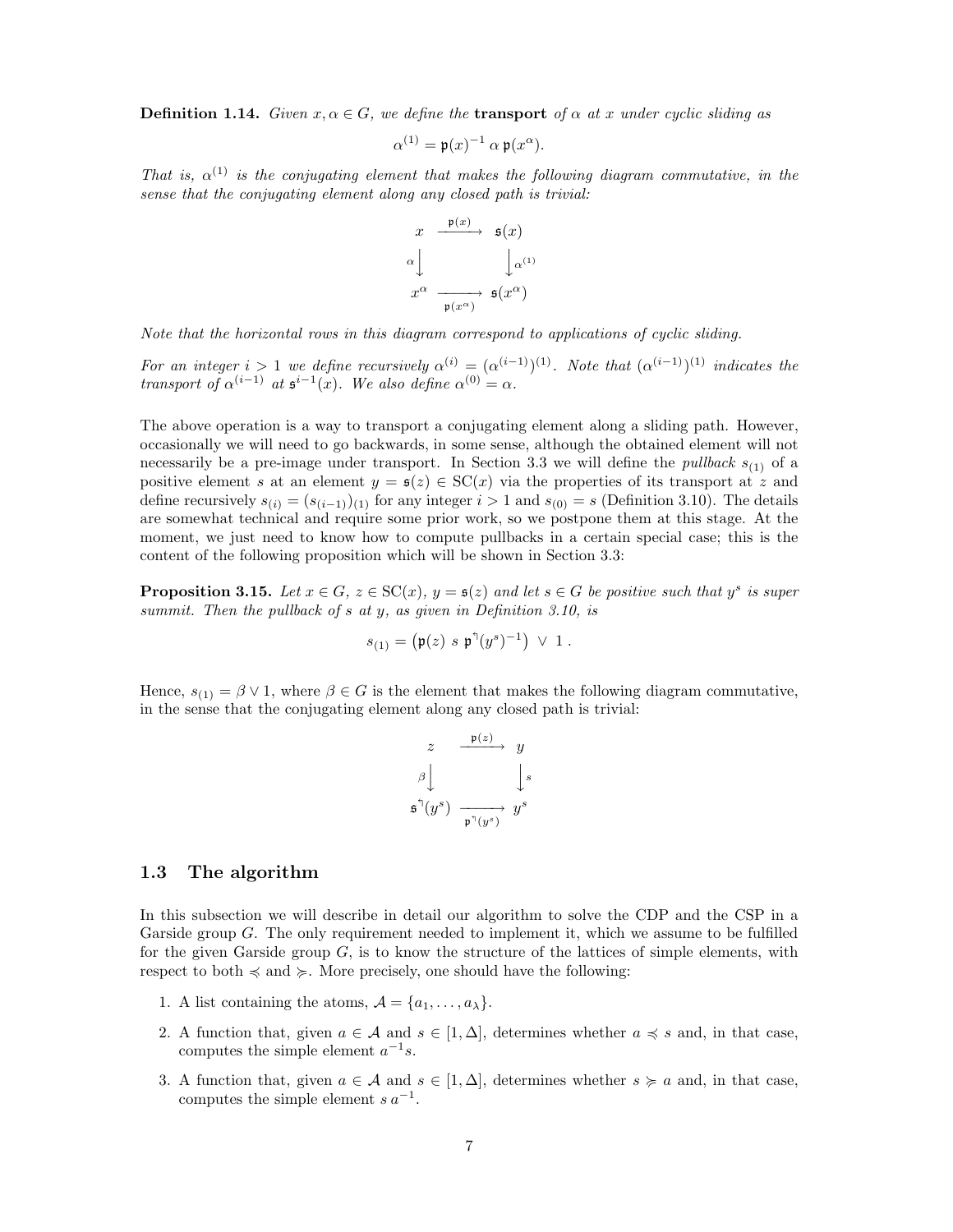**Definition 1.14.** *Given $x, \alpha \in G$, we define the* **transport** *of $\alpha$ at $x$ under cyclic sliding as*

$$\alpha^{(1)} = \mathfrak{p}(x)^{-1}\, \alpha\, \mathfrak{p}(x^{\alpha}).$$

*That is, $\alpha^{(1)}$ is the conjugating element that makes the following diagram commutative, in the sense that the conjugating element along any closed path is trivial:*

$$\begin{array}{ccc} x & \xrightarrow{\mathfrak{p}(x)} & \mathfrak{s}(x) \\ \alpha \big\downarrow & & \big\downarrow \alpha^{(1)} \\ x^{\alpha} & \xrightarrow[\mathfrak{p}(x^{\alpha})]{} & \mathfrak{s}(x^{\alpha}) \end{array}$$

*Note that the horizontal rows in this diagram correspond to applications of cyclic sliding.*

*For an integer $i > 1$ we define recursively $\alpha^{(i)} = (\alpha^{(i-1)})^{(1)}$. Note that $(\alpha^{(i-1)})^{(1)}$ indicates the transport of $\alpha^{(i-1)}$ at $\mathfrak{s}^{i-1}(x)$. We also define $\alpha^{(0)} = \alpha$.*

The above operation is a way to transport a conjugating element along a sliding path. However, occasionally we will need to go backwards, in some sense, although the obtained element will not necessarily be a pre-image under transport. In Section 3.3 we will define the *pullback* $s_{(1)}$ of a positive element $s$ at an element $y = \mathfrak{s}(z) \in \mathrm{SC}(x)$ via the properties of its transport at $z$ and define recursively $s_{(i)} = (s_{(i-1)})_{(1)}$ for any integer $i > 1$ and $s_{(0)} = s$ (Definition 3.10). The details are somewhat technical and require some prior work, so we postpone them at this stage. At the moment, we just need to know how to compute pullbacks in a certain special case; this is the content of the following proposition which will be shown in Section 3.3:

**Proposition 3.15.** *Let $x \in G$, $z \in \mathrm{SC}(x)$, $y = \mathfrak{s}(z)$ and let $s \in G$ be positive such that $y^s$ is super summit. Then the pullback of $s$ at $y$, as given in Definition 3.10, is*

$$s_{(1)} = \left(\mathfrak{p}(z)\ s\ \mathfrak{p}^{\urcorner}(y^s)^{-1}\right)\ \vee\ 1\ .$$

Hence, $s_{(1)} = \beta \vee 1$, where $\beta \in G$ is the element that makes the following diagram commutative, in the sense that the conjugating element along any closed path is trivial:

$$\begin{array}{ccc} z & \xrightarrow{\mathfrak{p}(z)} & y \\ \beta \big\downarrow & & \big\downarrow s \\ \mathfrak{s}^{\urcorner}(y^s) & \xrightarrow[\mathfrak{p}^{\urcorner}(y^s)]{} & y^s \end{array}$$

### 1.3 The algorithm

In this subsection we will describe in detail our algorithm to solve the CDP and the CSP in a Garside group $G$. The only requirement needed to implement it, which we assume to be fulfilled for the given Garside group $G$, is to know the structure of the lattices of simple elements, with respect to both $\preccurlyeq$ and $\succcurlyeq$. More precisely, one should have the following:

1. A list containing the atoms, $\mathcal{A} = \{a_1, \ldots, a_\lambda\}$.
2. A function that, given $a \in \mathcal{A}$ and $s \in [1, \Delta]$, determines whether $a \preccurlyeq s$ and, in that case, computes the simple element $a^{-1}s$.
3. A function that, given $a \in \mathcal{A}$ and $s \in [1, \Delta]$, determines whether $s \succcurlyeq a$ and, in that case, computes the simple element $s\, a^{-1}$.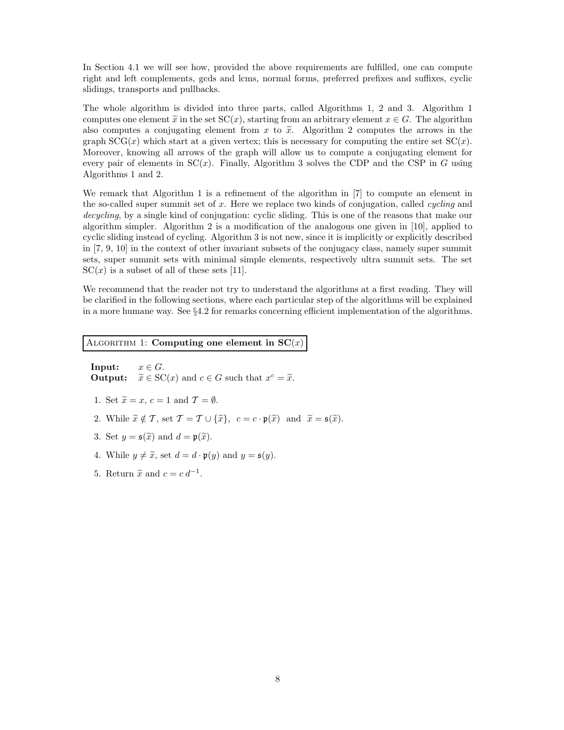In Section 4.1 we will see how, provided the above requirements are fulfilled, one can compute right and left complements, gcds and lcms, normal forms, preferred prefixes and suffixes, cyclic slidings, transports and pullbacks.

The whole algorithm is divided into three parts, called Algorithms 1, 2 and 3. Algorithm 1 computes one element $\widetilde{x}$ in the set $\mathrm{SC}(x)$, starting from an arbitrary element $x \in G$. The algorithm also computes a conjugating element from $x$ to $\widetilde{x}$. Algorithm 2 computes the arrows in the graph $\mathrm{SCG}(x)$ which start at a given vertex; this is necessary for computing the entire set $\mathrm{SC}(x)$. Moreover, knowing all arrows of the graph will allow us to compute a conjugating element for every pair of elements in $\mathrm{SC}(x)$. Finally, Algorithm 3 solves the CDP and the CSP in $G$ using Algorithms 1 and 2.

We remark that Algorithm 1 is a refinement of the algorithm in [7] to compute an element in the so-called super summit set of $x$. Here we replace two kinds of conjugation, called *cycling* and *decycling*, by a single kind of conjugation: cyclic sliding. This is one of the reasons that make our algorithm simpler. Algorithm 2 is a modification of the analogous one given in [10], applied to cyclic sliding instead of cycling. Algorithm 3 is not new, since it is implicitly or explicitly described in [7, 9, 10] in the context of other invariant subsets of the conjugacy class, namely super summit sets, super summit sets with minimal simple elements, respectively ultra summit sets. The set $\mathrm{SC}(x)$ is a subset of all of these sets [11].

We recommend that the reader not try to understand the algorithms at a first reading. They will be clarified in the following sections, where each particular step of the algorithms will be explained in a more humane way. See §4.2 for remarks concerning efficient implementation of the algorithms.

**ALGORITHM 1: Computing one element in $\mathrm{SC}(x)$**

**Input:** $x \in G$.
**Output:** $\widetilde{x} \in \mathrm{SC}(x)$ and $c \in G$ such that $x^c = \widetilde{x}$.

1. Set $\widetilde{x} = x$, $c = 1$ and $\mathcal{T} = \emptyset$.
2. While $\widetilde{x} \notin \mathcal{T}$, set $\mathcal{T} = \mathcal{T} \cup \{\widetilde{x}\}$, $c = c \cdot \mathfrak{p}(\widetilde{x})$ and $\widetilde{x} = \mathfrak{s}(\widetilde{x})$.
3. Set $y = \mathfrak{s}(\widetilde{x})$ and $d = \mathfrak{p}(\widetilde{x})$.
4. While $y \neq \widetilde{x}$, set $d = d \cdot \mathfrak{p}(y)$ and $y = \mathfrak{s}(y)$.
5. Return $\widetilde{x}$ and $c = c\, d^{-1}$.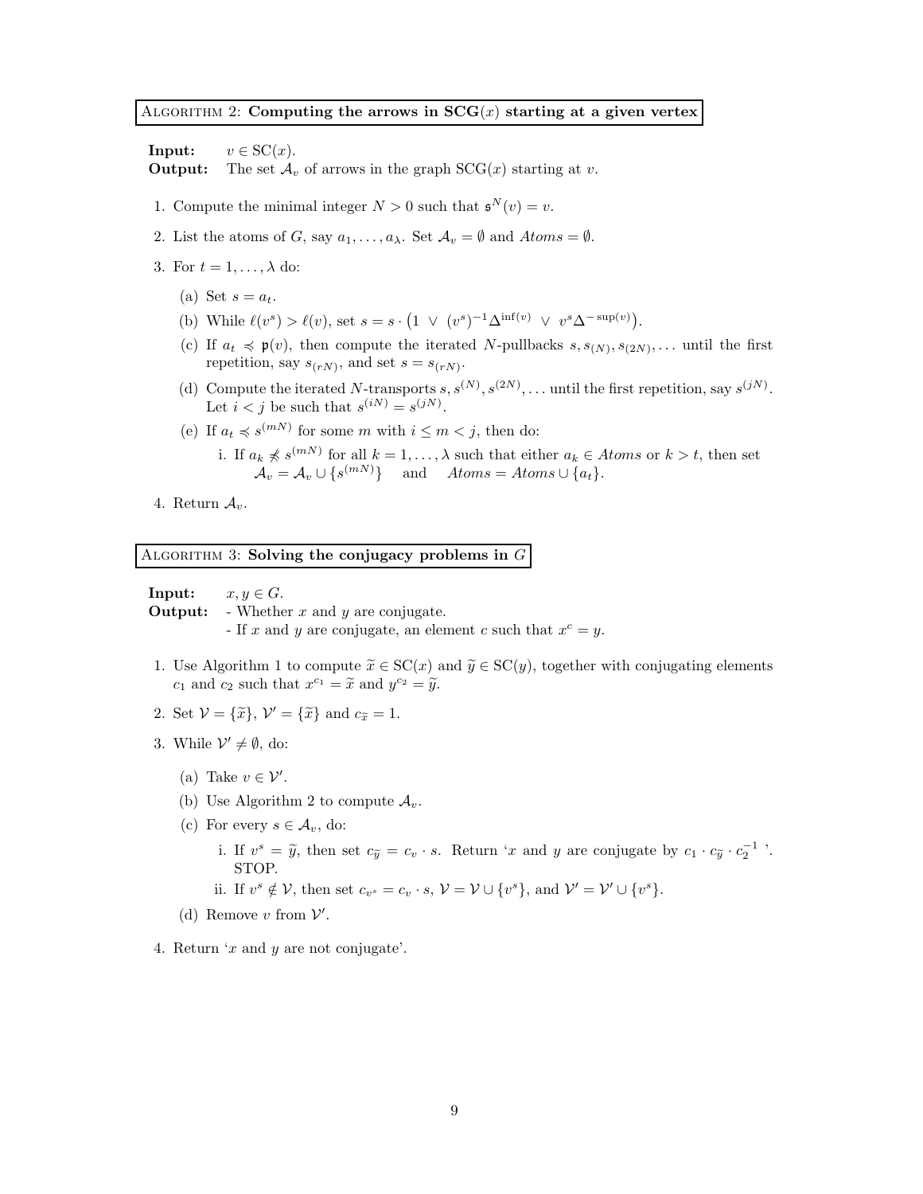**Algorithm 2: Computing the arrows in SCG($x$) starting at a given vertex**

**Input:** $v \in \mathrm{SC}(x)$.
**Output:** The set $\mathcal{A}_v$ of arrows in the graph $\mathrm{SCG}(x)$ starting at $v$.

1. Compute the minimal integer $N > 0$ such that $\mathfrak{s}^N(v) = v$.
2. List the atoms of $G$, say $a_1, \dots, a_\lambda$. Set $\mathcal{A}_v = \emptyset$ and $Atoms = \emptyset$.
3. For $t = 1, \dots, \lambda$ do:
   (a) Set $s = a_t$.
   (b) While $\ell(v^s) > \ell(v)$, set $s = s \cdot \left(1 \ \vee\ (v^s)^{-1}\Delta^{\inf(v)} \ \vee\ v^s\Delta^{-\sup(v)}\right)$.
   (c) If $a_t \preccurlyeq \mathfrak{p}(v)$, then compute the iterated $N$-pullbacks $s, s_{(N)}, s_{(2N)}, \dots$ until the first repetition, say $s_{(rN)}$, and set $s = s_{(rN)}$.
   (d) Compute the iterated $N$-transports $s, s^{(N)}, s^{(2N)}, \dots$ until the first repetition, say $s^{(jN)}$. Let $i < j$ be such that $s^{(iN)} = s^{(jN)}$.
   (e) If $a_t \preccurlyeq s^{(mN)}$ for some $m$ with $i \leq m < j$, then do:
      i. If $a_k \not\preccurlyeq s^{(mN)}$ for all $k = 1, \dots, \lambda$ such that either $a_k \in Atoms$ or $k > t$, then set $\mathcal{A}_v = \mathcal{A}_v \cup \{s^{(mN)}\}$ and $Atoms = Atoms \cup \{a_t\}$.
4. Return $\mathcal{A}_v$.

**Algorithm 3: Solving the conjugacy problems in $G$**

**Input:** $x, y \in G$.
**Output:** - Whether $x$ and $y$ are conjugate.
- If $x$ and $y$ are conjugate, an element $c$ such that $x^c = y$.

1. Use Algorithm 1 to compute $\widetilde{x} \in \mathrm{SC}(x)$ and $\widetilde{y} \in \mathrm{SC}(y)$, together with conjugating elements $c_1$ and $c_2$ such that $x^{c_1} = \widetilde{x}$ and $y^{c_2} = \widetilde{y}$.
2. Set $\mathcal{V} = \{\widetilde{x}\}$, $\mathcal{V}' = \{\widetilde{x}\}$ and $c_{\widetilde{x}} = 1$.
3. While $\mathcal{V}' \neq \emptyset$, do:
   (a) Take $v \in \mathcal{V}'$.
   (b) Use Algorithm 2 to compute $\mathcal{A}_v$.
   (c) For every $s \in \mathcal{A}_v$, do:
      i. If $v^s = \widetilde{y}$, then set $c_{\widetilde{y}} = c_v \cdot s$. Return '$x$ and $y$ are conjugate by $c_1 \cdot c_{\widetilde{y}} \cdot c_2^{-1}$'. STOP.
      ii. If $v^s \notin \mathcal{V}$, then set $c_{v^s} = c_v \cdot s$, $\mathcal{V} = \mathcal{V} \cup \{v^s\}$, and $\mathcal{V}' = \mathcal{V}' \cup \{v^s\}$.
   (d) Remove $v$ from $\mathcal{V}'$.
4. Return '$x$ and $y$ are not conjugate'.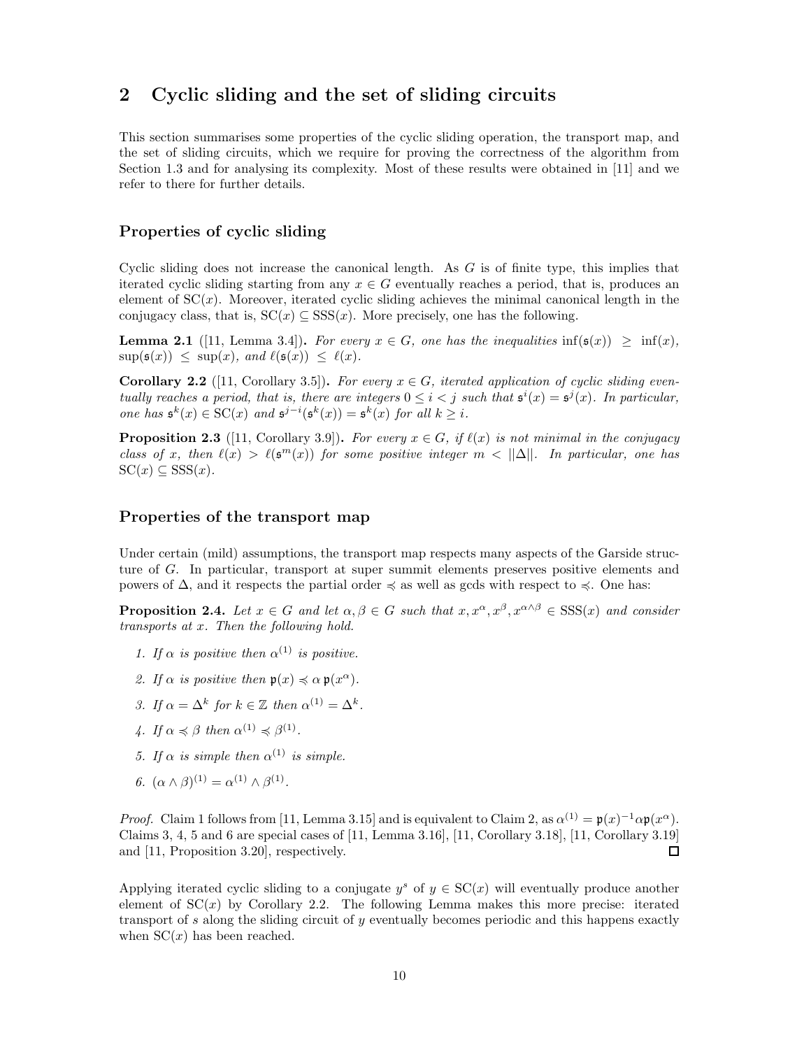## 2 Cyclic sliding and the set of sliding circuits

This section summarises some properties of the cyclic sliding operation, the transport map, and the set of sliding circuits, which we require for proving the correctness of the algorithm from Section 1.3 and for analysing its complexity. Most of these results were obtained in [11] and we refer to there for further details.

### Properties of cyclic sliding

Cyclic sliding does not increase the canonical length. As $G$ is of finite type, this implies that iterated cyclic sliding starting from any $x \in G$ eventually reaches a period, that is, produces an element of $\mathrm{SC}(x)$. Moreover, iterated cyclic sliding achieves the minimal canonical length in the conjugacy class, that is, $\mathrm{SC}(x) \subseteq \mathrm{SSS}(x)$. More precisely, one has the following.

**Lemma 2.1** ([11, Lemma 3.4]). *For every $x \in G$, one has the inequalities $\inf(\mathfrak{s}(x)) \geq \inf(x)$, $\sup(\mathfrak{s}(x)) \leq \sup(x)$, and $\ell(\mathfrak{s}(x)) \leq \ell(x)$.*

**Corollary 2.2** ([11, Corollary 3.5]). *For every $x \in G$, iterated application of cyclic sliding eventually reaches a period, that is, there are integers $0 \leq i < j$ such that $\mathfrak{s}^i(x) = \mathfrak{s}^j(x)$. In particular, one has $\mathfrak{s}^k(x) \in \mathrm{SC}(x)$ and $\mathfrak{s}^{j-i}(\mathfrak{s}^k(x)) = \mathfrak{s}^k(x)$ for all $k \geq i$.*

**Proposition 2.3** ([11, Corollary 3.9]). *For every $x \in G$, if $\ell(x)$ is not minimal in the conjugacy class of $x$, then $\ell(x) > \ell(\mathfrak{s}^m(x))$ for some positive integer $m < ||\Delta||$. In particular, one has $\mathrm{SC}(x) \subseteq \mathrm{SSS}(x)$.*

### Properties of the transport map

Under certain (mild) assumptions, the transport map respects many aspects of the Garside structure of $G$. In particular, transport at super summit elements preserves positive elements and powers of $\Delta$, and it respects the partial order $\preccurlyeq$ as well as gcds with respect to $\preccurlyeq$. One has:

**Proposition 2.4.** *Let $x \in G$ and let $\alpha, \beta \in G$ such that $x, x^\alpha, x^\beta, x^{\alpha\wedge\beta} \in \mathrm{SSS}(x)$ and consider transports at $x$. Then the following hold.*

1. *If $\alpha$ is positive then $\alpha^{(1)}$ is positive.*
2. *If $\alpha$ is positive then $\mathfrak{p}(x) \preccurlyeq \alpha\, \mathfrak{p}(x^\alpha)$.*
3. *If $\alpha = \Delta^k$ for $k \in \mathbb{Z}$ then $\alpha^{(1)} = \Delta^k$.*
4. *If $\alpha \preccurlyeq \beta$ then $\alpha^{(1)} \preccurlyeq \beta^{(1)}$.*
5. *If $\alpha$ is simple then $\alpha^{(1)}$ is simple.*
6. *$(\alpha \wedge \beta)^{(1)} = \alpha^{(1)} \wedge \beta^{(1)}$.*

*Proof.* Claim 1 follows from [11, Lemma 3.15] and is equivalent to Claim 2, as $\alpha^{(1)} = \mathfrak{p}(x)^{-1}\alpha\mathfrak{p}(x^\alpha)$. Claims 3, 4, 5 and 6 are special cases of [11, Lemma 3.16], [11, Corollary 3.18], [11, Corollary 3.19] and [11, Proposition 3.20], respectively. □

Applying iterated cyclic sliding to a conjugate $y^s$ of $y \in \mathrm{SC}(x)$ will eventually produce another element of $\mathrm{SC}(x)$ by Corollary 2.2. The following Lemma makes this more precise: iterated transport of $s$ along the sliding circuit of $y$ eventually becomes periodic and this happens exactly when $\mathrm{SC}(x)$ has been reached.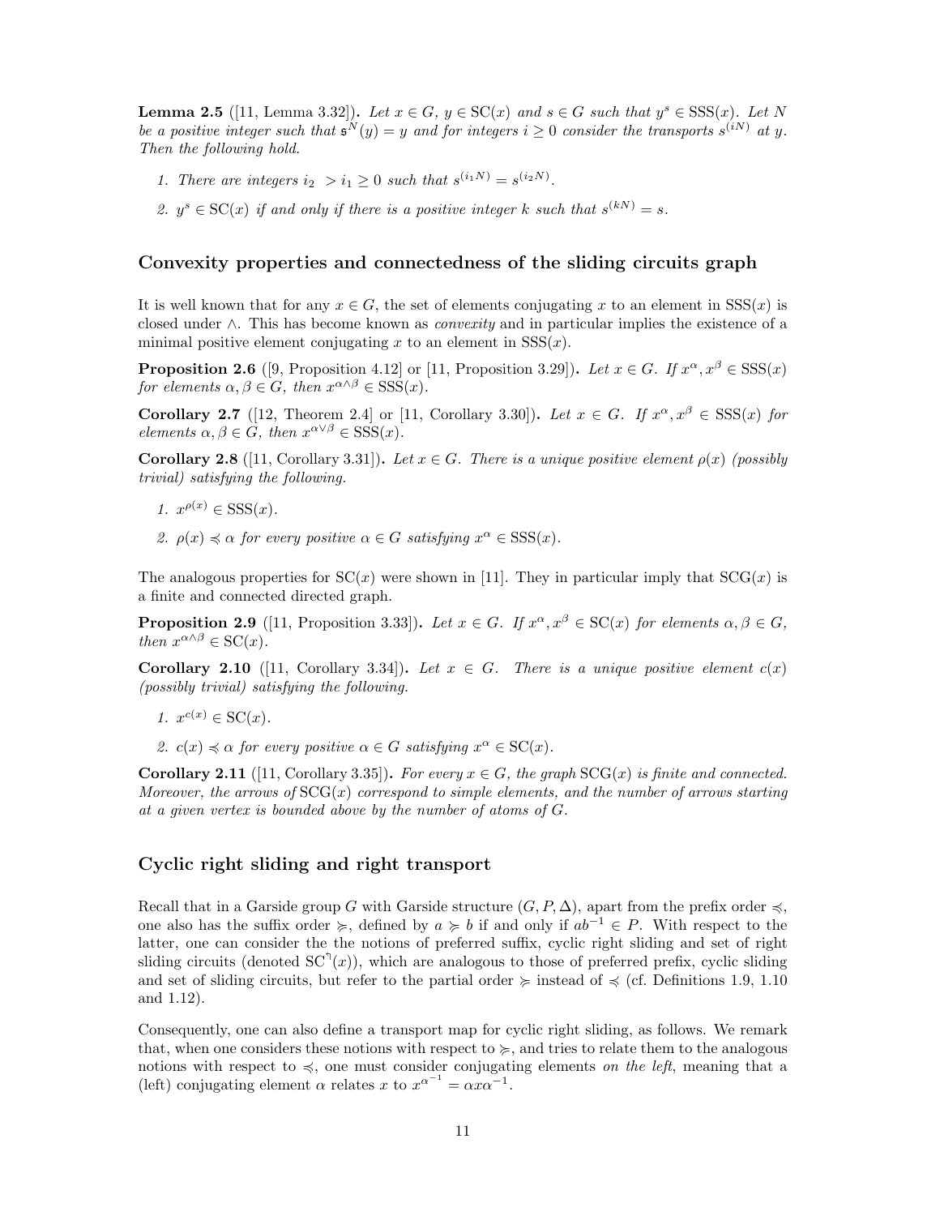**Lemma 2.5** ([11, Lemma 3.32]). *Let $x \in G$, $y \in \mathrm{SC}(x)$ and $s \in G$ such that $y^s \in \mathrm{SSS}(x)$. Let $N$ be a positive integer such that $\mathfrak{s}^N(y) = y$ and for integers $i \geq 0$ consider the transports $s^{(iN)}$ at $y$. Then the following hold.*

1. *There are integers $i_2 > i_1 \geq 0$ such that $s^{(i_1 N)} = s^{(i_2 N)}$.*
2. *$y^s \in \mathrm{SC}(x)$ if and only if there is a positive integer $k$ such that $s^{(kN)} = s$.*

### Convexity properties and connectedness of the sliding circuits graph

It is well known that for any $x \in G$, the set of elements conjugating $x$ to an element in $\mathrm{SSS}(x)$ is closed under $\wedge$. This has become known as *convexity* and in particular implies the existence of a minimal positive element conjugating $x$ to an element in $\mathrm{SSS}(x)$.

**Proposition 2.6** ([9, Proposition 4.12] or [11, Proposition 3.29]). *Let $x \in G$. If $x^\alpha, x^\beta \in \mathrm{SSS}(x)$ for elements $\alpha, \beta \in G$, then $x^{\alpha\wedge\beta} \in \mathrm{SSS}(x)$.*

**Corollary 2.7** ([12, Theorem 2.4] or [11, Corollary 3.30]). *Let $x \in G$. If $x^\alpha, x^\beta \in \mathrm{SSS}(x)$ for elements $\alpha, \beta \in G$, then $x^{\alpha\vee\beta} \in \mathrm{SSS}(x)$.*

**Corollary 2.8** ([11, Corollary 3.31]). *Let $x \in G$. There is a unique positive element $\rho(x)$ (possibly trivial) satisfying the following.*

1. *$x^{\rho(x)} \in \mathrm{SSS}(x)$.*
2. *$\rho(x) \preccurlyeq \alpha$ for every positive $\alpha \in G$ satisfying $x^\alpha \in \mathrm{SSS}(x)$.*

The analogous properties for $\mathrm{SC}(x)$ were shown in [11]. They in particular imply that $\mathrm{SCG}(x)$ is a finite and connected directed graph.

**Proposition 2.9** ([11, Proposition 3.33]). *Let $x \in G$. If $x^\alpha, x^\beta \in \mathrm{SC}(x)$ for elements $\alpha, \beta \in G$, then $x^{\alpha\wedge\beta} \in \mathrm{SC}(x)$.*

**Corollary 2.10** ([11, Corollary 3.34]). *Let $x \in G$. There is a unique positive element $c(x)$ (possibly trivial) satisfying the following.*

1. *$x^{c(x)} \in \mathrm{SC}(x)$.*
2. *$c(x) \preccurlyeq \alpha$ for every positive $\alpha \in G$ satisfying $x^\alpha \in \mathrm{SC}(x)$.*

**Corollary 2.11** ([11, Corollary 3.35]). *For every $x \in G$, the graph $\mathrm{SCG}(x)$ is finite and connected. Moreover, the arrows of $\mathrm{SCG}(x)$ correspond to simple elements, and the number of arrows starting at a given vertex is bounded above by the number of atoms of $G$.*

### Cyclic right sliding and right transport

Recall that in a Garside group $G$ with Garside structure $(G, P, \Delta)$, apart from the prefix order $\preccurlyeq$, one also has the suffix order $\succcurlyeq$, defined by $a \succcurlyeq b$ if and only if $ab^{-1} \in P$. With respect to the latter, one can consider the the notions of preferred suffix, cyclic right sliding and set of right sliding circuits (denoted $\mathrm{SC}^\urcorner(x)$), which are analogous to those of preferred prefix, cyclic sliding and set of sliding circuits, but refer to the partial order $\succcurlyeq$ instead of $\preccurlyeq$ (cf. Definitions 1.9, 1.10 and 1.12).

Consequently, one can also define a transport map for cyclic right sliding, as follows. We remark that, when one considers these notions with respect to $\succcurlyeq$, and tries to relate them to the analogous notions with respect to $\preccurlyeq$, one must consider conjugating elements *on the left*, meaning that a (left) conjugating element $\alpha$ relates $x$ to $x^{\alpha^{-1}} = \alpha x \alpha^{-1}$.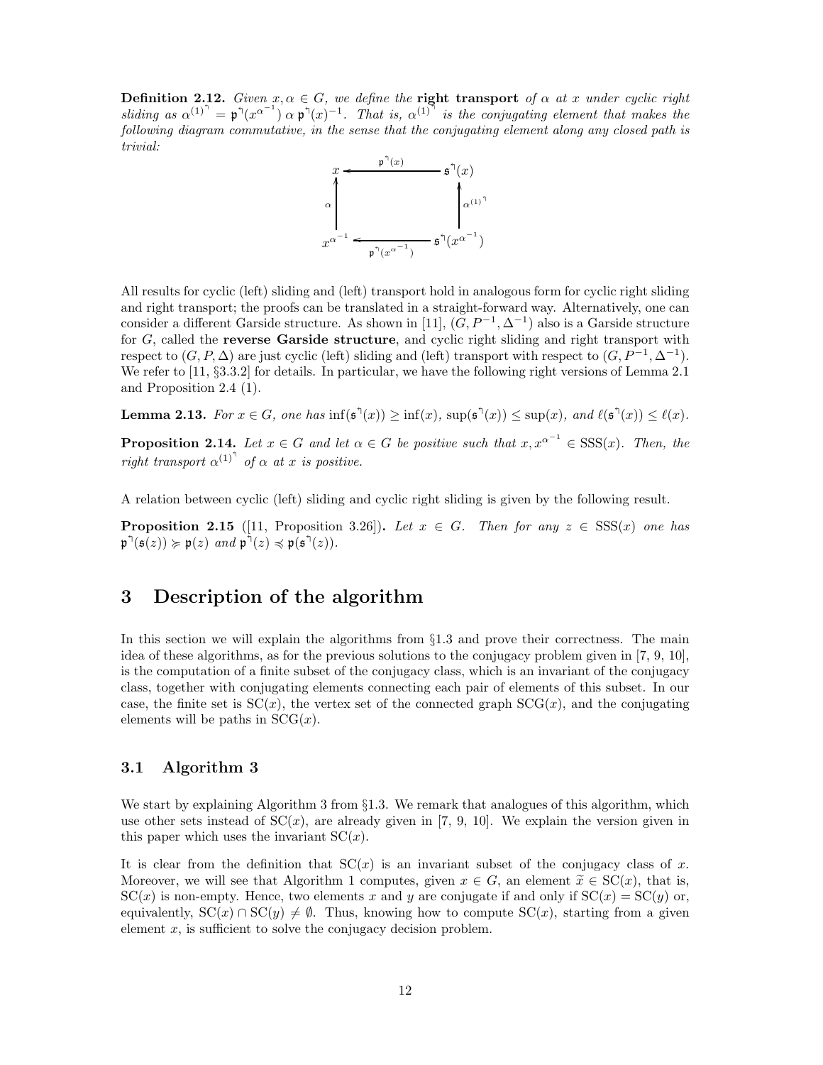**Definition 2.12.** *Given $x, \alpha \in G$, we define the* **right transport** *of $\alpha$ at $x$ under cyclic right sliding as $\alpha^{(1)^\daleth} = \mathfrak{p}^\daleth(x^{\alpha^{-1}})\,\alpha\,\mathfrak{p}^\daleth(x)^{-1}$. That is, $\alpha^{(1)^\daleth}$ is the conjugating element that makes the following diagram commutative, in the sense that the conjugating element along any closed path is trivial:*

$$
\begin{array}{ccc}
x & \xleftarrow{\ \mathfrak{p}^\daleth(x)\ } & \mathfrak{s}^\daleth(x) \\
\uparrow{\scriptstyle \alpha} & & \uparrow{\scriptstyle \alpha^{(1)^\daleth}} \\
x^{\alpha^{-1}} & \xleftarrow[\ \mathfrak{p}^\daleth(x^{\alpha^{-1}})\ ]{} & \mathfrak{s}^\daleth(x^{\alpha^{-1}})
\end{array}
$$

All results for cyclic (left) sliding and (left) transport hold in analogous form for cyclic right sliding and right transport; the proofs can be translated in a straight-forward way. Alternatively, one can consider a different Garside structure. As shown in [11], $(G, P^{-1}, \Delta^{-1})$ also is a Garside structure for $G$, called the **reverse Garside structure**, and cyclic right sliding and right transport with respect to $(G, P, \Delta)$ are just cyclic (left) sliding and (left) transport with respect to $(G, P^{-1}, \Delta^{-1})$. We refer to [11, §3.3.2] for details. In particular, we have the following right versions of Lemma 2.1 and Proposition 2.4 (1).

**Lemma 2.13.** *For $x \in G$, one has $\inf(\mathfrak{s}^\daleth(x)) \geq \inf(x)$, $\sup(\mathfrak{s}^\daleth(x)) \leq \sup(x)$, and $\ell(\mathfrak{s}^\daleth(x)) \leq \ell(x)$.*

**Proposition 2.14.** *Let $x \in G$ and let $\alpha \in G$ be positive such that $x, x^{\alpha^{-1}} \in \mathrm{SSS}(x)$. Then, the right transport $\alpha^{(1)^\daleth}$ of $\alpha$ at $x$ is positive.*

A relation between cyclic (left) sliding and cyclic right sliding is given by the following result.

**Proposition 2.15** ([11, Proposition 3.26])**.** *Let $x \in G$. Then for any $z \in \mathrm{SSS}(x)$ one has $\mathfrak{p}^\daleth(\mathfrak{s}(z)) \succcurlyeq \mathfrak{p}(z)$ and $\mathfrak{p}^\daleth(z) \preccurlyeq \mathfrak{p}(\mathfrak{s}^\daleth(z))$.*

# 3 Description of the algorithm

In this section we will explain the algorithms from §1.3 and prove their correctness. The main idea of these algorithms, as for the previous solutions to the conjugacy problem given in [7, 9, 10], is the computation of a finite subset of the conjugacy class, which is an invariant of the conjugacy class, together with conjugating elements connecting each pair of elements of this subset. In our case, the finite set is $\mathrm{SC}(x)$, the vertex set of the connected graph $\mathrm{SCG}(x)$, and the conjugating elements will be paths in $\mathrm{SCG}(x)$.

## 3.1 Algorithm 3

We start by explaining Algorithm 3 from §1.3. We remark that analogues of this algorithm, which use other sets instead of $\mathrm{SC}(x)$, are already given in [7, 9, 10]. We explain the version given in this paper which uses the invariant $\mathrm{SC}(x)$.

It is clear from the definition that $\mathrm{SC}(x)$ is an invariant subset of the conjugacy class of $x$. Moreover, we will see that Algorithm 1 computes, given $x \in G$, an element $\widetilde{x} \in \mathrm{SC}(x)$, that is, $\mathrm{SC}(x)$ is non-empty. Hence, two elements $x$ and $y$ are conjugate if and only if $\mathrm{SC}(x) = \mathrm{SC}(y)$ or, equivalently, $\mathrm{SC}(x) \cap \mathrm{SC}(y) \neq \emptyset$. Thus, knowing how to compute $\mathrm{SC}(x)$, starting from a given element $x$, is sufficient to solve the conjugacy decision problem.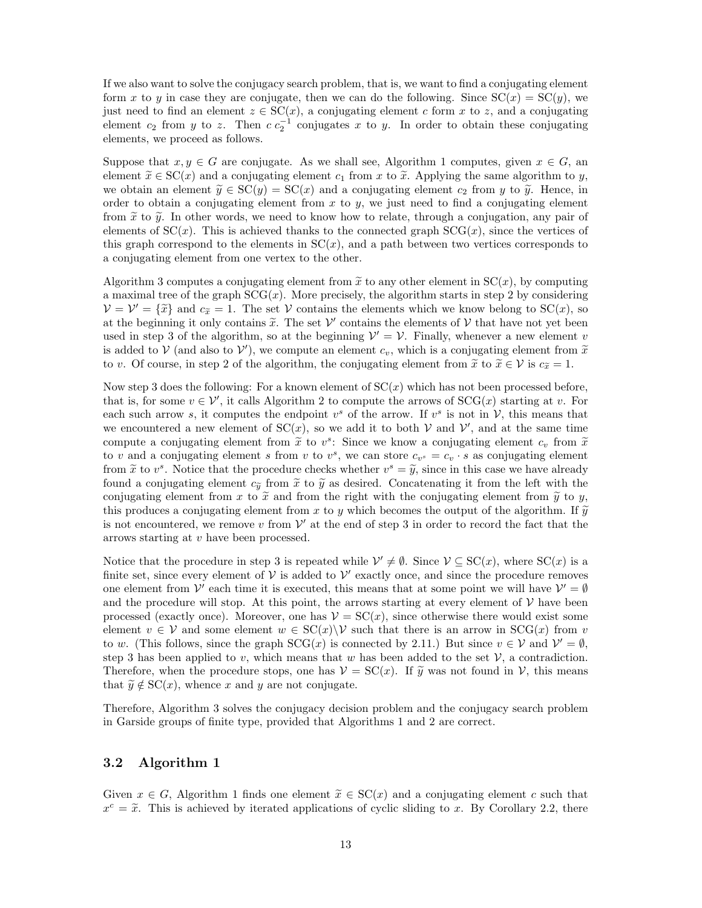If we also want to solve the conjugacy search problem, that is, we want to find a conjugating element form $x$ to $y$ in case they are conjugate, then we can do the following. Since $\mathrm{SC}(x) = \mathrm{SC}(y)$, we just need to find an element $z \in \mathrm{SC}(x)$, a conjugating element $c$ form $x$ to $z$, and a conjugating element $c_2$ from $y$ to $z$. Then $c\, c_2^{-1}$ conjugates $x$ to $y$. In order to obtain these conjugating elements, we proceed as follows.

Suppose that $x, y \in G$ are conjugate. As we shall see, Algorithm 1 computes, given $x \in G$, an element $\widetilde{x} \in \mathrm{SC}(x)$ and a conjugating element $c_1$ from $x$ to $\widetilde{x}$. Applying the same algorithm to $y$, we obtain an element $\widetilde{y} \in \mathrm{SC}(y) = \mathrm{SC}(x)$ and a conjugating element $c_2$ from $y$ to $\widetilde{y}$. Hence, in order to obtain a conjugating element from $x$ to $y$, we just need to find a conjugating element from $\widetilde{x}$ to $\widetilde{y}$. In other words, we need to know how to relate, through a conjugation, any pair of elements of $\mathrm{SC}(x)$. This is achieved thanks to the connected graph $\mathrm{SCG}(x)$, since the vertices of this graph correspond to the elements in $\mathrm{SC}(x)$, and a path between two vertices corresponds to a conjugating element from one vertex to the other.

Algorithm 3 computes a conjugating element from $\widetilde{x}$ to any other element in $\mathrm{SC}(x)$, by computing a maximal tree of the graph $\mathrm{SCG}(x)$. More precisely, the algorithm starts in step 2 by considering $\mathcal{V} = \mathcal{V}' = \{\widetilde{x}\}$ and $c_{\widetilde{x}} = 1$. The set $\mathcal{V}$ contains the elements which we know belong to $\mathrm{SC}(x)$, so at the beginning it only contains $\widetilde{x}$. The set $\mathcal{V}'$ contains the elements of $\mathcal{V}$ that have not yet been used in step 3 of the algorithm, so at the beginning $\mathcal{V}' = \mathcal{V}$. Finally, whenever a new element $v$ is added to $\mathcal{V}$ (and also to $\mathcal{V}'$), we compute an element $c_v$, which is a conjugating element from $\widetilde{x}$ to $v$. Of course, in step 2 of the algorithm, the conjugating element from $\widetilde{x}$ to $\widetilde{x} \in \mathcal{V}$ is $c_{\widetilde{x}} = 1$.

Now step 3 does the following: For a known element of $\mathrm{SC}(x)$ which has not been processed before, that is, for some $v \in \mathcal{V}'$, it calls Algorithm 2 to compute the arrows of $\mathrm{SCG}(x)$ starting at $v$. For each such arrow $s$, it computes the endpoint $v^s$ of the arrow. If $v^s$ is not in $\mathcal{V}$, this means that we encountered a new element of $\mathrm{SC}(x)$, so we add it to both $\mathcal{V}$ and $\mathcal{V}'$, and at the same time compute a conjugating element from $\widetilde{x}$ to $v^s$: Since we know a conjugating element $c_v$ from $\widetilde{x}$ to $v$ and a conjugating element $s$ from $v$ to $v^s$, we can store $c_{v^s} = c_v \cdot s$ as conjugating element from $\widetilde{x}$ to $v^s$. Notice that the procedure checks whether $v^s = \widetilde{y}$, since in this case we have already found a conjugating element $c_{\widetilde{y}}$ from $\widetilde{x}$ to $\widetilde{y}$ as desired. Concatenating it from the left with the conjugating element from $x$ to $\widetilde{x}$ and from the right with the conjugating element from $\widetilde{y}$ to $y$, this produces a conjugating element from $x$ to $y$ which becomes the output of the algorithm. If $\widetilde{y}$ is not encountered, we remove $v$ from $\mathcal{V}'$ at the end of step 3 in order to record the fact that the arrows starting at $v$ have been processed.

Notice that the procedure in step 3 is repeated while $\mathcal{V}' \neq \emptyset$. Since $\mathcal{V} \subseteq \mathrm{SC}(x)$, where $\mathrm{SC}(x)$ is a finite set, since every element of $\mathcal{V}$ is added to $\mathcal{V}'$ exactly once, and since the procedure removes one element from $\mathcal{V}'$ each time it is executed, this means that at some point we will have $\mathcal{V}' = \emptyset$ and the procedure will stop. At this point, the arrows starting at every element of $\mathcal{V}$ have been processed (exactly once). Moreover, one has $\mathcal{V} = \mathrm{SC}(x)$, since otherwise there would exist some element $v \in \mathcal{V}$ and some element $w \in \mathrm{SC}(x) \backslash \mathcal{V}$ such that there is an arrow in $\mathrm{SCG}(x)$ from $v$ to $w$. (This follows, since the graph $\mathrm{SCG}(x)$ is connected by 2.11.) But since $v \in \mathcal{V}$ and $\mathcal{V}' = \emptyset$, step 3 has been applied to $v$, which means that $w$ has been added to the set $\mathcal{V}$, a contradiction. Therefore, when the procedure stops, one has $\mathcal{V} = \mathrm{SC}(x)$. If $\widetilde{y}$ was not found in $\mathcal{V}$, this means that $\widetilde{y} \notin \mathrm{SC}(x)$, whence $x$ and $y$ are not conjugate.

Therefore, Algorithm 3 solves the conjugacy decision problem and the conjugacy search problem in Garside groups of finite type, provided that Algorithms 1 and 2 are correct.

## 3.2 Algorithm 1

Given $x \in G$, Algorithm 1 finds one element $\widetilde{x} \in \mathrm{SC}(x)$ and a conjugating element $c$ such that $x^c = \widetilde{x}$. This is achieved by iterated applications of cyclic sliding to $x$. By Corollary 2.2, there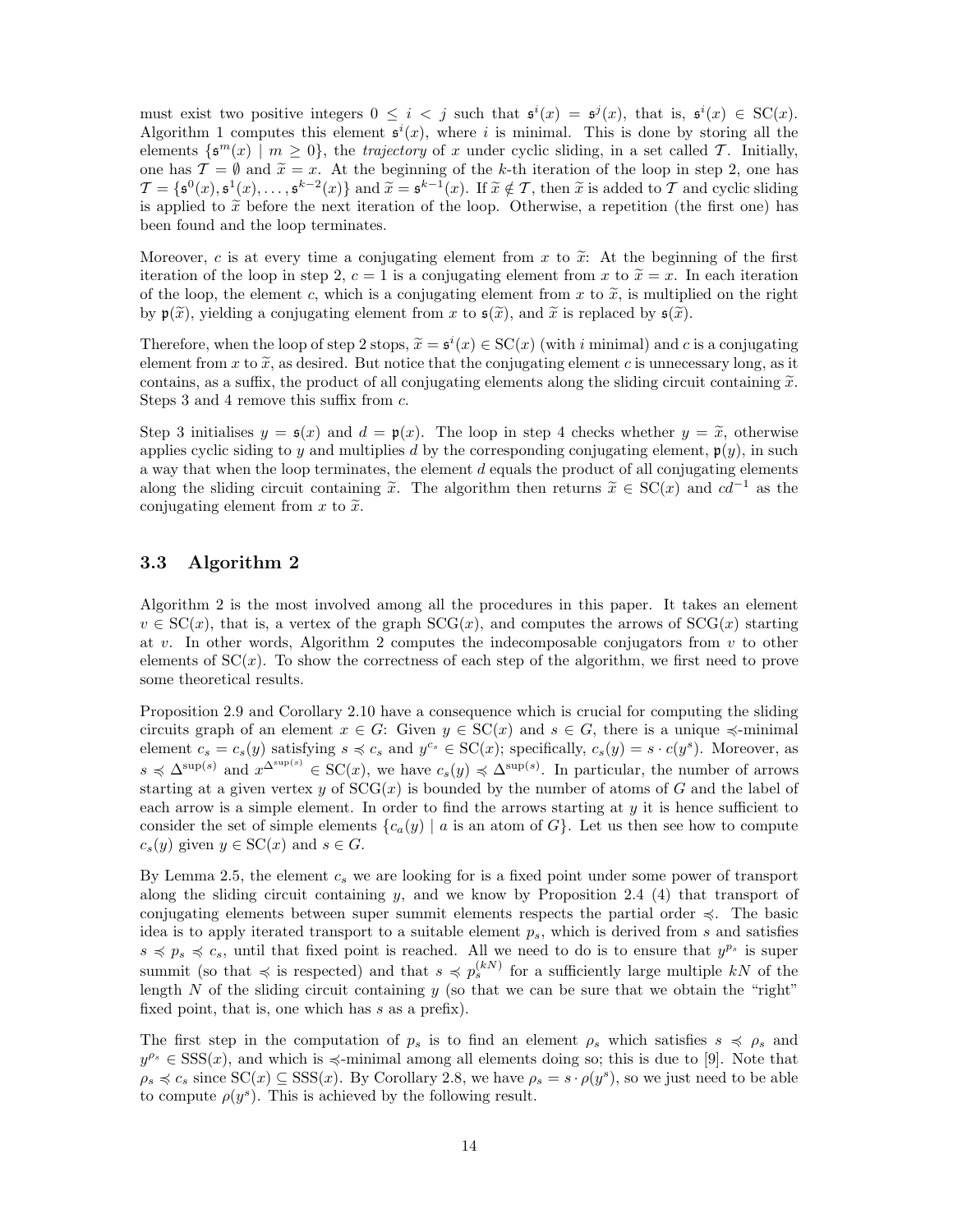must exist two positive integers $0 \leq i < j$ such that $\mathfrak{s}^i(x) = \mathfrak{s}^j(x)$, that is, $\mathfrak{s}^i(x) \in \mathrm{SC}(x)$. Algorithm 1 computes this element $\mathfrak{s}^i(x)$, where $i$ is minimal. This is done by storing all the elements $\{\mathfrak{s}^m(x) \mid m \geq 0\}$, the *trajectory* of $x$ under cyclic sliding, in a set called $\mathcal{T}$. Initially, one has $\mathcal{T} = \emptyset$ and $\widetilde{x} = x$. At the beginning of the $k$-th iteration of the loop in step 2, one has $\mathcal{T} = \{\mathfrak{s}^0(x), \mathfrak{s}^1(x), \ldots, \mathfrak{s}^{k-2}(x)\}$ and $\widetilde{x} = \mathfrak{s}^{k-1}(x)$. If $\widetilde{x} \notin \mathcal{T}$, then $\widetilde{x}$ is added to $\mathcal{T}$ and cyclic sliding is applied to $\widetilde{x}$ before the next iteration of the loop. Otherwise, a repetition (the first one) has been found and the loop terminates.

Moreover, $c$ is at every time a conjugating element from $x$ to $\widetilde{x}$: At the beginning of the first iteration of the loop in step 2, $c = 1$ is a conjugating element from $x$ to $\widetilde{x} = x$. In each iteration of the loop, the element $c$, which is a conjugating element from $x$ to $\widetilde{x}$, is multiplied on the right by $\mathfrak{p}(\widetilde{x})$, yielding a conjugating element from $x$ to $\mathfrak{s}(\widetilde{x})$, and $\widetilde{x}$ is replaced by $\mathfrak{s}(\widetilde{x})$.

Therefore, when the loop of step 2 stops, $\widetilde{x} = \mathfrak{s}^i(x) \in \mathrm{SC}(x)$ (with $i$ minimal) and $c$ is a conjugating element from $x$ to $\widetilde{x}$, as desired. But notice that the conjugating element $c$ is unnecessary long, as it contains, as a suffix, the product of all conjugating elements along the sliding circuit containing $\widetilde{x}$. Steps 3 and 4 remove this suffix from $c$.

Step 3 initialises $y = \mathfrak{s}(x)$ and $d = \mathfrak{p}(x)$. The loop in step 4 checks whether $y = \widetilde{x}$, otherwise applies cyclic siding to $y$ and multiplies $d$ by the corresponding conjugating element, $\mathfrak{p}(y)$, in such a way that when the loop terminates, the element $d$ equals the product of all conjugating elements along the sliding circuit containing $\widetilde{x}$. The algorithm then returns $\widetilde{x} \in \mathrm{SC}(x)$ and $cd^{-1}$ as the conjugating element from $x$ to $\widetilde{x}$.

### 3.3 Algorithm 2

Algorithm 2 is the most involved among all the procedures in this paper. It takes an element $v \in \mathrm{SC}(x)$, that is, a vertex of the graph $\mathrm{SCG}(x)$, and computes the arrows of $\mathrm{SCG}(x)$ starting at $v$. In other words, Algorithm 2 computes the indecomposable conjugators from $v$ to other elements of $\mathrm{SC}(x)$. To show the correctness of each step of the algorithm, we first need to prove some theoretical results.

Proposition 2.9 and Corollary 2.10 have a consequence which is crucial for computing the sliding circuits graph of an element $x \in G$: Given $y \in \mathrm{SC}(x)$ and $s \in G$, there is a unique $\preccurlyeq$-minimal element $c_s = c_s(y)$ satisfying $s \preccurlyeq c_s$ and $y^{c_s} \in \mathrm{SC}(x)$; specifically, $c_s(y) = s \cdot c(y^s)$. Moreover, as $s \preccurlyeq \Delta^{\sup(s)}$ and $x^{\Delta^{\sup(s)}} \in \mathrm{SC}(x)$, we have $c_s(y) \preccurlyeq \Delta^{\sup(s)}$. In particular, the number of arrows starting at a given vertex $y$ of $\mathrm{SCG}(x)$ is bounded by the number of atoms of $G$ and the label of each arrow is a simple element. In order to find the arrows starting at $y$ it is hence sufficient to consider the set of simple elements $\{c_a(y) \mid a \text{ is an atom of } G\}$. Let us then see how to compute $c_s(y)$ given $y \in \mathrm{SC}(x)$ and $s \in G$.

By Lemma 2.5, the element $c_s$ we are looking for is a fixed point under some power of transport along the sliding circuit containing $y$, and we know by Proposition 2.4 (4) that transport of conjugating elements between super summit elements respects the partial order $\preccurlyeq$. The basic idea is to apply iterated transport to a suitable element $p_s$, which is derived from $s$ and satisfies $s \preccurlyeq p_s \preccurlyeq c_s$, until that fixed point is reached. All we need to do is to ensure that $y^{p_s}$ is super summit (so that $\preccurlyeq$ is respected) and that $s \preccurlyeq p_s^{(kN)}$ for a sufficiently large multiple $kN$ of the length $N$ of the sliding circuit containing $y$ (so that we can be sure that we obtain the "right" fixed point, that is, one which has $s$ as a prefix).

The first step in the computation of $p_s$ is to find an element $\rho_s$ which satisfies $s \preccurlyeq \rho_s$ and $y^{\rho_s} \in \mathrm{SSS}(x)$, and which is $\preccurlyeq$-minimal among all elements doing so; this is due to [9]. Note that $\rho_s \preccurlyeq c_s$ since $\mathrm{SC}(x) \subseteq \mathrm{SSS}(x)$. By Corollary 2.8, we have $\rho_s = s \cdot \rho(y^s)$, so we just need to be able to compute $\rho(y^s)$. This is achieved by the following result.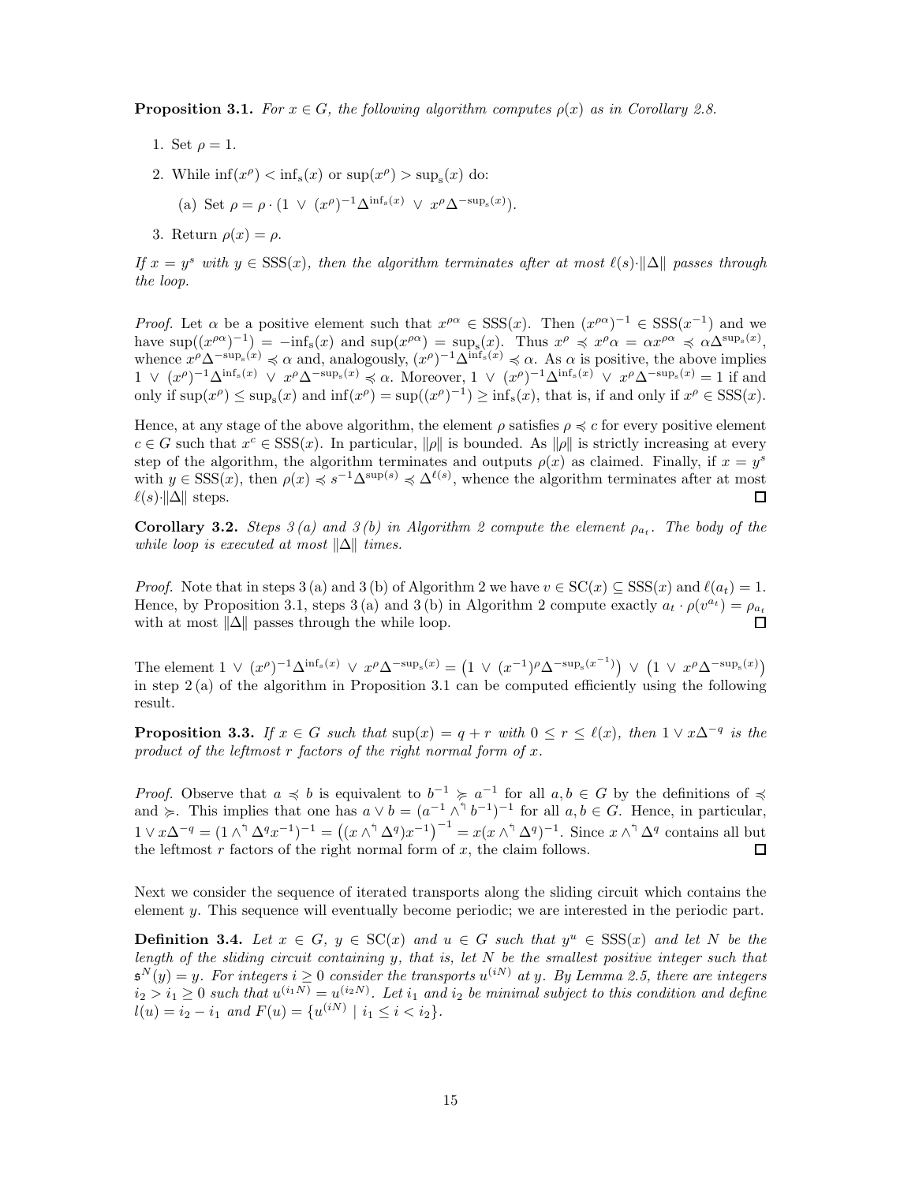**Proposition 3.1.** *For $x \in G$, the following algorithm computes $\rho(x)$ as in Corollary 2.8.*

1. Set $\rho = 1$.
2. While $\inf(x^\rho) < \inf_s(x)$ or $\sup(x^\rho) > \sup_s(x)$ do:
   (a) Set $\rho = \rho \cdot (1 \ \vee \ (x^\rho)^{-1}\Delta^{\inf_s(x)} \ \vee \ x^\rho \Delta^{-\sup_s(x)})$.
3. Return $\rho(x) = \rho$.

*If $x = y^s$ with $y \in \mathrm{SSS}(x)$, then the algorithm terminates after at most $\ell(s)\cdot\|\Delta\|$ passes through the loop.*

*Proof.* Let $\alpha$ be a positive element such that $x^{\rho\alpha} \in \mathrm{SSS}(x)$. Then $(x^{\rho\alpha})^{-1} \in \mathrm{SSS}(x^{-1})$ and we have $\sup((x^{\rho\alpha})^{-1}) = -\inf_s(x)$ and $\sup(x^{\rho\alpha}) = \sup_s(x)$. Thus $x^\rho \preccurlyeq x^\rho \alpha = \alpha x^{\rho\alpha} \preccurlyeq \alpha\Delta^{\sup_s(x)}$, whence $x^\rho\Delta^{-\sup_s(x)} \preccurlyeq \alpha$ and, analogously, $(x^\rho)^{-1}\Delta^{\inf_s(x)} \preccurlyeq \alpha$. As $\alpha$ is positive, the above implies $1 \ \vee \ (x^\rho)^{-1}\Delta^{\inf_s(x)} \ \vee \ x^\rho\Delta^{-\sup_s(x)} \preccurlyeq \alpha$. Moreover, $1 \ \vee \ (x^\rho)^{-1}\Delta^{\inf_s(x)} \ \vee \ x^\rho\Delta^{-\sup_s(x)} = 1$ if and only if $\sup(x^\rho) \leq \sup_s(x)$ and $\inf(x^\rho) = \sup((x^\rho)^{-1}) \geq \inf_s(x)$, that is, if and only if $x^\rho \in \mathrm{SSS}(x)$.

Hence, at any stage of the above algorithm, the element $\rho$ satisfies $\rho \preccurlyeq c$ for every positive element $c \in G$ such that $x^c \in \mathrm{SSS}(x)$. In particular, $\|\rho\|$ is bounded. As $\|\rho\|$ is strictly increasing at every step of the algorithm, the algorithm terminates and outputs $\rho(x)$ as claimed. Finally, if $x = y^s$ with $y \in \mathrm{SSS}(x)$, then $\rho(x) \preccurlyeq s^{-1}\Delta^{\sup(s)} \preccurlyeq \Delta^{\ell(s)}$, whence the algorithm terminates after at most $\ell(s)\cdot\|\Delta\|$ steps. ◻

**Corollary 3.2.** *Steps 3 (a) and 3 (b) in Algorithm 2 compute the element $\rho_{a_t}$. The body of the while loop is executed at most $\|\Delta\|$ times.*

*Proof.* Note that in steps 3 (a) and 3 (b) of Algorithm 2 we have $v \in \mathrm{SC}(x) \subseteq \mathrm{SSS}(x)$ and $\ell(a_t) = 1$. Hence, by Proposition 3.1, steps 3 (a) and 3 (b) in Algorithm 2 compute exactly $a_t \cdot \rho(v^{a_t}) = \rho_{a_t}$ with at most $\|\Delta\|$ passes through the while loop. ◻

The element $1 \ \vee \ (x^\rho)^{-1}\Delta^{\inf_s(x)} \ \vee \ x^\rho\Delta^{-\sup_s(x)} = \left(1 \ \vee \ (x^{-1})^\rho\Delta^{-\sup_s(x^{-1})}\right) \ \vee \ \left(1 \ \vee \ x^\rho\Delta^{-\sup_s(x)}\right)$ in step 2 (a) of the algorithm in Proposition 3.1 can be computed efficiently using the following result.

**Proposition 3.3.** *If $x \in G$ such that $\sup(x) = q + r$ with $0 \leq r \leq \ell(x)$, then $1 \vee x\Delta^{-q}$ is the product of the leftmost $r$ factors of the right normal form of $x$.*

*Proof.* Observe that $a \preccurlyeq b$ is equivalent to $b^{-1} \succcurlyeq a^{-1}$ for all $a, b \in G$ by the definitions of $\preccurlyeq$ and $\succcurlyeq$. This implies that one has $a \vee b = (a^{-1} \wedge^\urcorner b^{-1})^{-1}$ for all $a, b \in G$. Hence, in particular, $1 \vee x\Delta^{-q} = (1 \wedge^\urcorner \Delta^q x^{-1})^{-1} = \left((x \wedge^\urcorner \Delta^q)x^{-1}\right)^{-1} = x(x \wedge^\urcorner \Delta^q)^{-1}$. Since $x \wedge^\urcorner \Delta^q$ contains all but the leftmost $r$ factors of the right normal form of $x$, the claim follows. ◻

Next we consider the sequence of iterated transports along the sliding circuit which contains the element $y$. This sequence will eventually become periodic; we are interested in the periodic part.

**Definition 3.4.** *Let $x \in G$, $y \in \mathrm{SC}(x)$ and $u \in G$ such that $y^u \in \mathrm{SSS}(x)$ and let $N$ be the length of the sliding circuit containing $y$, that is, let $N$ be the smallest positive integer such that $\mathfrak{s}^N(y) = y$. For integers $i \geq 0$ consider the transports $u^{(iN)}$ at $y$. By Lemma 2.5, there are integers $i_2 > i_1 \geq 0$ such that $u^{(i_1 N)} = u^{(i_2 N)}$. Let $i_1$ and $i_2$ be minimal subject to this condition and define $l(u) = i_2 - i_1$ and $F(u) = \{u^{(iN)} \mid i_1 \leq i < i_2\}$.*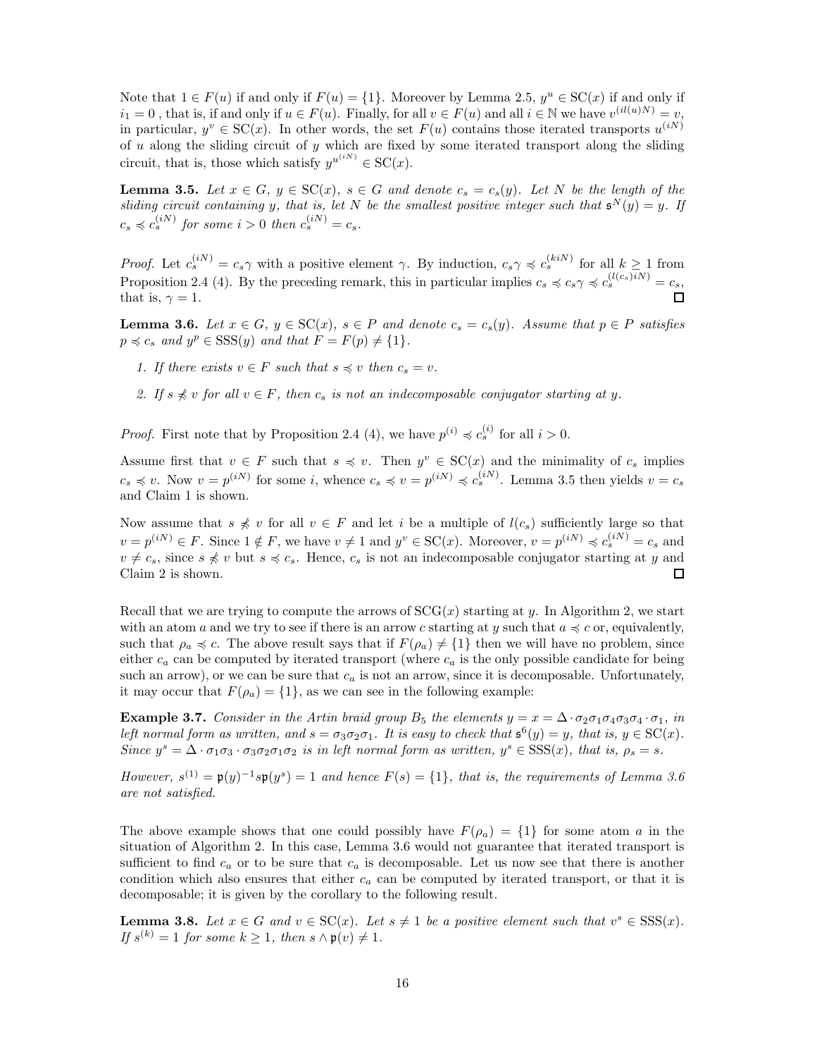Note that $1 \in F(u)$ if and only if $F(u) = \{1\}$. Moreover by Lemma 2.5, $y^u \in \mathrm{SC}(x)$ if and only if $i_1 = 0$ , that is, if and only if $u \in F(u)$. Finally, for all $v \in F(u)$ and all $i \in \mathbb{N}$ we have $v^{(il(u)N)} = v$, in particular, $y^v \in \mathrm{SC}(x)$. In other words, the set $F(u)$ contains those iterated transports $u^{(iN)}$ of $u$ along the sliding circuit of $y$ which are fixed by some iterated transport along the sliding circuit, that is, those which satisfy $y^{u^{(iN)}} \in \mathrm{SC}(x)$.

**Lemma 3.5.** *Let $x \in G$, $y \in \mathrm{SC}(x)$, $s \in G$ and denote $c_s = c_s(y)$. Let $N$ be the length of the sliding circuit containing $y$, that is, let $N$ be the smallest positive integer such that $\mathfrak{s}^N(y) = y$. If $c_s \preccurlyeq c_s^{(iN)}$ for some $i > 0$ then $c_s^{(iN)} = c_s$.*

*Proof.* Let $c_s^{(iN)} = c_s\gamma$ with a positive element $\gamma$. By induction, $c_s\gamma \preccurlyeq c_s^{(kiN)}$ for all $k \geq 1$ from Proposition 2.4 (4). By the preceding remark, this in particular implies $c_s \preccurlyeq c_s\gamma \preccurlyeq c_s^{(l(c_s)iN)} = c_s$, that is, $\gamma = 1$. ☐

**Lemma 3.6.** *Let $x \in G$, $y \in \mathrm{SC}(x)$, $s \in P$ and denote $c_s = c_s(y)$. Assume that $p \in P$ satisfies $p \preccurlyeq c_s$ and $y^p \in \mathrm{SSS}(y)$ and that $F = F(p) \neq \{1\}$.*

1. *If there exists $v \in F$ such that $s \preccurlyeq v$ then $c_s = v$.*
2. *If $s \not\preccurlyeq v$ for all $v \in F$, then $c_s$ is not an indecomposable conjugator starting at $y$.*

*Proof.* First note that by Proposition 2.4 (4), we have $p^{(i)} \preccurlyeq c_s^{(i)}$ for all $i > 0$.

Assume first that $v \in F$ such that $s \preccurlyeq v$. Then $y^v \in \mathrm{SC}(x)$ and the minimality of $c_s$ implies $c_s \preccurlyeq v$. Now $v = p^{(iN)}$ for some $i$, whence $c_s \preccurlyeq v = p^{(iN)} \preccurlyeq c_s^{(iN)}$. Lemma 3.5 then yields $v = c_s$ and Claim 1 is shown.

Now assume that $s \not\preccurlyeq v$ for all $v \in F$ and let $i$ be a multiple of $l(c_s)$ sufficiently large so that $v = p^{(iN)} \in F$. Since $1 \notin F$, we have $v \neq 1$ and $y^v \in \mathrm{SC}(x)$. Moreover, $v = p^{(iN)} \preccurlyeq c_s^{(iN)} = c_s$ and $v \neq c_s$, since $s \not\preccurlyeq v$ but $s \preccurlyeq c_s$. Hence, $c_s$ is not an indecomposable conjugator starting at $y$ and Claim 2 is shown. ☐

Recall that we are trying to compute the arrows of $\mathrm{SCG}(x)$ starting at $y$. In Algorithm 2, we start with an atom $a$ and we try to see if there is an arrow $c$ starting at $y$ such that $a \preccurlyeq c$ or, equivalently, such that $\rho_a \preccurlyeq c$. The above result says that if $F(\rho_a) \neq \{1\}$ then we will have no problem, since either $c_a$ can be computed by iterated transport (where $c_a$ is the only possible candidate for being such an arrow), or we can be sure that $c_a$ is not an arrow, since it is decomposable. Unfortunately, it may occur that $F(\rho_a) = \{1\}$, as we can see in the following example:

**Example 3.7.** *Consider in the Artin braid group $B_5$ the elements $y = x = \Delta \cdot \sigma_2\sigma_1\sigma_4\sigma_3\sigma_4 \cdot \sigma_1$, in left normal form as written, and $s = \sigma_3\sigma_2\sigma_1$. It is easy to check that $\mathfrak{s}^6(y) = y$, that is, $y \in \mathrm{SC}(x)$. Since $y^s = \Delta \cdot \sigma_1\sigma_3 \cdot \sigma_3\sigma_2\sigma_1\sigma_2$ is in left normal form as written, $y^s \in \mathrm{SSS}(x)$, that is, $\rho_s = s$.*

*However, $s^{(1)} = \mathfrak{p}(y)^{-1}s\mathfrak{p}(y^s) = 1$ and hence $F(s) = \{1\}$, that is, the requirements of Lemma 3.6 are not satisfied.*

The above example shows that one could possibly have $F(\rho_a) = \{1\}$ for some atom $a$ in the situation of Algorithm 2. In this case, Lemma 3.6 would not guarantee that iterated transport is sufficient to find $c_a$ or to be sure that $c_a$ is decomposable. Let us now see that there is another condition which also ensures that either $c_a$ can be computed by iterated transport, or that it is decomposable; it is given by the corollary to the following result.

**Lemma 3.8.** *Let $x \in G$ and $v \in \mathrm{SC}(x)$. Let $s \neq 1$ be a positive element such that $v^s \in \mathrm{SSS}(x)$. If $s^{(k)} = 1$ for some $k \geq 1$, then $s \wedge \mathfrak{p}(v) \neq 1$.*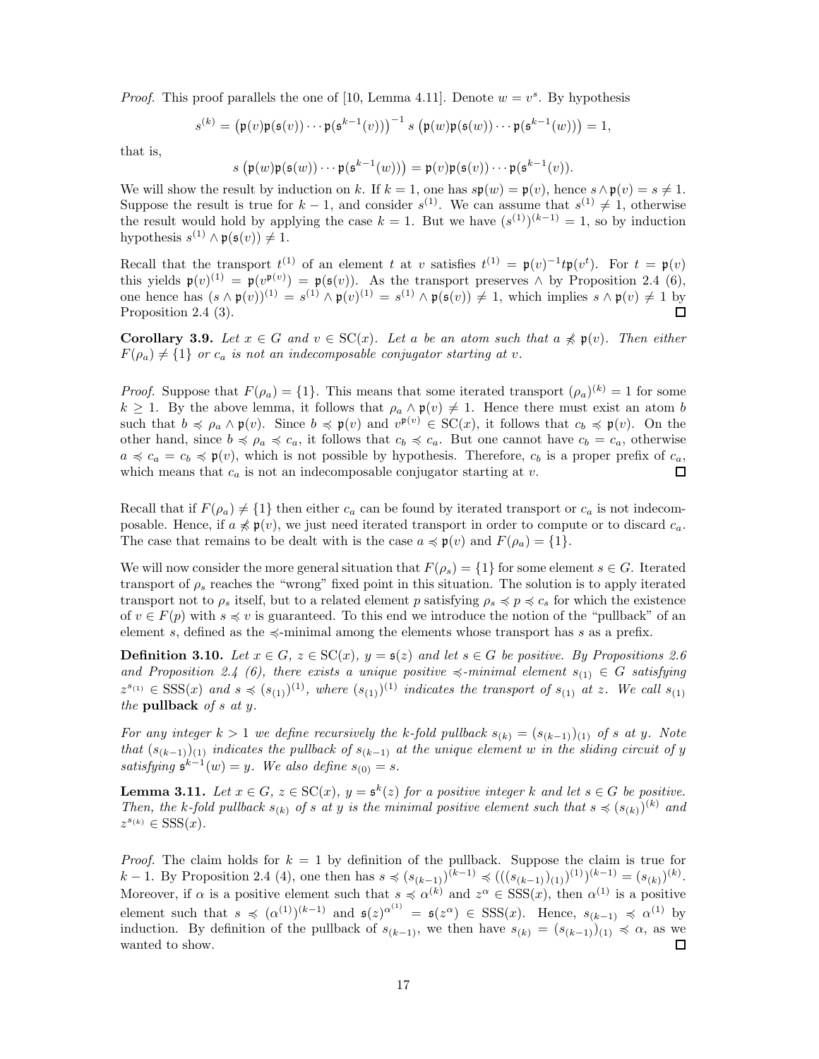*Proof.* This proof parallels the one of [10, Lemma 4.11]. Denote $w = v^s$. By hypothesis

$$s^{(k)} = \big(\mathfrak{p}(v)\mathfrak{p}(\mathfrak{s}(v)) \cdots \mathfrak{p}(\mathfrak{s}^{k-1}(v))\big)^{-1} s \,\big(\mathfrak{p}(w)\mathfrak{p}(\mathfrak{s}(w)) \cdots \mathfrak{p}(\mathfrak{s}^{k-1}(w))\big) = 1,$$

that is,

$$s\,\big(\mathfrak{p}(w)\mathfrak{p}(\mathfrak{s}(w)) \cdots \mathfrak{p}(\mathfrak{s}^{k-1}(w))\big) = \mathfrak{p}(v)\mathfrak{p}(\mathfrak{s}(v)) \cdots \mathfrak{p}(\mathfrak{s}^{k-1}(v)).$$

We will show the result by induction on $k$. If $k = 1$, one has $s\mathfrak{p}(w) = \mathfrak{p}(v)$, hence $s \wedge \mathfrak{p}(v) = s \neq 1$. Suppose the result is true for $k-1$, and consider $s^{(1)}$. We can assume that $s^{(1)} \neq 1$, otherwise the result would hold by applying the case $k = 1$. But we have $(s^{(1)})^{(k-1)} = 1$, so by induction hypothesis $s^{(1)} \wedge \mathfrak{p}(\mathfrak{s}(v)) \neq 1$.

Recall that the transport $t^{(1)}$ of an element $t$ at $v$ satisfies $t^{(1)} = \mathfrak{p}(v)^{-1} t \mathfrak{p}(v^t)$. For $t = \mathfrak{p}(v)$ this yields $\mathfrak{p}(v)^{(1)} = \mathfrak{p}(v^{\mathfrak{p}(v)}) = \mathfrak{p}(\mathfrak{s}(v))$. As the transport preserves $\wedge$ by Proposition 2.4 (6), one hence has $(s \wedge \mathfrak{p}(v))^{(1)} = s^{(1)} \wedge \mathfrak{p}(v)^{(1)} = s^{(1)} \wedge \mathfrak{p}(\mathfrak{s}(v)) \neq 1$, which implies $s \wedge \mathfrak{p}(v) \neq 1$ by Proposition 2.4 (3). ◻

**Corollary 3.9.** *Let $x \in G$ and $v \in \mathrm{SC}(x)$. Let $a$ be an atom such that $a \not\preccurlyeq \mathfrak{p}(v)$. Then either $F(\rho_a) \neq \{1\}$ or $c_a$ is not an indecomposable conjugator starting at $v$.*

*Proof.* Suppose that $F(\rho_a) = \{1\}$. This means that some iterated transport $(\rho_a)^{(k)} = 1$ for some $k \geq 1$. By the above lemma, it follows that $\rho_a \wedge \mathfrak{p}(v) \neq 1$. Hence there must exist an atom $b$ such that $b \preccurlyeq \rho_a \wedge \mathfrak{p}(v)$. Since $b \preccurlyeq \mathfrak{p}(v)$ and $v^{\mathfrak{p}(v)} \in \mathrm{SC}(x)$, it follows that $c_b \preccurlyeq \mathfrak{p}(v)$. On the other hand, since $b \preccurlyeq \rho_a \preccurlyeq c_a$, it follows that $c_b \preccurlyeq c_a$. But one cannot have $c_b = c_a$, otherwise $a \preccurlyeq c_a = c_b \preccurlyeq \mathfrak{p}(v)$, which is not possible by hypothesis. Therefore, $c_b$ is a proper prefix of $c_a$, which means that $c_a$ is not an indecomposable conjugator starting at $v$. ◻

Recall that if $F(\rho_a) \neq \{1\}$ then either $c_a$ can be found by iterated transport or $c_a$ is not indecomposable. Hence, if $a \not\preccurlyeq \mathfrak{p}(v)$, we just need iterated transport in order to compute or to discard $c_a$. The case that remains to be dealt with is the case $a \preccurlyeq \mathfrak{p}(v)$ and $F(\rho_a) = \{1\}$.

We will now consider the more general situation that $F(\rho_s) = \{1\}$ for some element $s \in G$. Iterated transport of $\rho_s$ reaches the "wrong" fixed point in this situation. The solution is to apply iterated transport not to $\rho_s$ itself, but to a related element $p$ satisfying $\rho_s \preccurlyeq p \preccurlyeq c_s$ for which the existence of $v \in F(p)$ with $s \preccurlyeq v$ is guaranteed. To this end we introduce the notion of the "pullback" of an element $s$, defined as the $\preccurlyeq$-minimal among the elements whose transport has $s$ as a prefix.

**Definition 3.10.** *Let $x \in G$, $z \in \mathrm{SC}(x)$, $y = \mathfrak{s}(z)$ and let $s \in G$ be positive. By Propositions 2.6 and Proposition 2.4 (6), there exists a unique positive $\preccurlyeq$-minimal element $s_{(1)} \in G$ satisfying $z^{s_{(1)}} \in \mathrm{SSS}(x)$ and $s \preccurlyeq (s_{(1)})^{(1)}$, where $(s_{(1)})^{(1)}$ indicates the transport of $s_{(1)}$ at $z$. We call $s_{(1)}$ the* **pullback** *of $s$ at $y$.*

*For any integer $k > 1$ we define recursively the $k$-fold pullback $s_{(k)} = (s_{(k-1)})_{(1)}$ of $s$ at $y$. Note that $(s_{(k-1)})_{(1)}$ indicates the pullback of $s_{(k-1)}$ at the unique element $w$ in the sliding circuit of $y$ satisfying $\mathfrak{s}^{k-1}(w) = y$. We also define $s_{(0)} = s$.*

**Lemma 3.11.** *Let $x \in G$, $z \in \mathrm{SC}(x)$, $y = \mathfrak{s}^k(z)$ for a positive integer $k$ and let $s \in G$ be positive. Then, the $k$-fold pullback $s_{(k)}$ of $s$ at $y$ is the minimal positive element such that $s \preccurlyeq (s_{(k)})^{(k)}$ and $z^{s_{(k)}} \in \mathrm{SSS}(x)$.*

*Proof.* The claim holds for $k = 1$ by definition of the pullback. Suppose the claim is true for $k-1$. By Proposition 2.4 (4), one then has $s \preccurlyeq (s_{(k-1)})^{(k-1)} \preccurlyeq (((s_{(k-1)})_{(1)})^{(1)})^{(k-1)} = (s_{(k)})^{(k)}$. Moreover, if $\alpha$ is a positive element such that $s \preccurlyeq \alpha^{(k)}$ and $z^\alpha \in \mathrm{SSS}(x)$, then $\alpha^{(1)}$ is a positive element such that $s \preccurlyeq (\alpha^{(1)})^{(k-1)}$ and $\mathfrak{s}(z)^{\alpha^{(1)}} = \mathfrak{s}(z^\alpha) \in \mathrm{SSS}(x)$. Hence, $s_{(k-1)} \preccurlyeq \alpha^{(1)}$ by induction. By definition of the pullback of $s_{(k-1)}$, we then have $s_{(k)} = (s_{(k-1)})_{(1)} \preccurlyeq \alpha$, as we wanted to show. ◻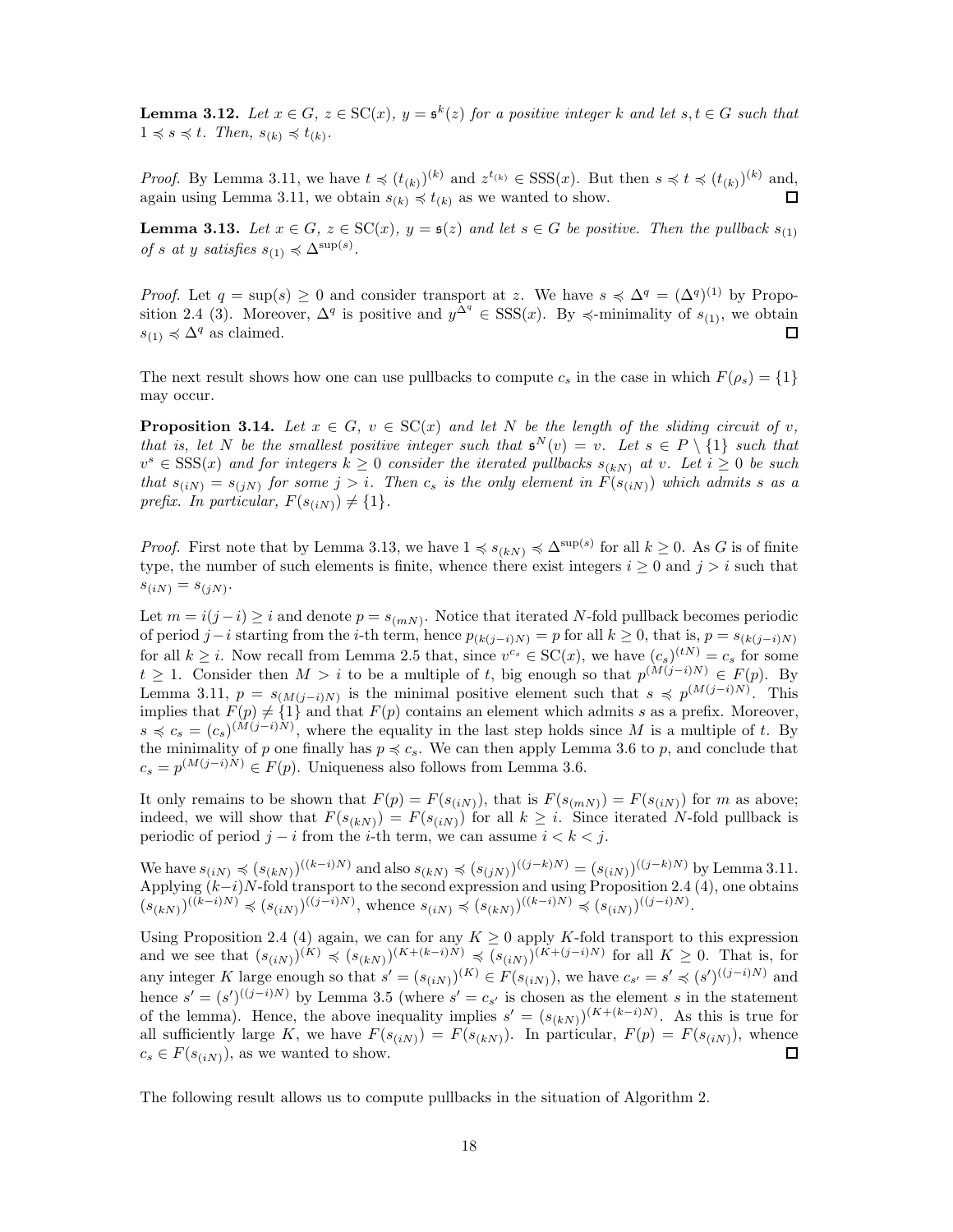**Lemma 3.12.** *Let $x \in G$, $z \in \mathrm{SC}(x)$, $y = \mathfrak{s}^k(z)$ for a positive integer $k$ and let $s, t \in G$ such that $1 \preccurlyeq s \preccurlyeq t$. Then, $s_{(k)} \preccurlyeq t_{(k)}$.*

*Proof.* By Lemma 3.11, we have $t \preccurlyeq (t_{(k)})^{(k)}$ and $z^{t_{(k)}} \in \mathrm{SSS}(x)$. But then $s \preccurlyeq t \preccurlyeq (t_{(k)})^{(k)}$ and, again using Lemma 3.11, we obtain $s_{(k)} \preccurlyeq t_{(k)}$ as we wanted to show. □

**Lemma 3.13.** *Let $x \in G$, $z \in \mathrm{SC}(x)$, $y = \mathfrak{s}(z)$ and let $s \in G$ be positive. Then the pullback $s_{(1)}$ of $s$ at $y$ satisfies $s_{(1)} \preccurlyeq \Delta^{\sup(s)}$.*

*Proof.* Let $q = \sup(s) \geq 0$ and consider transport at $z$. We have $s \preccurlyeq \Delta^q = (\Delta^q)^{(1)}$ by Proposition 2.4 (3). Moreover, $\Delta^q$ is positive and $y^{\Delta^q} \in \mathrm{SSS}(x)$. By $\preccurlyeq$-minimality of $s_{(1)}$, we obtain $s_{(1)} \preccurlyeq \Delta^q$ as claimed. □

The next result shows how one can use pullbacks to compute $c_s$ in the case in which $F(\rho_s) = \{1\}$ may occur.

**Proposition 3.14.** *Let $x \in G$, $v \in \mathrm{SC}(x)$ and let $N$ be the length of the sliding circuit of $v$, that is, let $N$ be the smallest positive integer such that $\mathfrak{s}^N(v) = v$. Let $s \in P \setminus \{1\}$ such that $v^s \in \mathrm{SSS}(x)$ and for integers $k \geq 0$ consider the iterated pullbacks $s_{(kN)}$ at $v$. Let $i \geq 0$ be such that $s_{(iN)} = s_{(jN)}$ for some $j > i$. Then $c_s$ is the only element in $F(s_{(iN)})$ which admits $s$ as a prefix. In particular, $F(s_{(iN)}) \neq \{1\}$.*

*Proof.* First note that by Lemma 3.13, we have $1 \preccurlyeq s_{(kN)} \preccurlyeq \Delta^{\sup(s)}$ for all $k \geq 0$. As $G$ is of finite type, the number of such elements is finite, whence there exist integers $i \geq 0$ and $j > i$ such that $s_{(iN)} = s_{(jN)}$.

Let $m = i(j-i) \geq i$ and denote $p = s_{(mN)}$. Notice that iterated $N$-fold pullback becomes periodic of period $j-i$ starting from the $i$-th term, hence $p_{(k(j-i)N)} = p$ for all $k \geq 0$, that is, $p = s_{(k(j-i)N)}$ for all $k \geq i$. Now recall from Lemma 2.5 that, since $v^{c_s} \in \mathrm{SC}(x)$, we have $(c_s)^{(tN)} = c_s$ for some $t \geq 1$. Consider then $M > i$ to be a multiple of $t$, big enough so that $p^{(M(j-i)N)} \in F(p)$. By Lemma 3.11, $p = s_{(M(j-i)N)}$ is the minimal positive element such that $s \preccurlyeq p^{(M(j-i)N)}$. This implies that $F(p) \neq \{1\}$ and that $F(p)$ contains an element which admits $s$ as a prefix. Moreover, $s \preccurlyeq c_s = (c_s)^{(M(j-i)N)}$, where the equality in the last step holds since $M$ is a multiple of $t$. By the minimality of $p$ one finally has $p \preccurlyeq c_s$. We can then apply Lemma 3.6 to $p$, and conclude that $c_s = p^{(M(j-i)N)} \in F(p)$. Uniqueness also follows from Lemma 3.6.

It only remains to be shown that $F(p) = F(s_{(iN)})$, that is $F(s_{(mN)}) = F(s_{(iN)})$ for $m$ as above; indeed, we will show that $F(s_{(kN)}) = F(s_{(iN)})$ for all $k \geq i$. Since iterated $N$-fold pullback is periodic of period $j-i$ from the $i$-th term, we can assume $i < k < j$.

We have $s_{(iN)} \preccurlyeq (s_{(kN)})^{((k-i)N)}$ and also $s_{(kN)} \preccurlyeq (s_{(jN)})^{((j-k)N)} = (s_{(iN)})^{((j-k)N)}$ by Lemma 3.11. Applying $(k-i)N$-fold transport to the second expression and using Proposition 2.4 (4), one obtains $(s_{(kN)})^{((k-i)N)} \preccurlyeq (s_{(iN)})^{((j-i)N)}$, whence $s_{(iN)} \preccurlyeq (s_{(kN)})^{((k-i)N)} \preccurlyeq (s_{(iN)})^{((j-i)N)}$.

Using Proposition 2.4 (4) again, we can for any $K \geq 0$ apply $K$-fold transport to this expression and we see that $(s_{(iN)})^{(K)} \preccurlyeq (s_{(kN)})^{(K+(k-i)N)} \preccurlyeq (s_{(iN)})^{(K+(j-i)N)}$ for all $K \geq 0$. That is, for any integer $K$ large enough so that $s' = (s_{(iN)})^{(K)} \in F(s_{(iN)})$, we have $c_{s'} = s' \preccurlyeq (s')^{((j-i)N)}$ and hence $s' = (s')^{((j-i)N)}$ by Lemma 3.5 (where $s' = c_{s'}$ is chosen as the element $s$ in the statement of the lemma). Hence, the above inequality implies $s' = (s_{(kN)})^{(K+(k-i)N)}$. As this is true for all sufficiently large $K$, we have $F(s_{(iN)}) = F(s_{(kN)})$. In particular, $F(p) = F(s_{(iN)})$, whence $c_s \in F(s_{(iN)})$, as we wanted to show. □

The following result allows us to compute pullbacks in the situation of Algorithm 2.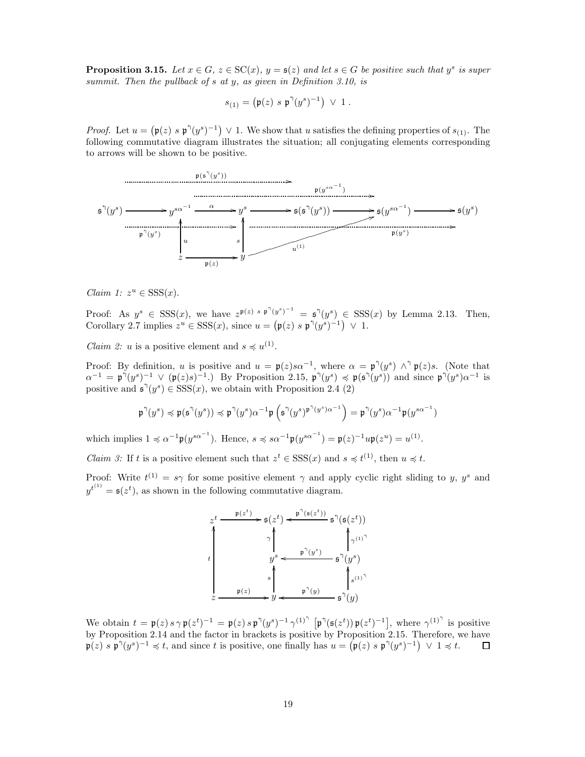**Proposition 3.15.** *Let $x \in G$, $z \in \mathrm{SC}(x)$, $y = \mathfrak{s}(z)$ and let $s \in G$ be positive such that $y^s$ is super summit. Then the pullback of $s$ at $y$, as given in Definition 3.10, is*

$$s_{(1)} = \big(\mathfrak{p}(z)\ s\ \mathfrak{p}^{\urcorner}(y^s)^{-1}\big) \ \vee\ 1\ .$$

*Proof.* Let $u = \big(\mathfrak{p}(z)\ s\ \mathfrak{p}^{\urcorner}(y^s)^{-1}\big) \vee 1$. We show that $u$ satisfies the defining properties of $s_{(1)}$. The following commutative diagram illustrates the situation; all conjugating elements corresponding to arrows will be shown to be positive.

*Claim 1:* $z^u \in \mathrm{SSS}(x)$.

Proof: As $y^s \in \mathrm{SSS}(x)$, we have $z^{\mathfrak{p}(z)\ s\ \mathfrak{p}^{\urcorner}(y^s)^{-1}} = \mathfrak{s}^{\urcorner}(y^s) \in \mathrm{SSS}(x)$ by Lemma 2.13. Then, Corollary 2.7 implies $z^u \in \mathrm{SSS}(x)$, since $u = \big(\mathfrak{p}(z)\ s\ \mathfrak{p}^{\urcorner}(y^s)^{-1}\big) \ \vee\ 1$.

*Claim 2:* $u$ is a positive element and $s \preccurlyeq u^{(1)}$.

Proof: By definition, $u$ is positive and $u = \mathfrak{p}(z)s\alpha^{-1}$, where $\alpha = \mathfrak{p}^{\urcorner}(y^s) \wedge^{\urcorner} \mathfrak{p}(z)s$. (Note that $\alpha^{-1} = \mathfrak{p}^{\urcorner}(y^s)^{-1} \vee (\mathfrak{p}(z)s)^{-1}$.) By Proposition 2.15, $\mathfrak{p}^{\urcorner}(y^s) \preccurlyeq \mathfrak{p}(\mathfrak{s}^{\urcorner}(y^s))$ and since $\mathfrak{p}^{\urcorner}(y^s)\alpha^{-1}$ is positive and $\mathfrak{s}^{\urcorner}(y^s) \in \mathrm{SSS}(x)$, we obtain with Proposition 2.4 (2)

$$\mathfrak{p}^{\urcorner}(y^s) \preccurlyeq \mathfrak{p}(\mathfrak{s}^{\urcorner}(y^s)) \preccurlyeq \mathfrak{p}^{\urcorner}(y^s)\alpha^{-1}\mathfrak{p}\left(\mathfrak{s}^{\urcorner}(y^s)^{\mathfrak{p}^{\urcorner}(y^s)\alpha^{-1}}\right) = \mathfrak{p}^{\urcorner}(y^s)\alpha^{-1}\mathfrak{p}(y^{s\alpha^{-1}})$$

which implies $1 \preccurlyeq \alpha^{-1}\mathfrak{p}(y^{s\alpha^{-1}})$. Hence, $s \preccurlyeq s\alpha^{-1}\mathfrak{p}(y^{s\alpha^{-1}}) = \mathfrak{p}(z)^{-1}u\mathfrak{p}(z^u) = u^{(1)}$.

*Claim 3:* If $t$ is a positive element such that $z^t \in \mathrm{SSS}(x)$ and $s \preccurlyeq t^{(1)}$, then $u \preccurlyeq t$.

Proof: Write $t^{(1)} = s\gamma$ for some positive element $\gamma$ and apply cyclic right sliding to $y$, $y^s$ and $y^{t^{(1)}} = \mathfrak{s}(z^t)$, as shown in the following commutative diagram.

We obtain $t = \mathfrak{p}(z)\, s\, \gamma\, \mathfrak{p}(z^t)^{-1} = \mathfrak{p}(z)\, s\, \mathfrak{p}^{\urcorner}(y^s)^{-1}\, \gamma^{(1)^{\urcorner}}\ \big[\mathfrak{p}^{\urcorner}(\mathfrak{s}(z^t))\, \mathfrak{p}(z^t)^{-1}\big]$, where $\gamma^{(1)^{\urcorner}}$ is positive by Proposition 2.14 and the factor in brackets is positive by Proposition 2.15. Therefore, we have $\mathfrak{p}(z)\ s\ \mathfrak{p}^{\urcorner}(y^s)^{-1} \preccurlyeq t$, and since $t$ is positive, one finally has $u = \big(\mathfrak{p}(z)\ s\ \mathfrak{p}^{\urcorner}(y^s)^{-1}\big) \ \vee\ 1 \preccurlyeq t$. ∎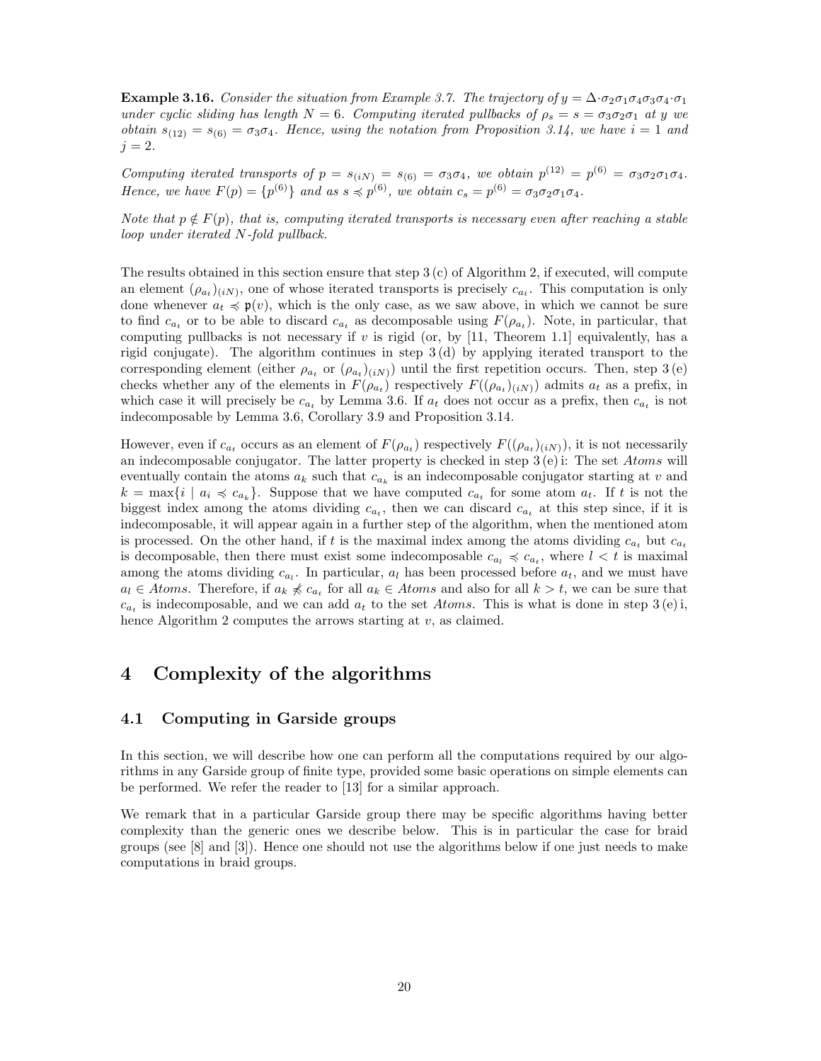**Example 3.16.** *Consider the situation from Example 3.7. The trajectory of $y = \Delta \cdot \sigma_2\sigma_1\sigma_4\sigma_3\sigma_4 \cdot \sigma_1$ under cyclic sliding has length $N = 6$. Computing iterated pullbacks of $\rho_s = s = \sigma_3\sigma_2\sigma_1$ at $y$ we obtain $s_{(12)} = s_{(6)} = \sigma_3\sigma_4$. Hence, using the notation from Proposition 3.14, we have $i = 1$ and $j = 2$.*

*Computing iterated transports of $p = s_{(iN)} = s_{(6)} = \sigma_3\sigma_4$, we obtain $p^{(12)} = p^{(6)} = \sigma_3\sigma_2\sigma_1\sigma_4$. Hence, we have $F(p) = \{p^{(6)}\}$ and as $s \preccurlyeq p^{(6)}$, we obtain $c_s = p^{(6)} = \sigma_3\sigma_2\sigma_1\sigma_4$.*

*Note that $p \notin F(p)$, that is, computing iterated transports is necessary even after reaching a stable loop under iterated $N$-fold pullback.*

The results obtained in this section ensure that step 3 (c) of Algorithm 2, if executed, will compute an element $(\rho_{a_t})_{(iN)}$, one of whose iterated transports is precisely $c_{a_t}$. This computation is only done whenever $a_t \preccurlyeq \mathfrak{p}(v)$, which is the only case, as we saw above, in which we cannot be sure to find $c_{a_t}$ or to be able to discard $c_{a_t}$ as decomposable using $F(\rho_{a_t})$. Note, in particular, that computing pullbacks is not necessary if $v$ is rigid (or, by [11, Theorem 1.1] equivalently, has a rigid conjugate). The algorithm continues in step 3 (d) by applying iterated transport to the corresponding element (either $\rho_{a_t}$ or $(\rho_{a_t})_{(iN)}$) until the first repetition occurs. Then, step 3 (e) checks whether any of the elements in $F(\rho_{a_t})$ respectively $F((\rho_{a_t})_{(iN)})$ admits $a_t$ as a prefix, in which case it will precisely be $c_{a_t}$ by Lemma 3.6. If $a_t$ does not occur as a prefix, then $c_{a_t}$ is not indecomposable by Lemma 3.6, Corollary 3.9 and Proposition 3.14.

However, even if $c_{a_t}$ occurs as an element of $F(\rho_{a_t})$ respectively $F((\rho_{a_t})_{(iN)})$, it is not necessarily an indecomposable conjugator. The latter property is checked in step 3 (e) i: The set *Atoms* will eventually contain the atoms $a_k$ such that $c_{a_k}$ is an indecomposable conjugator starting at $v$ and $k = \max\{i \mid a_i \preccurlyeq c_{a_k}\}$. Suppose that we have computed $c_{a_t}$ for some atom $a_t$. If $t$ is not the biggest index among the atoms dividing $c_{a_t}$, then we can discard $c_{a_t}$ at this step since, if it is indecomposable, it will appear again in a further step of the algorithm, when the mentioned atom is processed. On the other hand, if $t$ is the maximal index among the atoms dividing $c_{a_t}$ but $c_{a_t}$ is decomposable, then there must exist some indecomposable $c_{a_l} \preccurlyeq c_{a_t}$, where $l < t$ is maximal among the atoms dividing $c_{a_l}$. In particular, $a_l$ has been processed before $a_t$, and we must have $a_l \in Atoms$. Therefore, if $a_k \not\preccurlyeq c_{a_t}$ for all $a_k \in Atoms$ and also for all $k > t$, we can be sure that $c_{a_t}$ is indecomposable, and we can add $a_t$ to the set *Atoms*. This is what is done in step 3 (e) i, hence Algorithm 2 computes the arrows starting at $v$, as claimed.

# 4 Complexity of the algorithms

## 4.1 Computing in Garside groups

In this section, we will describe how one can perform all the computations required by our algorithms in any Garside group of finite type, provided some basic operations on simple elements can be performed. We refer the reader to [13] for a similar approach.

We remark that in a particular Garside group there may be specific algorithms having better complexity than the generic ones we describe below. This is in particular the case for braid groups (see [8] and [3]). Hence one should not use the algorithms below if one just needs to make computations in braid groups.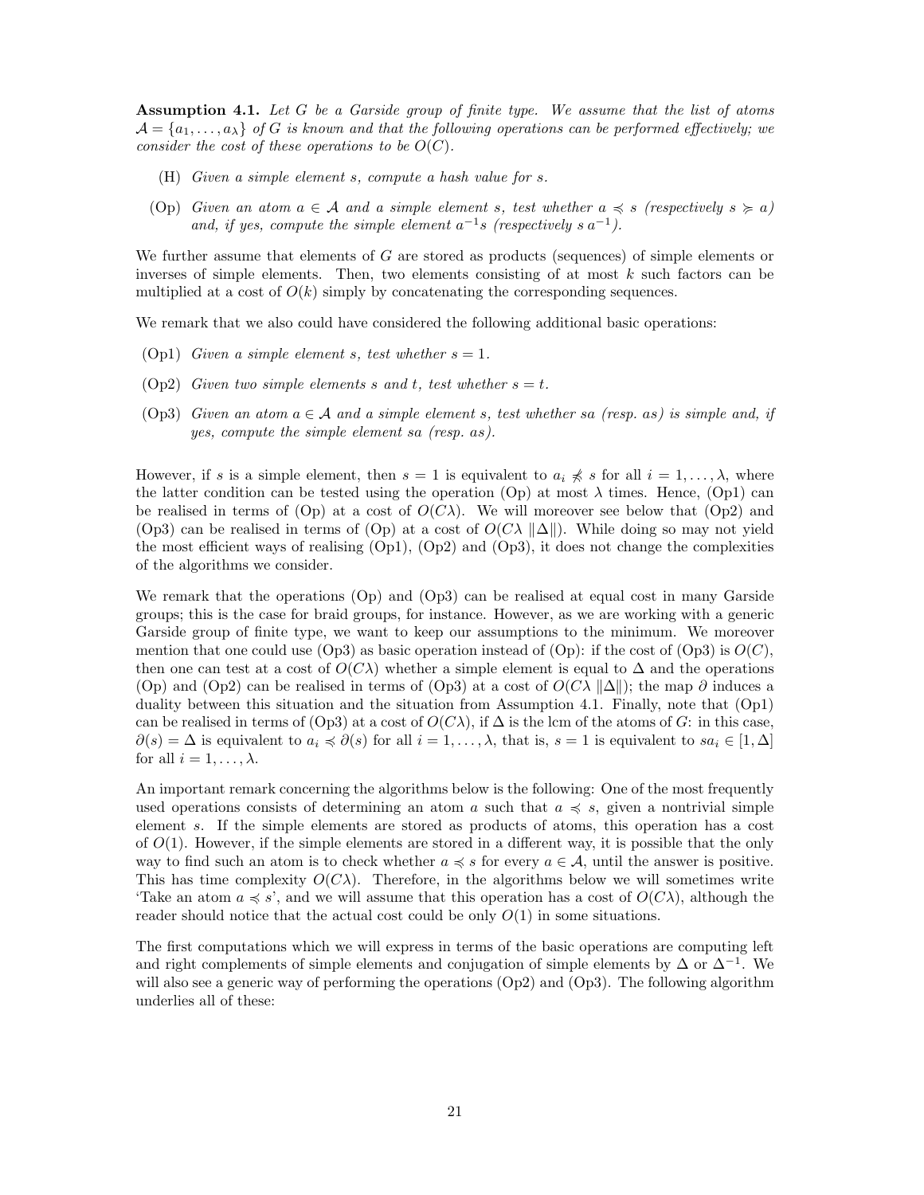**Assumption 4.1.** *Let $G$ be a Garside group of finite type. We assume that the list of atoms $\mathcal{A} = \{a_1, \ldots, a_\lambda\}$ of $G$ is known and that the following operations can be performed effectively; we consider the cost of these operations to be $O(C)$.*

- (H) *Given a simple element $s$, compute a hash value for $s$.*
- (Op) *Given an atom $a \in \mathcal{A}$ and a simple element $s$, test whether $a \preccurlyeq s$ (respectively $s \succcurlyeq a$) and, if yes, compute the simple element $a^{-1}s$ (respectively $s\,a^{-1}$).*

We further assume that elements of $G$ are stored as products (sequences) of simple elements or inverses of simple elements. Then, two elements consisting of at most $k$ such factors can be multiplied at a cost of $O(k)$ simply by concatenating the corresponding sequences.

We remark that we also could have considered the following additional basic operations:

- (Op1) *Given a simple element $s$, test whether $s = 1$.*
- (Op2) *Given two simple elements $s$ and $t$, test whether $s = t$.*
- (Op3) *Given an atom $a \in \mathcal{A}$ and a simple element $s$, test whether $sa$ (resp. $as$) is simple and, if yes, compute the simple element $sa$ (resp. $as$).*

However, if $s$ is a simple element, then $s = 1$ is equivalent to $a_i \not\preccurlyeq s$ for all $i = 1, \ldots, \lambda$, where the latter condition can be tested using the operation (Op) at most $\lambda$ times. Hence, (Op1) can be realised in terms of (Op) at a cost of $O(C\lambda)$. We will moreover see below that (Op2) and (Op3) can be realised in terms of (Op) at a cost of $O(C\lambda\,\|\Delta\|)$. While doing so may not yield the most efficient ways of realising (Op1), (Op2) and (Op3), it does not change the complexities of the algorithms we consider.

We remark that the operations (Op) and (Op3) can be realised at equal cost in many Garside groups; this is the case for braid groups, for instance. However, as we are working with a generic Garside group of finite type, we want to keep our assumptions to the minimum. We moreover mention that one could use (Op3) as basic operation instead of (Op): if the cost of (Op3) is $O(C)$, then one can test at a cost of $O(C\lambda)$ whether a simple element is equal to $\Delta$ and the operations (Op) and (Op2) can be realised in terms of (Op3) at a cost of $O(C\lambda\,\|\Delta\|)$; the map $\partial$ induces a duality between this situation and the situation from Assumption 4.1. Finally, note that (Op1) can be realised in terms of (Op3) at a cost of $O(C\lambda)$, if $\Delta$ is the lcm of the atoms of $G$: in this case, $\partial(s) = \Delta$ is equivalent to $a_i \preccurlyeq \partial(s)$ for all $i = 1, \ldots, \lambda$, that is, $s = 1$ is equivalent to $sa_i \in [1, \Delta]$ for all $i = 1, \ldots, \lambda$.

An important remark concerning the algorithms below is the following: One of the most frequently used operations consists of determining an atom $a$ such that $a \preccurlyeq s$, given a nontrivial simple element $s$. If the simple elements are stored as products of atoms, this operation has a cost of $O(1)$. However, if the simple elements are stored in a different way, it is possible that the only way to find such an atom is to check whether $a \preccurlyeq s$ for every $a \in \mathcal{A}$, until the answer is positive. This has time complexity $O(C\lambda)$. Therefore, in the algorithms below we will sometimes write 'Take an atom $a \preccurlyeq s$', and we will assume that this operation has a cost of $O(C\lambda)$, although the reader should notice that the actual cost could be only $O(1)$ in some situations.

The first computations which we will express in terms of the basic operations are computing left and right complements of simple elements and conjugation of simple elements by $\Delta$ or $\Delta^{-1}$. We will also see a generic way of performing the operations (Op2) and (Op3). The following algorithm underlies all of these: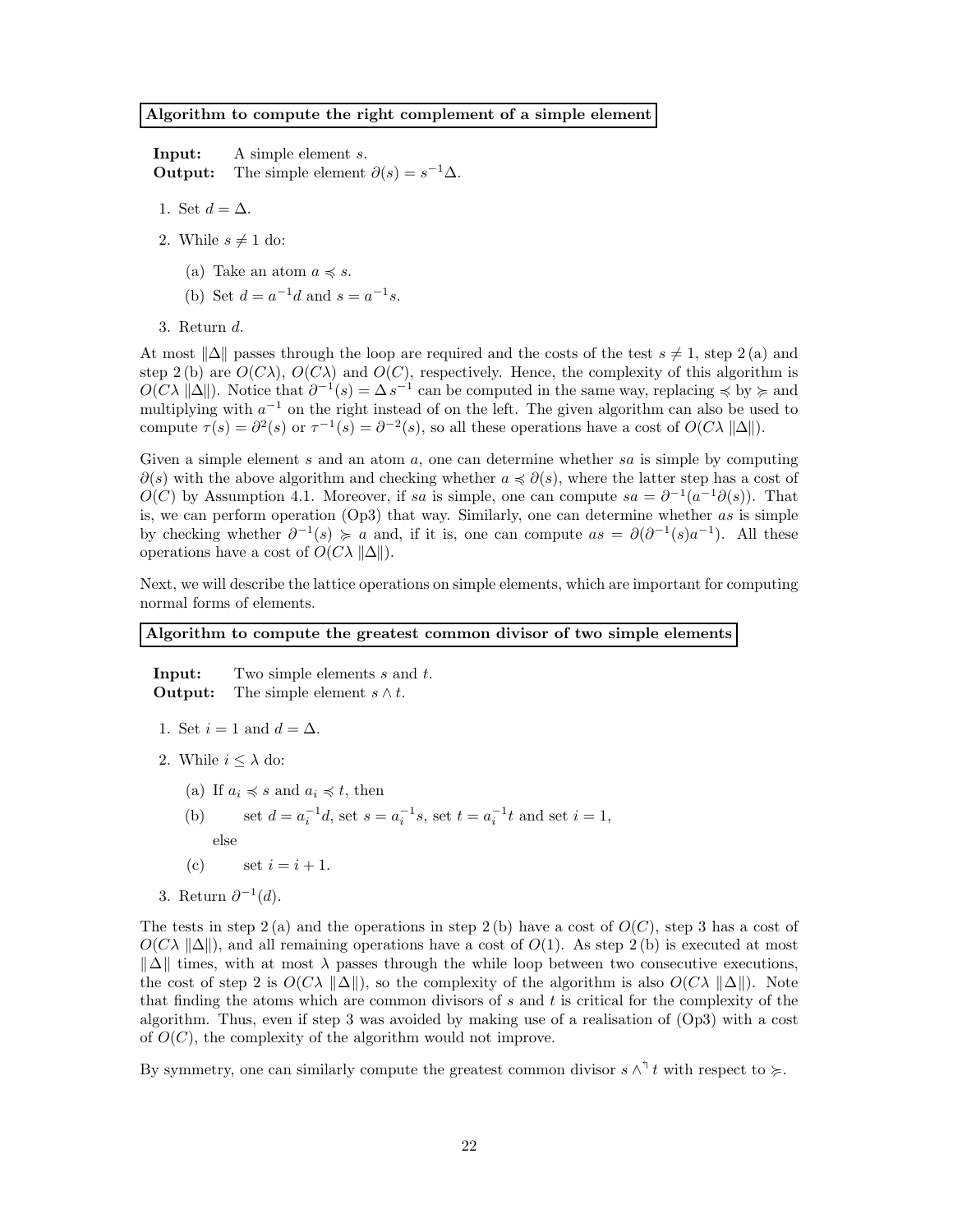**Algorithm to compute the right complement of a simple element**

**Input:** A simple element $s$.
**Output:** The simple element $\partial(s) = s^{-1}\Delta$.

1. Set $d = \Delta$.
2. While $s \neq 1$ do:
   (a) Take an atom $a \preccurlyeq s$.
   (b) Set $d = a^{-1}d$ and $s = a^{-1}s$.
3. Return $d$.

At most $\|\Delta\|$ passes through the loop are required and the costs of the test $s \neq 1$, step 2 (a) and step 2 (b) are $O(C\lambda)$, $O(C\lambda)$ and $O(C)$, respectively. Hence, the complexity of this algorithm is $O(C\lambda\,\|\Delta\|)$. Notice that $\partial^{-1}(s) = \Delta\, s^{-1}$ can be computed in the same way, replacing $\preccurlyeq$ by $\succcurlyeq$ and multiplying with $a^{-1}$ on the right instead of on the left. The given algorithm can also be used to compute $\tau(s) = \partial^2(s)$ or $\tau^{-1}(s) = \partial^{-2}(s)$, so all these operations have a cost of $O(C\lambda\,\|\Delta\|)$.

Given a simple element $s$ and an atom $a$, one can determine whether $sa$ is simple by computing $\partial(s)$ with the above algorithm and checking whether $a \preccurlyeq \partial(s)$, where the latter step has a cost of $O(C)$ by Assumption 4.1. Moreover, if $sa$ is simple, one can compute $sa = \partial^{-1}(a^{-1}\partial(s))$. That is, we can perform operation (Op3) that way. Similarly, one can determine whether $as$ is simple by checking whether $\partial^{-1}(s) \succcurlyeq a$ and, if it is, one can compute $as = \partial(\partial^{-1}(s)a^{-1})$. All these operations have a cost of $O(C\lambda\,\|\Delta\|)$.

Next, we will describe the lattice operations on simple elements, which are important for computing normal forms of elements.

**Algorithm to compute the greatest common divisor of two simple elements**

**Input:** Two simple elements $s$ and $t$.
**Output:** The simple element $s \wedge t$.

1. Set $i = 1$ and $d = \Delta$.
2. While $i \leq \lambda$ do:
   (a) If $a_i \preccurlyeq s$ and $a_i \preccurlyeq t$, then
   (b) set $d = a_i^{-1}d$, set $s = a_i^{-1}s$, set $t = a_i^{-1}t$ and set $i = 1$,
   else
   (c) set $i = i + 1$.
3. Return $\partial^{-1}(d)$.

The tests in step 2 (a) and the operations in step 2 (b) have a cost of $O(C)$, step 3 has a cost of $O(C\lambda\,\|\Delta\|)$, and all remaining operations have a cost of $O(1)$. As step 2 (b) is executed at most $\|\Delta\|$ times, with at most $\lambda$ passes through the while loop between two consecutive executions, the cost of step 2 is $O(C\lambda\,\|\Delta\|)$, so the complexity of the algorithm is also $O(C\lambda\,\|\Delta\|)$. Note that finding the atoms which are common divisors of $s$ and $t$ is critical for the complexity of the algorithm. Thus, even if step 3 was avoided by making use of a realisation of (Op3) with a cost of $O(C)$, the complexity of the algorithm would not improve.

By symmetry, one can similarly compute the greatest common divisor $s \wedge^{\urcorner} t$ with respect to $\succcurlyeq$.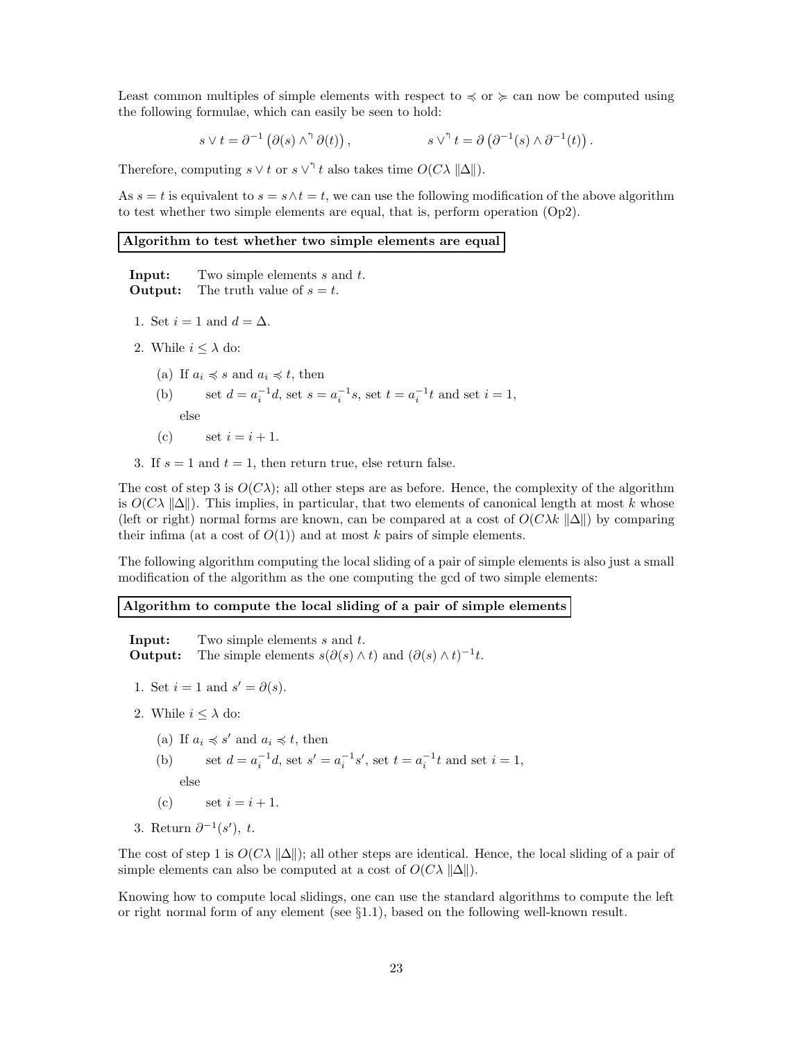Least common multiples of simple elements with respect to $\preccurlyeq$ or $\succcurlyeq$ can now be computed using the following formulae, which can easily be seen to hold:

$$s \vee t = \partial^{-1}\left(\partial(s) \wedge^{\urcorner} \partial(t)\right), \qquad\qquad s \vee^{\urcorner} t = \partial\left(\partial^{-1}(s) \wedge \partial^{-1}(t)\right).$$

Therefore, computing $s \vee t$ or $s \vee^{\urcorner} t$ also takes time $O(C\lambda\, \|\Delta\|)$.

As $s = t$ is equivalent to $s = s \wedge t = t$, we can use the following modification of the above algorithm to test whether two simple elements are equal, that is, perform operation (Op2).

**Algorithm to test whether two simple elements are equal**

**Input:** Two simple elements $s$ and $t$.
**Output:** The truth value of $s = t$.

1. Set $i = 1$ and $d = \Delta$.
2. While $i \leq \lambda$ do:
   (a) If $a_i \preccurlyeq s$ and $a_i \preccurlyeq t$, then
   (b) set $d = a_i^{-1}d$, set $s = a_i^{-1}s$, set $t = a_i^{-1}t$ and set $i = 1$,
   else
   (c) set $i = i + 1$.
3. If $s = 1$ and $t = 1$, then return true, else return false.

The cost of step 3 is $O(C\lambda)$; all other steps are as before. Hence, the complexity of the algorithm is $O(C\lambda\, \|\Delta\|)$. This implies, in particular, that two elements of canonical length at most $k$ whose (left or right) normal forms are known, can be compared at a cost of $O(C\lambda k\, \|\Delta\|)$ by comparing their infima (at a cost of $O(1)$) and at most $k$ pairs of simple elements.

The following algorithm computing the local sliding of a pair of simple elements is also just a small modification of the algorithm as the one computing the gcd of two simple elements:

**Algorithm to compute the local sliding of a pair of simple elements**

**Input:** Two simple elements $s$ and $t$.
**Output:** The simple elements $s(\partial(s) \wedge t)$ and $(\partial(s) \wedge t)^{-1}t$.

1. Set $i = 1$ and $s' = \partial(s)$.
2. While $i \leq \lambda$ do:
   (a) If $a_i \preccurlyeq s'$ and $a_i \preccurlyeq t$, then
   (b) set $d = a_i^{-1}d$, set $s' = a_i^{-1}s'$, set $t = a_i^{-1}t$ and set $i = 1$,
   else
   (c) set $i = i + 1$.
3. Return $\partial^{-1}(s')$, $t$.

The cost of step 1 is $O(C\lambda\, \|\Delta\|)$; all other steps are identical. Hence, the local sliding of a pair of simple elements can also be computed at a cost of $O(C\lambda\, \|\Delta\|)$.

Knowing how to compute local slidings, one can use the standard algorithms to compute the left or right normal form of any element (see §1.1), based on the following well-known result.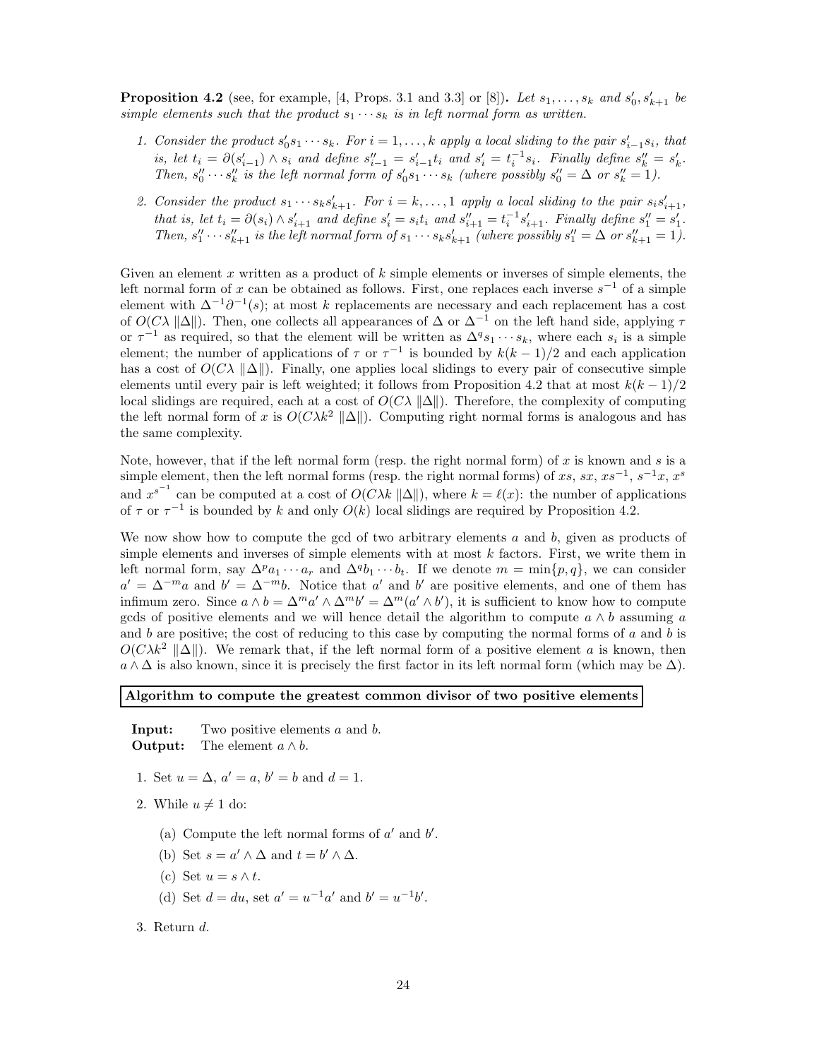**Proposition 4.2** (see, for example, [4, Props. 3.1 and 3.3] or [8])**.** *Let $s_1, \ldots, s_k$ and $s'_0, s'_{k+1}$ be simple elements such that the product $s_1 \cdots s_k$ is in left normal form as written.*

1. *Consider the product $s'_0 s_1 \cdots s_k$. For $i = 1, \ldots, k$ apply a local sliding to the pair $s'_{i-1} s_i$, that is, let $t_i = \partial(s'_{i-1}) \wedge s_i$ and define $s''_{i-1} = s'_{i-1} t_i$ and $s'_i = t_i^{-1} s_i$. Finally define $s''_k = s'_k$. Then, $s''_0 \cdots s''_k$ is the left normal form of $s'_0 s_1 \cdots s_k$ (where possibly $s''_0 = \Delta$ or $s''_k = 1$).*
2. *Consider the product $s_1 \cdots s_k s'_{k+1}$. For $i = k, \ldots, 1$ apply a local sliding to the pair $s_i s'_{i+1}$, that is, let $t_i = \partial(s_i) \wedge s'_{i+1}$ and define $s'_i = s_i t_i$ and $s''_{i+1} = t_i^{-1} s'_{i+1}$. Finally define $s''_1 = s'_1$. Then, $s''_1 \cdots s''_{k+1}$ is the left normal form of $s_1 \cdots s_k s'_{k+1}$ (where possibly $s''_1 = \Delta$ or $s''_{k+1} = 1$).*

Given an element $x$ written as a product of $k$ simple elements or inverses of simple elements, the left normal form of $x$ can be obtained as follows. First, one replaces each inverse $s^{-1}$ of a simple element with $\Delta^{-1}\partial^{-1}(s)$; at most $k$ replacements are necessary and each replacement has a cost of $O(C\lambda \,\|\Delta\|)$. Then, one collects all appearances of $\Delta$ or $\Delta^{-1}$ on the left hand side, applying $\tau$ or $\tau^{-1}$ as required, so that the element will be written as $\Delta^q s_1 \cdots s_k$, where each $s_i$ is a simple element; the number of applications of $\tau$ or $\tau^{-1}$ is bounded by $k(k-1)/2$ and each application has a cost of $O(C\lambda \,\|\Delta\|)$. Finally, one applies local slidings to every pair of consecutive simple elements until every pair is left weighted; it follows from Proposition 4.2 that at most $k(k-1)/2$ local slidings are required, each at a cost of $O(C\lambda \,\|\Delta\|)$. Therefore, the complexity of computing the left normal form of $x$ is $O(C\lambda k^2 \,\|\Delta\|)$. Computing right normal forms is analogous and has the same complexity.

Note, however, that if the left normal form (resp. the right normal form) of $x$ is known and $s$ is a simple element, then the left normal forms (resp. the right normal forms) of $xs$, $sx$, $xs^{-1}$, $s^{-1}x$, $x^s$ and $x^{s^{-1}}$ can be computed at a cost of $O(C\lambda k \,\|\Delta\|)$, where $k = \ell(x)$: the number of applications of $\tau$ or $\tau^{-1}$ is bounded by $k$ and only $O(k)$ local slidings are required by Proposition 4.2.

We now show how to compute the gcd of two arbitrary elements $a$ and $b$, given as products of simple elements and inverses of simple elements with at most $k$ factors. First, we write them in left normal form, say $\Delta^p a_1 \cdots a_r$ and $\Delta^q b_1 \cdots b_t$. If we denote $m = \min\{p, q\}$, we can consider $a' = \Delta^{-m} a$ and $b' = \Delta^{-m} b$. Notice that $a'$ and $b'$ are positive elements, and one of them has infimum zero. Since $a \wedge b = \Delta^m a' \wedge \Delta^m b' = \Delta^m (a' \wedge b')$, it is sufficient to know how to compute gcds of positive elements and we will hence detail the algorithm to compute $a \wedge b$ assuming $a$ and $b$ are positive; the cost of reducing to this case by computing the normal forms of $a$ and $b$ is $O(C\lambda k^2 \,\|\Delta\|)$. We remark that, if the left normal form of a positive element $a$ is known, then $a \wedge \Delta$ is also known, since it is precisely the first factor in its left normal form (which may be $\Delta$).

**Algorithm to compute the greatest common divisor of two positive elements**

**Input:** Two positive elements $a$ and $b$.
**Output:** The element $a \wedge b$.

1. Set $u = \Delta$, $a' = a$, $b' = b$ and $d = 1$.
2. While $u \neq 1$ do:
   (a) Compute the left normal forms of $a'$ and $b'$.
   (b) Set $s = a' \wedge \Delta$ and $t = b' \wedge \Delta$.
   (c) Set $u = s \wedge t$.
   (d) Set $d = du$, set $a' = u^{-1}a'$ and $b' = u^{-1}b'$.
3. Return $d$.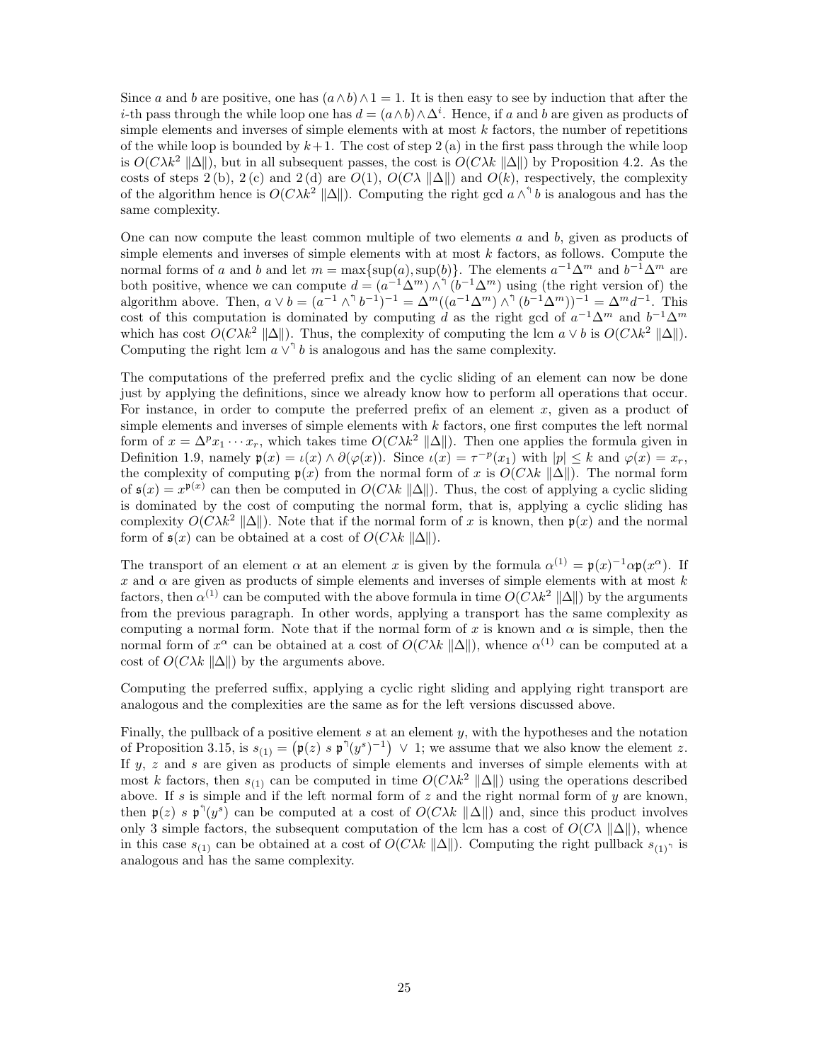Since $a$ and $b$ are positive, one has $(a\wedge b)\wedge 1 = 1$. It is then easy to see by induction that after the $i$-th pass through the while loop one has $d = (a\wedge b)\wedge \Delta^i$. Hence, if $a$ and $b$ are given as products of simple elements and inverses of simple elements with at most $k$ factors, the number of repetitions of the while loop is bounded by $k+1$. The cost of step 2 (a) in the first pass through the while loop is $O(C\lambda k^2 \,\|\Delta\|)$, but in all subsequent passes, the cost is $O(C\lambda k \,\|\Delta\|)$ by Proposition 4.2. As the costs of steps 2 (b), 2 (c) and 2 (d) are $O(1)$, $O(C\lambda \,\|\Delta\|)$ and $O(k)$, respectively, the complexity of the algorithm hence is $O(C\lambda k^2 \,\|\Delta\|)$. Computing the right gcd $a \wedge^{\!\urcorner} b$ is analogous and has the same complexity.

One can now compute the least common multiple of two elements $a$ and $b$, given as products of simple elements and inverses of simple elements with at most $k$ factors, as follows. Compute the normal forms of $a$ and $b$ and let $m = \max\{\sup(a), \sup(b)\}$. The elements $a^{-1}\Delta^m$ and $b^{-1}\Delta^m$ are both positive, whence we can compute $d = (a^{-1}\Delta^m) \wedge^{\!\urcorner} (b^{-1}\Delta^m)$ using (the right version of) the algorithm above. Then, $a \vee b = (a^{-1} \wedge^{\!\urcorner} b^{-1})^{-1} = \Delta^m((a^{-1}\Delta^m) \wedge^{\!\urcorner} (b^{-1}\Delta^m))^{-1} = \Delta^m d^{-1}$. This cost of this computation is dominated by computing $d$ as the right gcd of $a^{-1}\Delta^m$ and $b^{-1}\Delta^m$ which has cost $O(C\lambda k^2 \,\|\Delta\|)$. Thus, the complexity of computing the lcm $a\vee b$ is $O(C\lambda k^2 \,\|\Delta\|)$. Computing the right lcm $a \vee^{\!\urcorner} b$ is analogous and has the same complexity.

The computations of the preferred prefix and the cyclic sliding of an element can now be done just by applying the definitions, since we already know how to perform all operations that occur. For instance, in order to compute the preferred prefix of an element $x$, given as a product of simple elements and inverses of simple elements with $k$ factors, one first computes the left normal form of $x = \Delta^p x_1 \cdots x_r$, which takes time $O(C\lambda k^2 \,\|\Delta\|)$. Then one applies the formula given in Definition 1.9, namely $\mathfrak{p}(x) = \iota(x) \wedge \partial(\varphi(x))$. Since $\iota(x) = \tau^{-p}(x_1)$ with $|p| \le k$ and $\varphi(x) = x_r$, the complexity of computing $\mathfrak{p}(x)$ from the normal form of $x$ is $O(C\lambda k \,\|\Delta\|)$. The normal form of $\mathfrak{s}(x) = x^{\mathfrak{p}(x)}$ can then be computed in $O(C\lambda k \,\|\Delta\|)$. Thus, the cost of applying a cyclic sliding is dominated by the cost of computing the normal form, that is, applying a cyclic sliding has complexity $O(C\lambda k^2 \,\|\Delta\|)$. Note that if the normal form of $x$ is known, then $\mathfrak{p}(x)$ and the normal form of $\mathfrak{s}(x)$ can be obtained at a cost of $O(C\lambda k \,\|\Delta\|)$.

The transport of an element $\alpha$ at an element $x$ is given by the formula $\alpha^{(1)} = \mathfrak{p}(x)^{-1}\alpha\mathfrak{p}(x^\alpha)$. If $x$ and $\alpha$ are given as products of simple elements and inverses of simple elements with at most $k$ factors, then $\alpha^{(1)}$ can be computed with the above formula in time $O(C\lambda k^2 \,\|\Delta\|)$ by the arguments from the previous paragraph. In other words, applying a transport has the same complexity as computing a normal form. Note that if the normal form of $x$ is known and $\alpha$ is simple, then the normal form of $x^\alpha$ can be obtained at a cost of $O(C\lambda k \,\|\Delta\|)$, whence $\alpha^{(1)}$ can be computed at a cost of $O(C\lambda k \,\|\Delta\|)$ by the arguments above.

Computing the preferred suffix, applying a cyclic right sliding and applying right transport are analogous and the complexities are the same as for the left versions discussed above.

Finally, the pullback of a positive element $s$ at an element $y$, with the hypotheses and the notation of Proposition 3.15, is $s_{(1)} = \big(\mathfrak{p}(z)\ s\ \mathfrak{p}^{\urcorner}(y^s)^{-1}\big) \ \vee\ 1$; we assume that we also know the element $z$. If $y$, $z$ and $s$ are given as products of simple elements and inverses of simple elements with at most $k$ factors, then $s_{(1)}$ can be computed in time $O(C\lambda k^2 \,\|\Delta\|)$ using the operations described above. If $s$ is simple and if the left normal form of $z$ and the right normal form of $y$ are known, then $\mathfrak{p}(z)\ s\ \mathfrak{p}^{\urcorner}(y^s)$ can be computed at a cost of $O(C\lambda k \,\|\Delta\|)$ and, since this product involves only 3 simple factors, the subsequent computation of the lcm has a cost of $O(C\lambda \,\|\Delta\|)$, whence in this case $s_{(1)}$ can be obtained at a cost of $O(C\lambda k \,\|\Delta\|)$. Computing the right pullback $s_{(1)^{\urcorner}}$ is analogous and has the same complexity.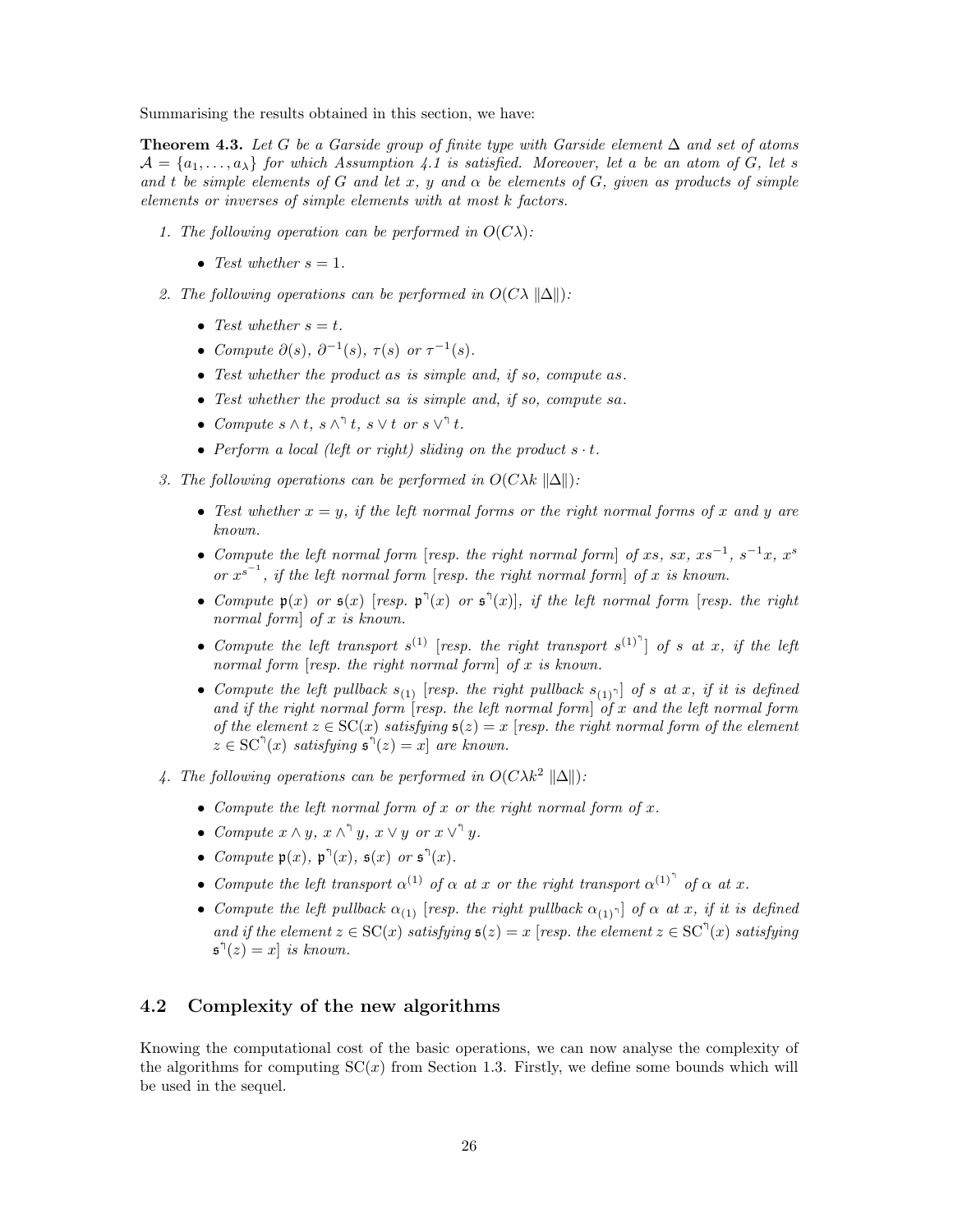Summarising the results obtained in this section, we have:

**Theorem 4.3.** *Let $G$ be a Garside group of finite type with Garside element $\Delta$ and set of atoms $\mathcal{A} = \{a_1, \ldots, a_\lambda\}$ for which Assumption 4.1 is satisfied. Moreover, let $a$ be an atom of $G$, let $s$ and $t$ be simple elements of $G$ and let $x$, $y$ and $\alpha$ be elements of $G$, given as products of simple elements or inverses of simple elements with at most $k$ factors.*

1. *The following operation can be performed in $O(C\lambda)$:*
   - *Test whether $s = 1$.*
2. *The following operations can be performed in $O(C\lambda \, \|\Delta\|)$:*
   - *Test whether $s = t$.*
   - *Compute $\partial(s)$, $\partial^{-1}(s)$, $\tau(s)$ or $\tau^{-1}(s)$.*
   - *Test whether the product $as$ is simple and, if so, compute $as$.*
   - *Test whether the product $sa$ is simple and, if so, compute $sa$.*
   - *Compute $s \wedge t$, $s \wedge^{\urcorner} t$, $s \vee t$ or $s \vee^{\urcorner} t$.*
   - *Perform a local (left or right) sliding on the product $s \cdot t$.*
3. *The following operations can be performed in $O(C\lambda k \, \|\Delta\|)$:*
   - *Test whether $x = y$, if the left normal forms or the right normal forms of $x$ and $y$ are known.*
   - *Compute the left normal form [resp. the right normal form] of $xs$, $sx$, $xs^{-1}$, $s^{-1}x$, $x^s$ or $x^{s^{-1}}$, if the left normal form [resp. the right normal form] of $x$ is known.*
   - *Compute $\mathfrak{p}(x)$ or $\mathfrak{s}(x)$ [resp. $\mathfrak{p}^{\urcorner}(x)$ or $\mathfrak{s}^{\urcorner}(x)$], if the left normal form [resp. the right normal form] of $x$ is known.*
   - *Compute the left transport $s^{(1)}$ [resp. the right transport $s^{(1)^{\urcorner}}$] of $s$ at $x$, if the left normal form [resp. the right normal form] of $x$ is known.*
   - *Compute the left pullback $s_{(1)}$ [resp. the right pullback $s_{(1)^{\urcorner}}$] of $s$ at $x$, if it is defined and if the right normal form [resp. the left normal form] of $x$ and the left normal form of the element $z \in \mathrm{SC}(x)$ satisfying $\mathfrak{s}(z) = x$ [resp. the right normal form of the element $z \in \mathrm{SC}^{\urcorner}(x)$ satisfying $\mathfrak{s}^{\urcorner}(z) = x$] are known.*
4. *The following operations can be performed in $O(C\lambda k^2 \, \|\Delta\|)$:*
   - *Compute the left normal form of $x$ or the right normal form of $x$.*
   - *Compute $x \wedge y$, $x \wedge^{\urcorner} y$, $x \vee y$ or $x \vee^{\urcorner} y$.*
   - *Compute $\mathfrak{p}(x)$, $\mathfrak{p}^{\urcorner}(x)$, $\mathfrak{s}(x)$ or $\mathfrak{s}^{\urcorner}(x)$.*
   - *Compute the left transport $\alpha^{(1)}$ of $\alpha$ at $x$ or the right transport $\alpha^{(1)^{\urcorner}}$ of $\alpha$ at $x$.*
   - *Compute the left pullback $\alpha_{(1)}$ [resp. the right pullback $\alpha_{(1)^{\urcorner}}$] of $\alpha$ at $x$, if it is defined and if the element $z \in \mathrm{SC}(x)$ satisfying $\mathfrak{s}(z) = x$ [resp. the element $z \in \mathrm{SC}^{\urcorner}(x)$ satisfying $\mathfrak{s}^{\urcorner}(z) = x$] is known.*

## 4.2 Complexity of the new algorithms

Knowing the computational cost of the basic operations, we can now analyse the complexity of the algorithms for computing $\mathrm{SC}(x)$ from Section 1.3. Firstly, we define some bounds which will be used in the sequel.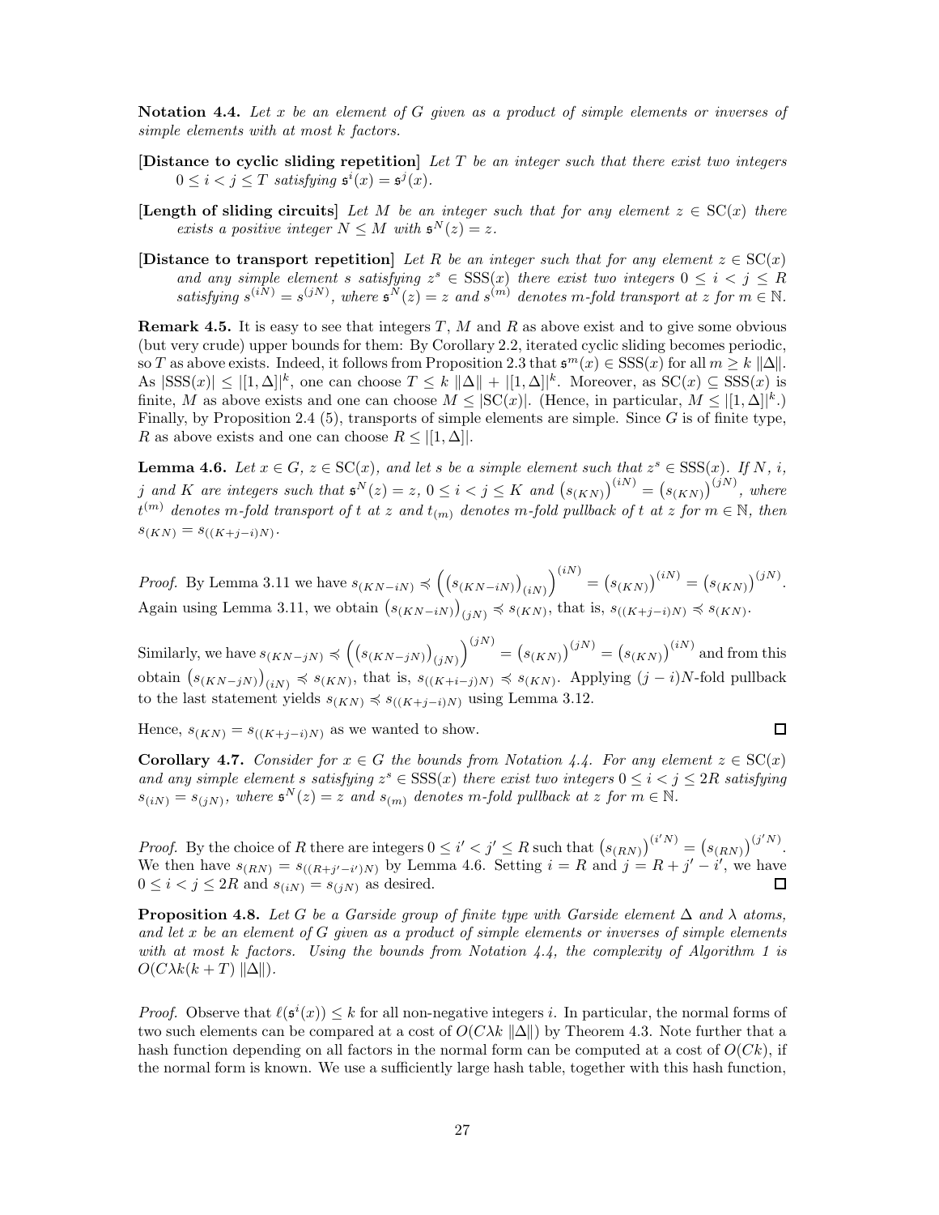**Notation 4.4.** *Let $x$ be an element of $G$ given as a product of simple elements or inverses of simple elements with at most $k$ factors.*

**[Distance to cyclic sliding repetition]** *Let $T$ be an integer such that there exist two integers $0 \le i < j \le T$ satisfying $\mathfrak{s}^i(x) = \mathfrak{s}^j(x)$.*

**[Length of sliding circuits]** *Let $M$ be an integer such that for any element $z \in \mathrm{SC}(x)$ there exists a positive integer $N \le M$ with $\mathfrak{s}^N(z) = z$.*

**[Distance to transport repetition]** *Let $R$ be an integer such that for any element $z \in \mathrm{SC}(x)$ and any simple element $s$ satisfying $z^s \in \mathrm{SSS}(x)$ there exist two integers $0 \le i < j \le R$ satisfying $s^{(iN)} = s^{(jN)}$, where $\mathfrak{s}^N(z) = z$ and $s^{(m)}$ denotes $m$-fold transport at $z$ for $m \in \mathbb{N}$.*

**Remark 4.5.** It is easy to see that integers $T$, $M$ and $R$ as above exist and to give some obvious (but very crude) upper bounds for them: By Corollary 2.2, iterated cyclic sliding becomes periodic, so $T$ as above exists. Indeed, it follows from Proposition 2.3 that $\mathfrak{s}^m(x) \in \mathrm{SSS}(x)$ for all $m \ge k\,\|\Delta\|$. As $|\mathrm{SSS}(x)| \le |[1,\Delta]|^k$, one can choose $T \le k\,\|\Delta\| + |[1,\Delta]|^k$. Moreover, as $\mathrm{SC}(x) \subseteq \mathrm{SSS}(x)$ is finite, $M$ as above exists and one can choose $M \le |\mathrm{SC}(x)|$. (Hence, in particular, $M \le |[1,\Delta]|^k$.) Finally, by Proposition 2.4 (5), transports of simple elements are simple. Since $G$ is of finite type, $R$ as above exists and one can choose $R \le |[1,\Delta]|$.

**Lemma 4.6.** *Let $x \in G$, $z \in \mathrm{SC}(x)$, and let $s$ be a simple element such that $z^s \in \mathrm{SSS}(x)$. If $N$, $i$, $j$ and $K$ are integers such that $\mathfrak{s}^N(z) = z$, $0 \le i < j \le K$ and $\left(s_{(KN)}\right)^{(iN)} = \left(s_{(KN)}\right)^{(jN)}$, where $t^{(m)}$ denotes $m$-fold transport of $t$ at $z$ and $t_{(m)}$ denotes $m$-fold pullback of $t$ at $z$ for $m \in \mathbb{N}$, then $s_{(KN)} = s_{((K+j-i)N)}$.*

*Proof.* By Lemma 3.11 we have $s_{(KN-iN)} \preccurlyeq \left(\left(s_{(KN-iN)}\right)_{(iN)}\right)^{(iN)} = \left(s_{(KN)}\right)^{(iN)} = \left(s_{(KN)}\right)^{(jN)}$. Again using Lemma 3.11, we obtain $\left(s_{(KN-iN)}\right)_{(jN)} \preccurlyeq s_{(KN)}$, that is, $s_{((K+j-i)N)} \preccurlyeq s_{(KN)}$.

Similarly, we have $s_{(KN-jN)} \preccurlyeq \left(\left(s_{(KN-jN)}\right)_{(jN)}\right)^{(jN)} = \left(s_{(KN)}\right)^{(jN)} = \left(s_{(KN)}\right)^{(iN)}$ and from this obtain $\left(s_{(KN-jN)}\right)_{(iN)} \preccurlyeq s_{(KN)}$, that is, $s_{((K+i-j)N)} \preccurlyeq s_{(KN)}$. Applying $(j-i)N$-fold pullback to the last statement yields $s_{(KN)} \preccurlyeq s_{((K+j-i)N)}$ using Lemma 3.12.

Hence, $s_{(KN)} = s_{((K+j-i)N)}$ as we wanted to show. ∎

**Corollary 4.7.** *Consider for $x \in G$ the bounds from Notation 4.4. For any element $z \in \mathrm{SC}(x)$ and any simple element $s$ satisfying $z^s \in \mathrm{SSS}(x)$ there exist two integers $0 \le i < j \le 2R$ satisfying $s_{(iN)} = s_{(jN)}$, where $\mathfrak{s}^N(z) = z$ and $s_{(m)}$ denotes $m$-fold pullback at $z$ for $m \in \mathbb{N}$.*

*Proof.* By the choice of $R$ there are integers $0 \le i' < j' \le R$ such that $\left(s_{(RN)}\right)^{(i'N)} = \left(s_{(RN)}\right)^{(j'N)}$. We then have $s_{(RN)} = s_{((R+j'-i')N)}$ by Lemma 4.6. Setting $i = R$ and $j = R + j' - i'$, we have $0 \le i < j \le 2R$ and $s_{(iN)} = s_{(jN)}$ as desired. ∎

**Proposition 4.8.** *Let $G$ be a Garside group of finite type with Garside element $\Delta$ and $\lambda$ atoms, and let $x$ be an element of $G$ given as a product of simple elements or inverses of simple elements with at most $k$ factors. Using the bounds from Notation 4.4, the complexity of Algorithm 1 is $O(C\lambda k(k+T)\,\|\Delta\|)$.*

*Proof.* Observe that $\ell(\mathfrak{s}^i(x)) \le k$ for all non-negative integers $i$. In particular, the normal forms of two such elements can be compared at a cost of $O(C\lambda k\,\|\Delta\|)$ by Theorem 4.3. Note further that a hash function depending on all factors in the normal form can be computed at a cost of $O(Ck)$, if the normal form is known. We use a sufficiently large hash table, together with this hash function,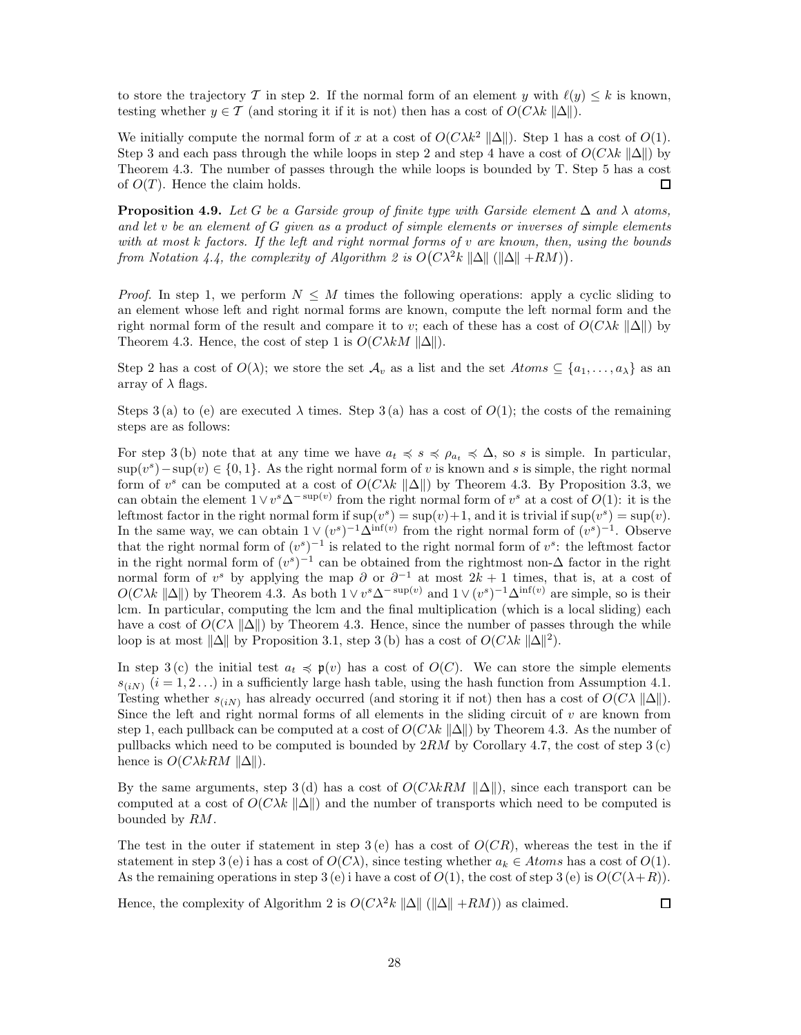to store the trajectory $\mathcal{T}$ in step 2. If the normal form of an element $y$ with $\ell(y) \leq k$ is known, testing whether $y \in \mathcal{T}$ (and storing it if it is not) then has a cost of $O(C\lambda k \,\|\Delta\|)$.

We initially compute the normal form of $x$ at a cost of $O(C\lambda k^2 \,\|\Delta\|)$. Step 1 has a cost of $O(1)$. Step 3 and each pass through the while loops in step 2 and step 4 have a cost of $O(C\lambda k \,\|\Delta\|)$ by Theorem 4.3. The number of passes through the while loops is bounded by T. Step 5 has a cost of $O(T)$. Hence the claim holds. □

**Proposition 4.9.** *Let $G$ be a Garside group of finite type with Garside element $\Delta$ and $\lambda$ atoms, and let $v$ be an element of $G$ given as a product of simple elements or inverses of simple elements with at most $k$ factors. If the left and right normal forms of $v$ are known, then, using the bounds from Notation 4.4, the complexity of Algorithm 2 is $O\big(C\lambda^2 k \,\|\Delta\| \,(\|\Delta\| + RM)\big)$.*

*Proof.* In step 1, we perform $N \leq M$ times the following operations: apply a cyclic sliding to an element whose left and right normal forms are known, compute the left normal form and the right normal form of the result and compare it to $v$; each of these has a cost of $O(C\lambda k \,\|\Delta\|)$ by Theorem 4.3. Hence, the cost of step 1 is $O(C\lambda k M \,\|\Delta\|)$.

Step 2 has a cost of $O(\lambda)$; we store the set $\mathcal{A}_v$ as a list and the set $Atoms \subseteq \{a_1, \dots, a_\lambda\}$ as an array of $\lambda$ flags.

Steps 3 (a) to (e) are executed $\lambda$ times. Step 3 (a) has a cost of $O(1)$; the costs of the remaining steps are as follows:

For step 3 (b) note that at any time we have $a_t \preccurlyeq s \preccurlyeq \rho_{a_t} \preccurlyeq \Delta$, so $s$ is simple. In particular, $\sup(v^s) - \sup(v) \in \{0, 1\}$. As the right normal form of $v$ is known and $s$ is simple, the right normal form of $v^s$ can be computed at a cost of $O(C\lambda k \,\|\Delta\|)$ by Theorem 4.3. By Proposition 3.3, we can obtain the element $1 \vee v^s \Delta^{-\sup(v)}$ from the right normal form of $v^s$ at a cost of $O(1)$: it is the leftmost factor in the right normal form if $\sup(v^s) = \sup(v)+1$, and it is trivial if $\sup(v^s) = \sup(v)$. In the same way, we can obtain $1 \vee (v^s)^{-1}\Delta^{\inf(v)}$ from the right normal form of $(v^s)^{-1}$. Observe that the right normal form of $(v^s)^{-1}$ is related to the right normal form of $v^s$: the leftmost factor in the right normal form of $(v^s)^{-1}$ can be obtained from the rightmost non-$\Delta$ factor in the right normal form of $v^s$ by applying the map $\partial$ or $\partial^{-1}$ at most $2k+1$ times, that is, at a cost of $O(C\lambda k \,\|\Delta\|)$ by Theorem 4.3. As both $1 \vee v^s \Delta^{-\sup(v)}$ and $1 \vee (v^s)^{-1}\Delta^{\inf(v)}$ are simple, so is their lcm. In particular, computing the lcm and the final multiplication (which is a local sliding) each have a cost of $O(C\lambda \,\|\Delta\|)$ by Theorem 4.3. Hence, since the number of passes through the while loop is at most $\|\Delta\|$ by Proposition 3.1, step 3 (b) has a cost of $O(C\lambda k \,\|\Delta\|^2)$.

In step 3 (c) the initial test $a_t \preccurlyeq \mathfrak{p}(v)$ has a cost of $O(C)$. We can store the simple elements $s_{(iN)}$ $(i = 1, 2 \dots)$ in a sufficiently large hash table, using the hash function from Assumption 4.1. Testing whether $s_{(iN)}$ has already occurred (and storing it if not) then has a cost of $O(C\lambda \,\|\Delta\|)$. Since the left and right normal forms of all elements in the sliding circuit of $v$ are known from step 1, each pullback can be computed at a cost of $O(C\lambda k \,\|\Delta\|)$ by Theorem 4.3. As the number of pullbacks which need to be computed is bounded by $2RM$ by Corollary 4.7, the cost of step 3 (c) hence is $O(C\lambda k RM \,\|\Delta\|)$.

By the same arguments, step 3 (d) has a cost of $O(C\lambda k RM \,\|\Delta\|)$, since each transport can be computed at a cost of $O(C\lambda k \,\|\Delta\|)$ and the number of transports which need to be computed is bounded by $RM$.

The test in the outer if statement in step 3 (e) has a cost of $O(CR)$, whereas the test in the if statement in step 3 (e) i has a cost of $O(C\lambda)$, since testing whether $a_k \in Atoms$ has a cost of $O(1)$. As the remaining operations in step 3 (e) i have a cost of $O(1)$, the cost of step 3 (e) is $O(C(\lambda + R))$.

Hence, the complexity of Algorithm 2 is $O(C\lambda^2 k \,\|\Delta\| \,(\|\Delta\| + RM))$ as claimed. □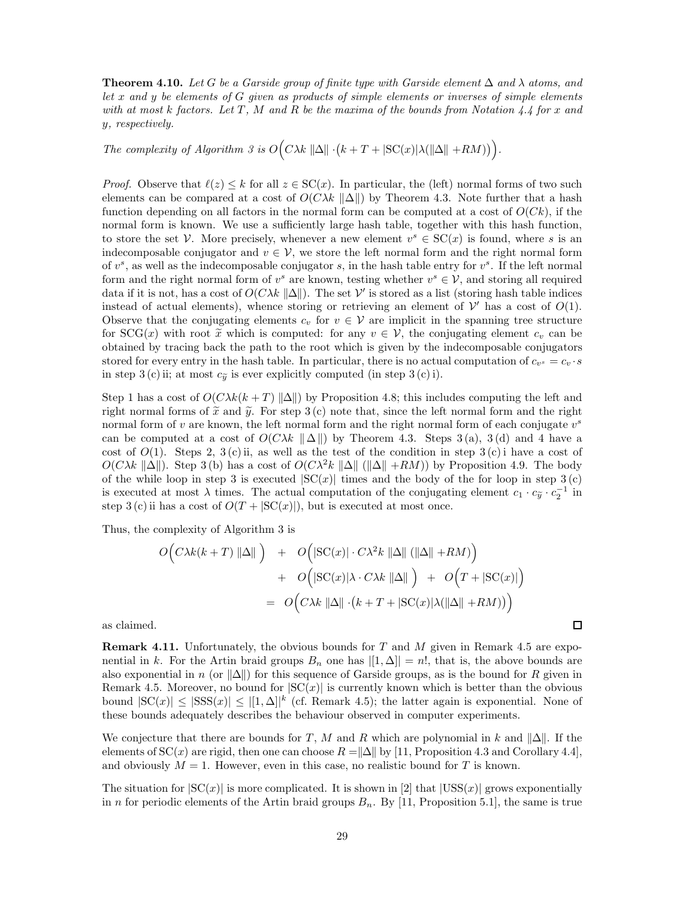**Theorem 4.10.** *Let $G$ be a Garside group of finite type with Garside element $\Delta$ and $\lambda$ atoms, and let $x$ and $y$ be elements of $G$ given as products of simple elements or inverses of simple elements with at most $k$ factors. Let $T$, $M$ and $R$ be the maxima of the bounds from Notation 4.4 for $x$ and $y$, respectively.*

*The complexity of Algorithm 3 is $O\Big(C\lambda k \, \|\Delta\| \cdot \big(k + T + |\mathrm{SC}(x)|\lambda(\|\Delta\| + RM)\big)\Big)$.*

*Proof.* Observe that $\ell(z) \leq k$ for all $z \in \mathrm{SC}(x)$. In particular, the (left) normal forms of two such elements can be compared at a cost of $O(C\lambda k \, \|\Delta\|)$ by Theorem 4.3. Note further that a hash function depending on all factors in the normal form can be computed at a cost of $O(Ck)$, if the normal form is known. We use a sufficiently large hash table, together with this hash function, to store the set $\mathcal{V}$. More precisely, whenever a new element $v^s \in \mathrm{SC}(x)$ is found, where $s$ is an indecomposable conjugator and $v \in \mathcal{V}$, we store the left normal form and the right normal form of $v^s$, as well as the indecomposable conjugator $s$, in the hash table entry for $v^s$. If the left normal form and the right normal form of $v^s$ are known, testing whether $v^s \in \mathcal{V}$, and storing all required data if it is not, has a cost of $O(C\lambda k \, \|\Delta\|)$. The set $\mathcal{V}'$ is stored as a list (storing hash table indices instead of actual elements), whence storing or retrieving an element of $\mathcal{V}'$ has a cost of $O(1)$. Observe that the conjugating elements $c_v$ for $v \in \mathcal{V}$ are implicit in the spanning tree structure for $\mathrm{SCG}(x)$ with root $\widetilde{x}$ which is computed: for any $v \in \mathcal{V}$, the conjugating element $c_v$ can be obtained by tracing back the path to the root which is given by the indecomposable conjugators stored for every entry in the hash table. In particular, there is no actual computation of $c_{v^s} = c_v \cdot s$ in step 3 (c) ii; at most $c_{\widetilde{y}}$ is ever explicitly computed (in step 3 (c) i).

Step 1 has a cost of $O(C\lambda k(k + T) \, \|\Delta\|)$ by Proposition 4.8; this includes computing the left and right normal forms of $\widetilde{x}$ and $\widetilde{y}$. For step 3 (c) note that, since the left normal form and the right normal form of $v$ are known, the left normal form and the right normal form of each conjugate $v^s$ can be computed at a cost of $O(C\lambda k \, \|\Delta\|)$ by Theorem 4.3. Steps 3 (a), 3 (d) and 4 have a cost of $O(1)$. Steps 2, 3 (c) ii, as well as the test of the condition in step 3 (c) i have a cost of $O(C\lambda k \, \|\Delta\|)$. Step 3 (b) has a cost of $O(C\lambda^2 k \, \|\Delta\| \, (\|\Delta\| + RM))$ by Proposition 4.9. The body of the while loop in step 3 is executed $|\mathrm{SC}(x)|$ times and the body of the for loop in step 3 (c) is executed at most $\lambda$ times. The actual computation of the conjugating element $c_1 \cdot c_{\widetilde{y}} \cdot c_2^{-1}$ in step 3 (c) ii has a cost of $O(T + |\mathrm{SC}(x)|)$, but is executed at most once.

Thus, the complexity of Algorithm 3 is

$$
\begin{aligned}
O\Big(C\lambda k(k+T) \, \|\Delta\| \Big) \quad &+ \quad O\Big(|\mathrm{SC}(x)| \cdot C\lambda^2 k \, \|\Delta\| \, (\|\Delta\| + RM)\Big) \\
&+ \quad O\Big(|\mathrm{SC}(x)|\lambda \cdot C\lambda k \, \|\Delta\| \Big) \quad + \quad O\Big(T + |\mathrm{SC}(x)|\Big) \\
&= \quad O\Big(C\lambda k \, \|\Delta\| \cdot \big(k + T + |\mathrm{SC}(x)|\lambda(\|\Delta\| + RM)\big)\Big)
\end{aligned}
$$

as claimed. $\square$

**Remark 4.11.** Unfortunately, the obvious bounds for $T$ and $M$ given in Remark 4.5 are exponential in $k$. For the Artin braid groups $B_n$ one has $|[1, \Delta]| = n!$, that is, the above bounds are also exponential in $n$ (or $\|\Delta\|$) for this sequence of Garside groups, as is the bound for $R$ given in Remark 4.5. Moreover, no bound for $|\mathrm{SC}(x)|$ is currently known which is better than the obvious bound $|\mathrm{SC}(x)| \leq |\mathrm{SSS}(x)| \leq |[1, \Delta]|^k$ (cf. Remark 4.5); the latter again is exponential. None of these bounds adequately describes the behaviour observed in computer experiments.

We conjecture that there are bounds for $T$, $M$ and $R$ which are polynomial in $k$ and $\|\Delta\|$. If the elements of $\mathrm{SC}(x)$ are rigid, then one can choose $R = \|\Delta\|$ by [11, Proposition 4.3 and Corollary 4.4], and obviously $M = 1$. However, even in this case, no realistic bound for $T$ is known.

The situation for $|\mathrm{SC}(x)|$ is more complicated. It is shown in [2] that $|\mathrm{USS}(x)|$ grows exponentially in $n$ for periodic elements of the Artin braid groups $B_n$. By [11, Proposition 5.1], the same is true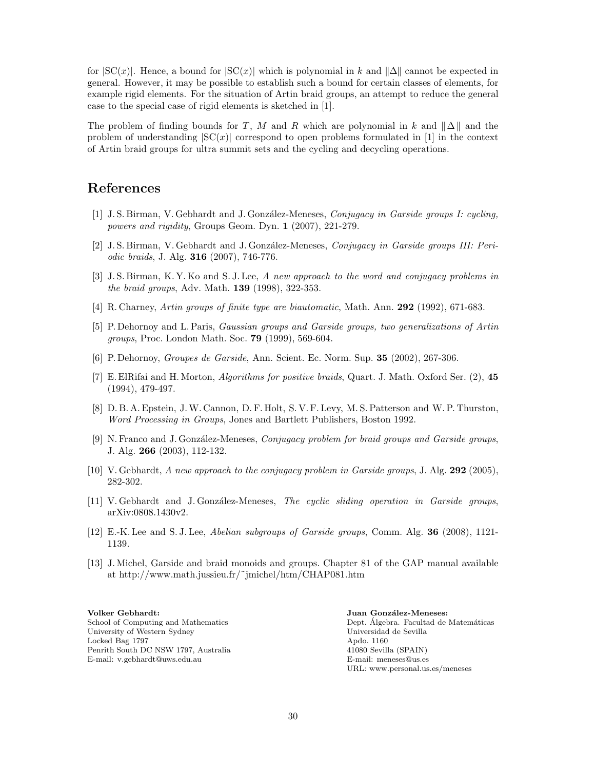for $|\mathrm{SC}(x)|$. Hence, a bound for $|\mathrm{SC}(x)|$ which is polynomial in $k$ and $\|\Delta\|$ cannot be expected in general. However, it may be possible to establish such a bound for certain classes of elements, for example rigid elements. For the situation of Artin braid groups, an attempt to reduce the general case to the special case of rigid elements is sketched in [1].

The problem of finding bounds for $T$, $M$ and $R$ which are polynomial in $k$ and $\|\Delta\|$ and the problem of understanding $|\mathrm{SC}(x)|$ correspond to open problems formulated in [1] in the context of Artin braid groups for ultra summit sets and the cycling and decycling operations.

# References

[1] J. S. Birman, V. Gebhardt and J. González-Meneses, *Conjugacy in Garside groups I: cycling, powers and rigidity*, Groups Geom. Dyn. **1** (2007), 221-279.

[2] J. S. Birman, V. Gebhardt and J. González-Meneses, *Conjugacy in Garside groups III: Periodic braids*, J. Alg. **316** (2007), 746-776.

[3] J. S. Birman, K. Y. Ko and S. J. Lee, *A new approach to the word and conjugacy problems in the braid groups*, Adv. Math. **139** (1998), 322-353.

[4] R. Charney, *Artin groups of finite type are biautomatic*, Math. Ann. **292** (1992), 671-683.

[5] P. Dehornoy and L. Paris, *Gaussian groups and Garside groups, two generalizations of Artin groups*, Proc. London Math. Soc. **79** (1999), 569-604.

[6] P. Dehornoy, *Groupes de Garside*, Ann. Scient. Ec. Norm. Sup. **35** (2002), 267-306.

[7] E. ElRifai and H. Morton, *Algorithms for positive braids*, Quart. J. Math. Oxford Ser. (2), **45** (1994), 479-497.

[8] D. B. A. Epstein, J. W. Cannon, D. F. Holt, S. V. F. Levy, M. S. Patterson and W. P. Thurston, *Word Processing in Groups*, Jones and Bartlett Publishers, Boston 1992.

[9] N. Franco and J. González-Meneses, *Conjugacy problem for braid groups and Garside groups*, J. Alg. **266** (2003), 112-132.

[10] V. Gebhardt, *A new approach to the conjugacy problem in Garside groups*, J. Alg. **292** (2005), 282-302.

[11] V. Gebhardt and J. González-Meneses, *The cyclic sliding operation in Garside groups*, arXiv:0808.1430v2.

[12] E.-K. Lee and S. J. Lee, *Abelian subgroups of Garside groups*, Comm. Alg. **36** (2008), 1121-1139.

[13] J. Michel, Garside and braid monoids and groups. Chapter 81 of the GAP manual available at http://www.math.jussieu.fr/~jmichel/htm/CHAP081.htm

**Volker Gebhardt:**
School of Computing and Mathematics
University of Western Sydney
Locked Bag 1797
Penrith South DC NSW 1797, Australia
E-mail: v.gebhardt@uws.edu.au

**Juan González-Meneses:**
Dept. Álgebra. Facultad de Matemáticas
Universidad de Sevilla
Apdo. 1160
41080 Sevilla (SPAIN)
E-mail: meneses@us.es
URL: www.personal.us.es/meneses